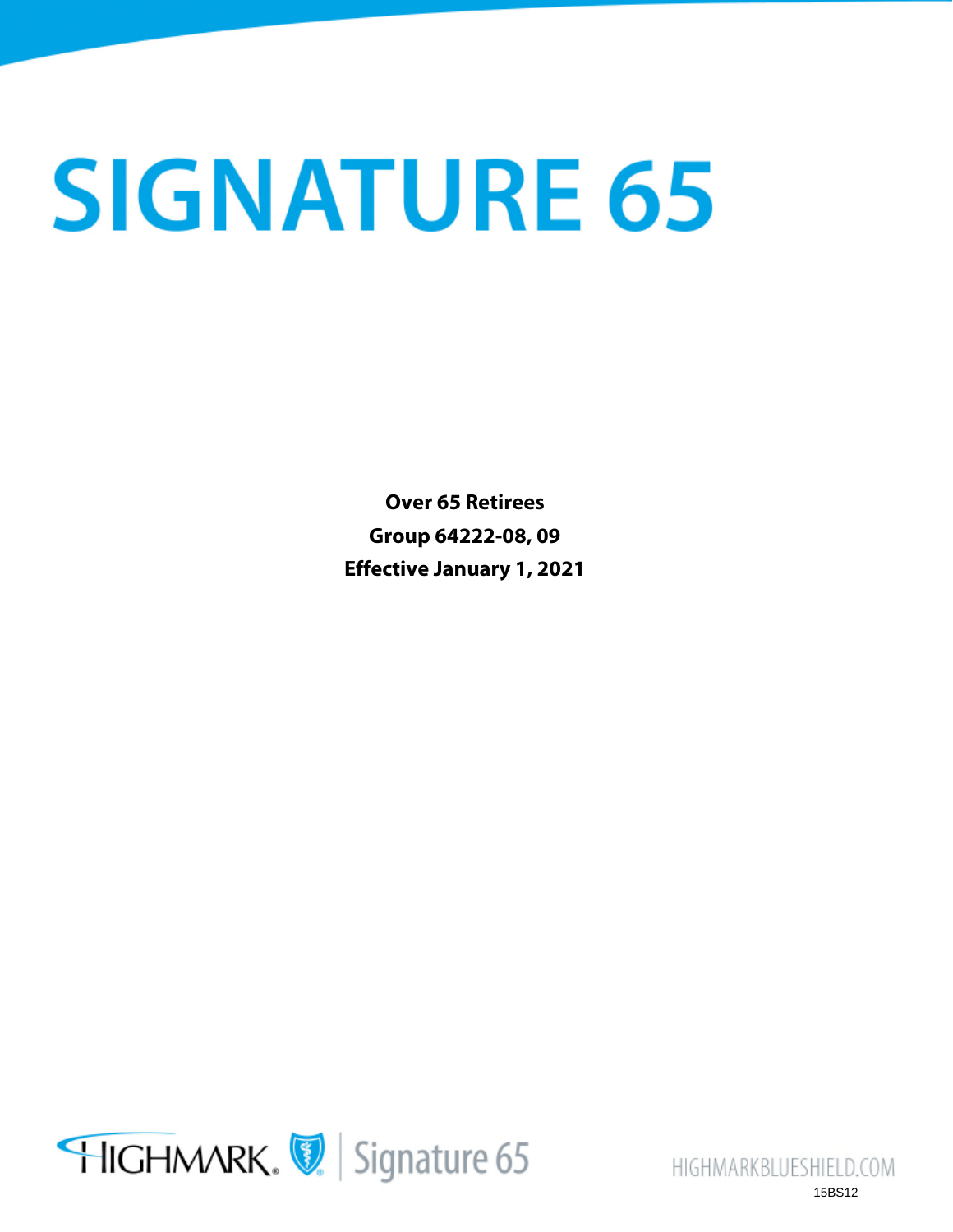# SIGNATURE 65

**Over 65 Retirees**

**Group 64222-08, 09**

**Effective January 1, 2021**

HIGHMARK | Signature 65

HIGHMARKBLUESHIELD.COM

15BS12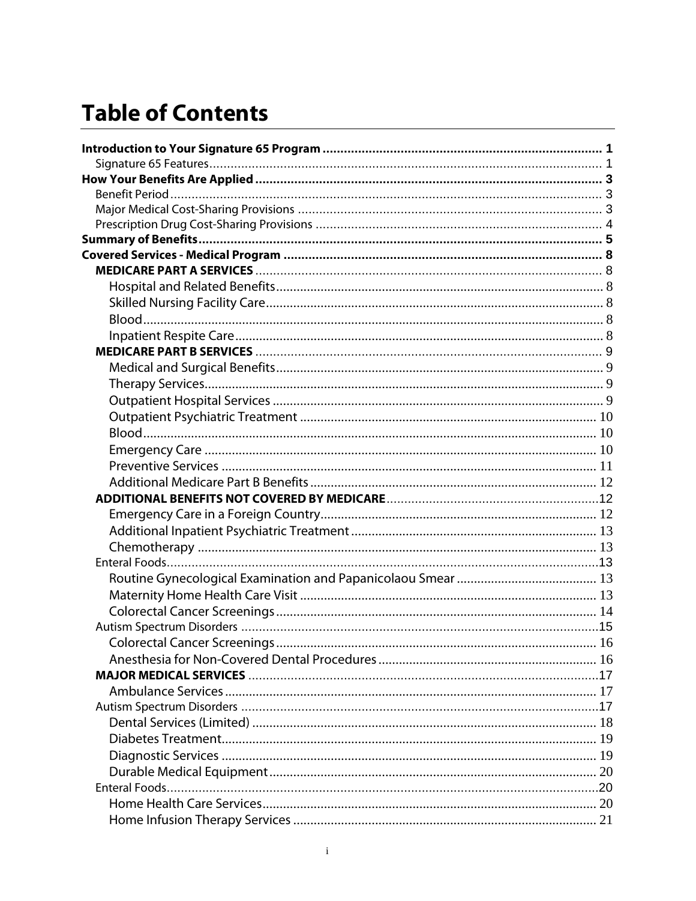# Table of Contents

**Introduction to Your Signature 65 Program** ..... **1**
- Signature 65 Features ..... 1

**How Your Benefits Are Applied** ..... **3**
- Benefit Period ..... 3
- Major Medical Cost-Sharing Provisions ..... 3
- Prescription Drug Cost-Sharing Provisions ..... 4

**Summary of Benefits** ..... **5**

**Covered Services - Medical Program** ..... **8**
- **MEDICARE PART A SERVICES** ..... 8
  - Hospital and Related Benefits ..... 8
  - Skilled Nursing Facility Care ..... 8
  - Blood ..... 8
  - Inpatient Respite Care ..... 8
- **MEDICARE PART B SERVICES** ..... 9
  - Medical and Surgical Benefits ..... 9
  - Therapy Services ..... 9
  - Outpatient Hospital Services ..... 9
  - Outpatient Psychiatric Treatment ..... 10
  - Blood ..... 10
  - Emergency Care ..... 10
  - Preventive Services ..... 11
  - Additional Medicare Part B Benefits ..... 12
- **ADDITIONAL BENEFITS NOT COVERED BY MEDICARE** ..... 12
  - Emergency Care in a Foreign Country ..... 12
  - Additional Inpatient Psychiatric Treatment ..... 13
  - Chemotherapy ..... 13
- Enteral Foods ..... 13
  - Routine Gynecological Examination and Papanicolaou Smear ..... 13
  - Maternity Home Health Care Visit ..... 13
  - Colorectal Cancer Screenings ..... 14
- Autism Spectrum Disorders ..... 15
  - Colorectal Cancer Screenings ..... 16
  - Anesthesia for Non-Covered Dental Procedures ..... 16
- **MAJOR MEDICAL SERVICES** ..... 17
  - Ambulance Services ..... 17
- Autism Spectrum Disorders ..... 17
  - Dental Services (Limited) ..... 18
  - Diabetes Treatment ..... 19
  - Diagnostic Services ..... 19
  - Durable Medical Equipment ..... 20
- Enteral Foods ..... 20
  - Home Health Care Services ..... 20
  - Home Infusion Therapy Services ..... 21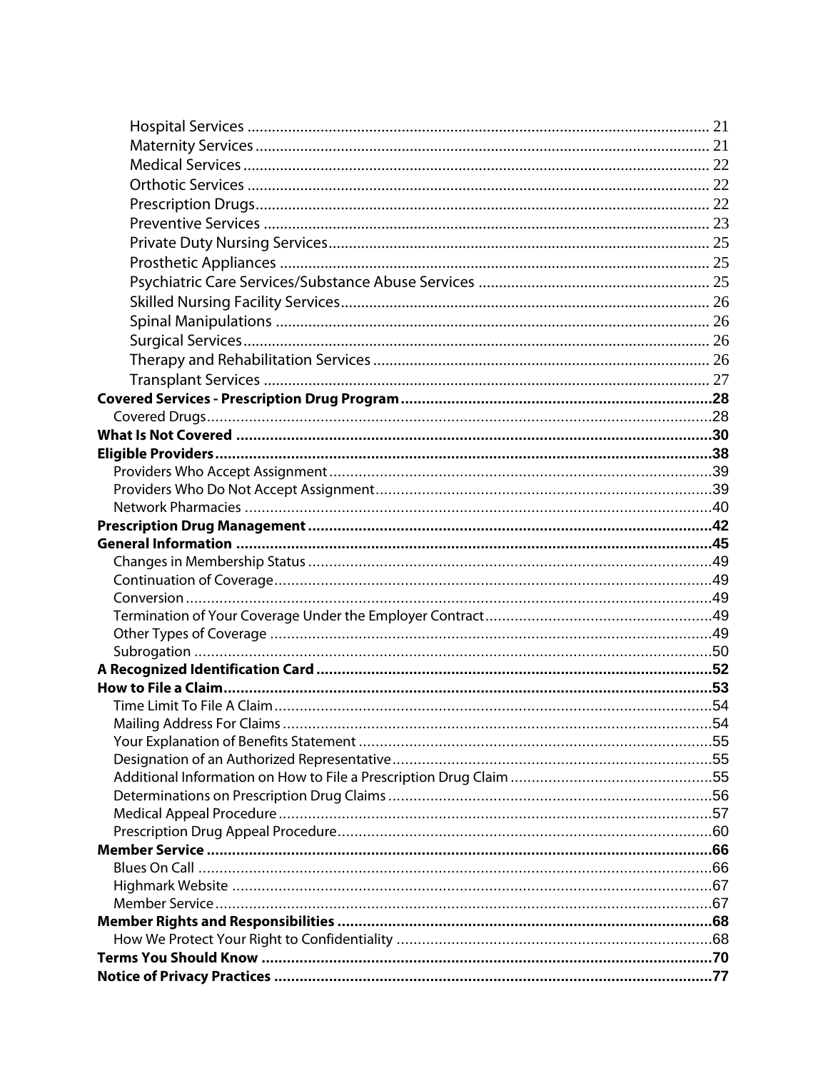Hospital Services ... 21
Maternity Services ... 21
Medical Services ... 22
Orthotic Services ... 22
Prescription Drugs ... 22
Preventive Services ... 23
Private Duty Nursing Services ... 25
Prosthetic Appliances ... 25
Psychiatric Care Services/Substance Abuse Services ... 25
Skilled Nursing Facility Services ... 26
Spinal Manipulations ... 26
Surgical Services ... 26
Therapy and Rehabilitation Services ... 26
Transplant Services ... 27

**Covered Services - Prescription Drug Program ... 28**

Covered Drugs ... 28

**What Is Not Covered ... 30**

**Eligible Providers ... 38**

Providers Who Accept Assignment ... 39
Providers Who Do Not Accept Assignment ... 39
Network Pharmacies ... 40

**Prescription Drug Management ... 42**

**General Information ... 45**

Changes in Membership Status ... 49
Continuation of Coverage ... 49
Conversion ... 49
Termination of Your Coverage Under the Employer Contract ... 49
Other Types of Coverage ... 49
Subrogation ... 50

**A Recognized Identification Card ... 52**

**How to File a Claim ... 53**

Time Limit To File A Claim ... 54
Mailing Address For Claims ... 54
Your Explanation of Benefits Statement ... 55
Designation of an Authorized Representative ... 55
Additional Information on How to File a Prescription Drug Claim ... 55
Determinations on Prescription Drug Claims ... 56
Medical Appeal Procedure ... 57
Prescription Drug Appeal Procedure ... 60

**Member Service ... 66**

Blues On Call ... 66
Highmark Website ... 67
Member Service ... 67

**Member Rights and Responsibilities ... 68**

How We Protect Your Right to Confidentiality ... 68

**Terms You Should Know ... 70**

**Notice of Privacy Practices ... 77**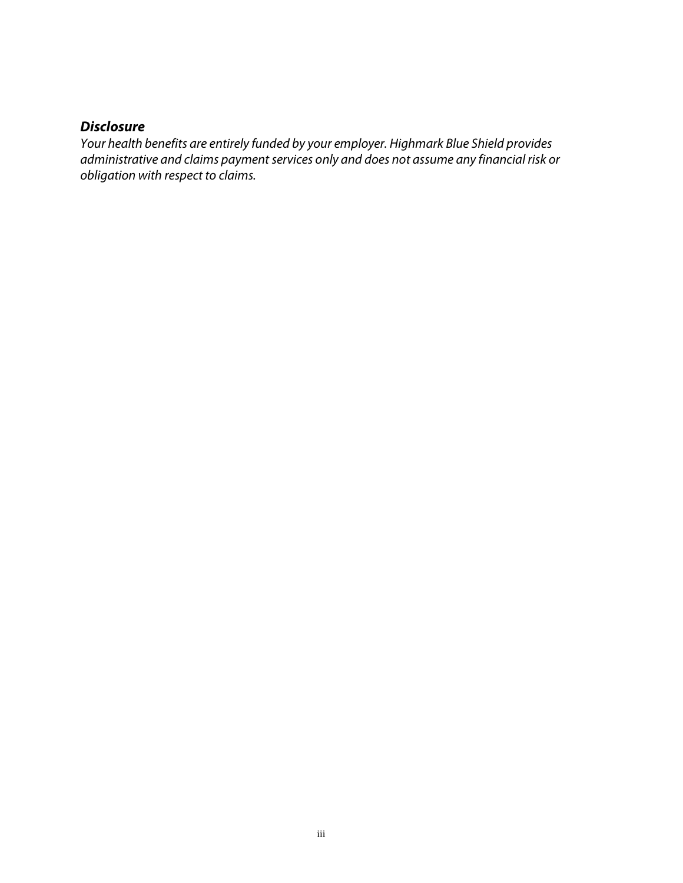***Disclosure***

*Your health benefits are entirely funded by your employer. Highmark Blue Shield provides administrative and claims payment services only and does not assume any financial risk or obligation with respect to claims.*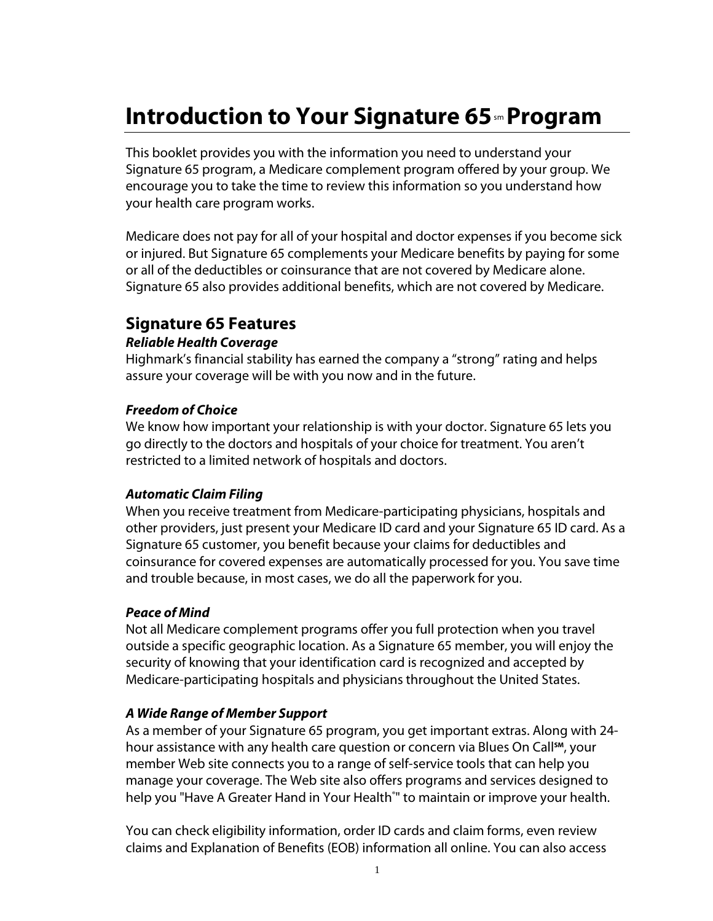# Introduction to Your Signature 65[sm] Program

This booklet provides you with the information you need to understand your Signature 65 program, a Medicare complement program offered by your group. We encourage you to take the time to review this information so you understand how your health care program works.

Medicare does not pay for all of your hospital and doctor expenses if you become sick or injured. But Signature 65 complements your Medicare benefits by paying for some or all of the deductibles or coinsurance that are not covered by Medicare alone. Signature 65 also provides additional benefits, which are not covered by Medicare.

## Signature 65 Features

***Reliable Health Coverage***

Highmark's financial stability has earned the company a "strong" rating and helps assure your coverage will be with you now and in the future.

***Freedom of Choice***

We know how important your relationship is with your doctor. Signature 65 lets you go directly to the doctors and hospitals of your choice for treatment. You aren't restricted to a limited network of hospitals and doctors.

***Automatic Claim Filing***

When you receive treatment from Medicare-participating physicians, hospitals and other providers, just present your Medicare ID card and your Signature 65 ID card. As a Signature 65 customer, you benefit because your claims for deductibles and coinsurance for covered expenses are automatically processed for you. You save time and trouble because, in most cases, we do all the paperwork for you.

***Peace of Mind***

Not all Medicare complement programs offer you full protection when you travel outside a specific geographic location. As a Signature 65 member, you will enjoy the security of knowing that your identification card is recognized and accepted by Medicare-participating hospitals and physicians throughout the United States.

***A Wide Range of Member Support***

As a member of your Signature 65 program, you get important extras. Along with 24-hour assistance with any health care question or concern via Blues On Call[SM], your member Web site connects you to a range of self-service tools that can help you manage your coverage. The Web site also offers programs and services designed to help you "Have A Greater Hand in Your Health®" to maintain or improve your health.

You can check eligibility information, order ID cards and claim forms, even review claims and Explanation of Benefits (EOB) information all online. You can also access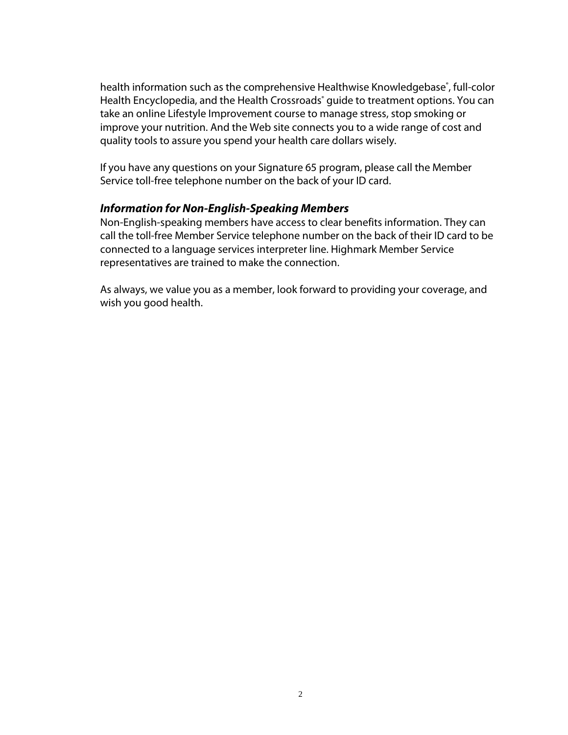health information such as the comprehensive Healthwise Knowledgebase®, full-color Health Encyclopedia, and the Health Crossroads® guide to treatment options. You can take an online Lifestyle Improvement course to manage stress, stop smoking or improve your nutrition. And the Web site connects you to a wide range of cost and quality tools to assure you spend your health care dollars wisely.

If you have any questions on your Signature 65 program, please call the Member Service toll-free telephone number on the back of your ID card.

### *Information for Non-English-Speaking Members*

Non-English-speaking members have access to clear benefits information. They can call the toll-free Member Service telephone number on the back of their ID card to be connected to a language services interpreter line. Highmark Member Service representatives are trained to make the connection.

As always, we value you as a member, look forward to providing your coverage, and wish you good health.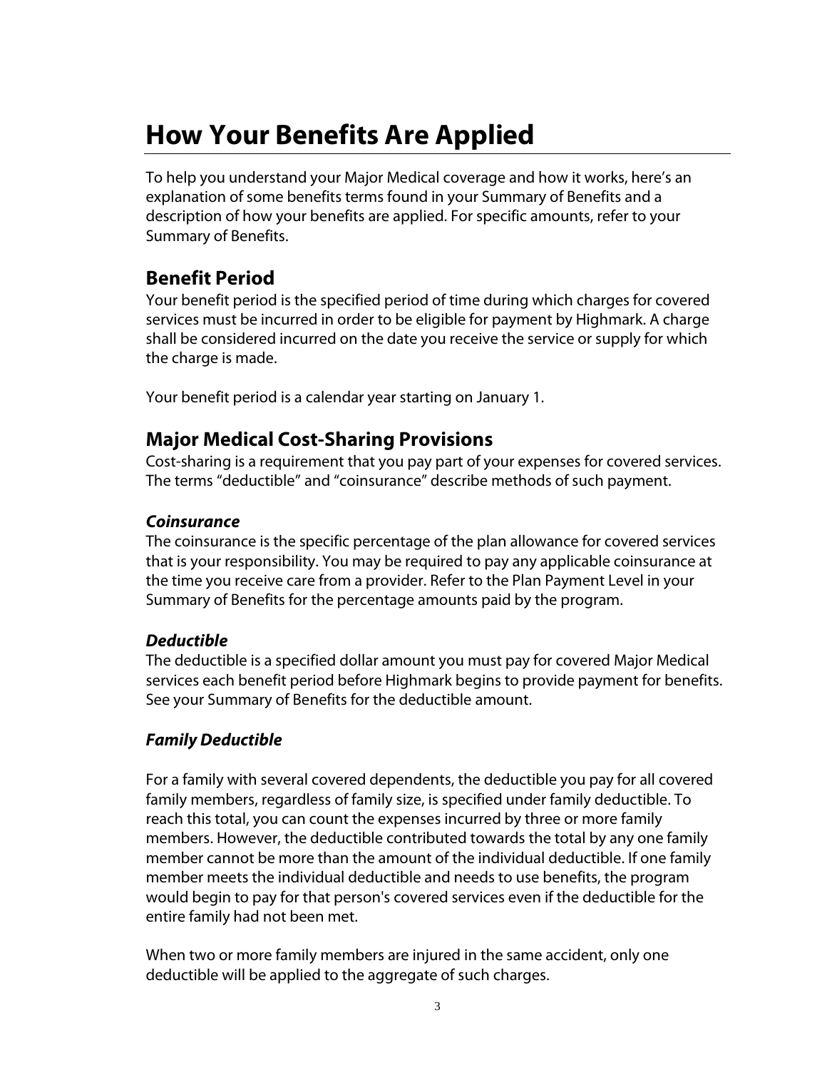# How Your Benefits Are Applied

To help you understand your Major Medical coverage and how it works, here's an explanation of some benefits terms found in your Summary of Benefits and a description of how your benefits are applied. For specific amounts, refer to your Summary of Benefits.

## Benefit Period

Your benefit period is the specified period of time during which charges for covered services must be incurred in order to be eligible for payment by Highmark. A charge shall be considered incurred on the date you receive the service or supply for which the charge is made.

Your benefit period is a calendar year starting on January 1.

## Major Medical Cost-Sharing Provisions

Cost-sharing is a requirement that you pay part of your expenses for covered services. The terms "deductible" and "coinsurance" describe methods of such payment.

### *Coinsurance*

The coinsurance is the specific percentage of the plan allowance for covered services that is your responsibility. You may be required to pay any applicable coinsurance at the time you receive care from a provider. Refer to the Plan Payment Level in your Summary of Benefits for the percentage amounts paid by the program.

### *Deductible*

The deductible is a specified dollar amount you must pay for covered Major Medical services each benefit period before Highmark begins to provide payment for benefits. See your Summary of Benefits for the deductible amount.

### *Family Deductible*

For a family with several covered dependents, the deductible you pay for all covered family members, regardless of family size, is specified under family deductible. To reach this total, you can count the expenses incurred by three or more family members. However, the deductible contributed towards the total by any one family member cannot be more than the amount of the individual deductible. If one family member meets the individual deductible and needs to use benefits, the program would begin to pay for that person's covered services even if the deductible for the entire family had not been met.

When two or more family members are injured in the same accident, only one deductible will be applied to the aggregate of such charges.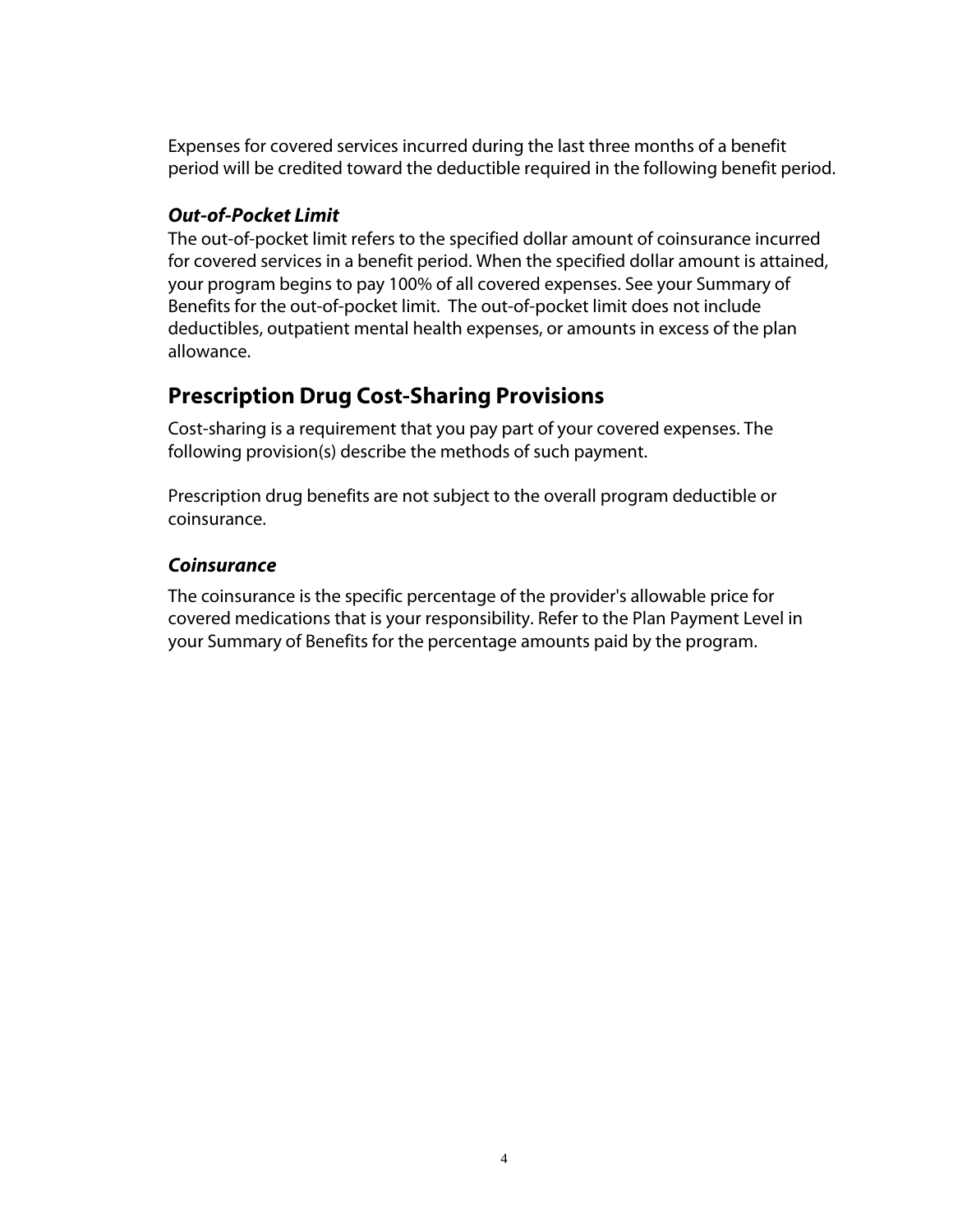Expenses for covered services incurred during the last three months of a benefit period will be credited toward the deductible required in the following benefit period.

### *Out-of-Pocket Limit*

The out-of-pocket limit refers to the specified dollar amount of coinsurance incurred for covered services in a benefit period. When the specified dollar amount is attained, your program begins to pay 100% of all covered expenses. See your Summary of Benefits for the out-of-pocket limit. The out-of-pocket limit does not include deductibles, outpatient mental health expenses, or amounts in excess of the plan allowance.

## Prescription Drug Cost-Sharing Provisions

Cost-sharing is a requirement that you pay part of your covered expenses. The following provision(s) describe the methods of such payment.

Prescription drug benefits are not subject to the overall program deductible or coinsurance.

### *Coinsurance*

The coinsurance is the specific percentage of the provider's allowable price for covered medications that is your responsibility. Refer to the Plan Payment Level in your Summary of Benefits for the percentage amounts paid by the program.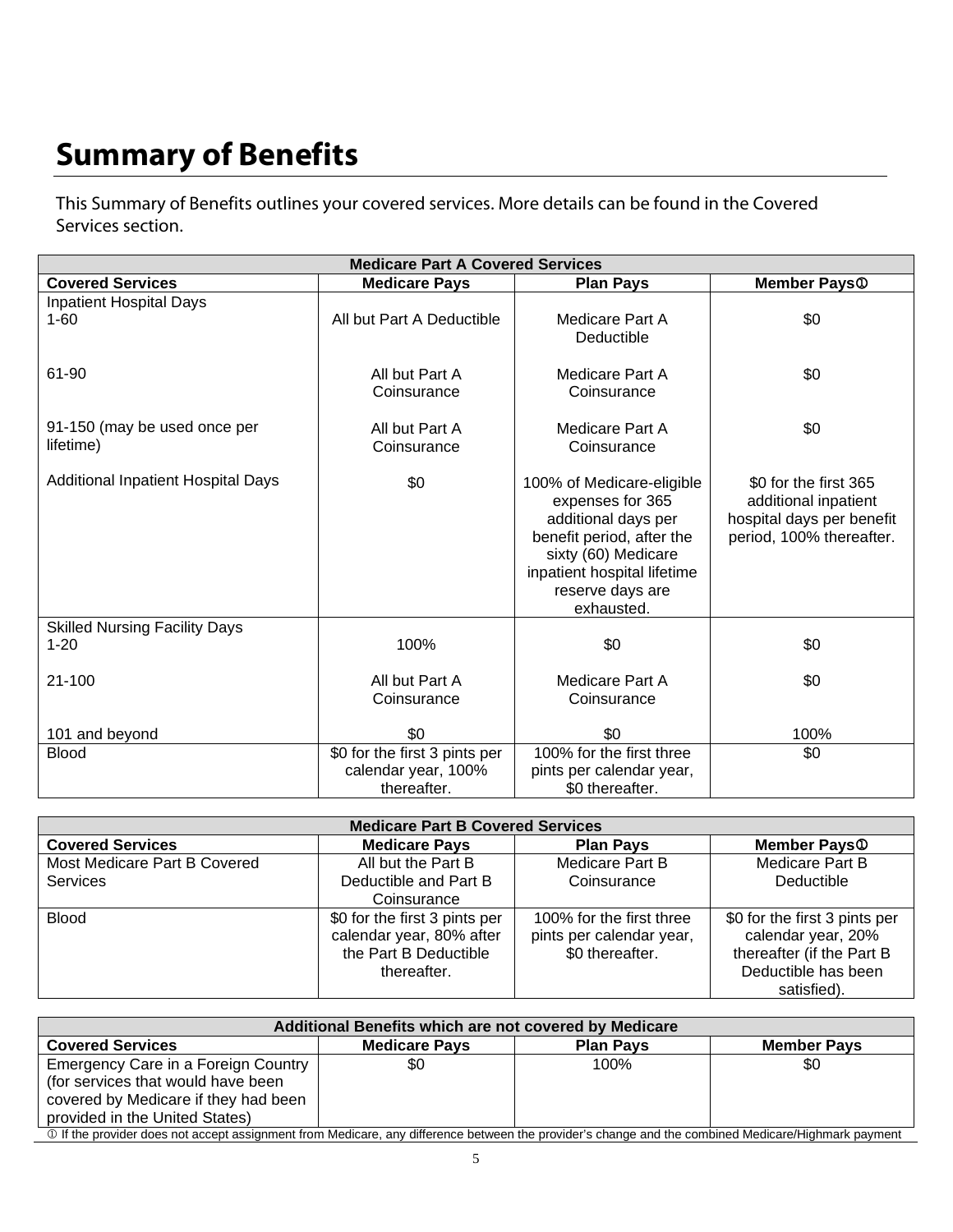# Summary of Benefits

This Summary of Benefits outlines your covered services. More details can be found in the Covered Services section.

| Medicare Part A Covered Services | | | |
|---|---|---|---|
| **Covered Services** | **Medicare Pays** | **Plan Pays** | **Member Pays①** |
| Inpatient Hospital Days<br>1-60 | All but Part A Deductible | Medicare Part A Deductible | $0 |
| 61-90 | All but Part A Coinsurance | Medicare Part A Coinsurance | $0 |
| 91-150 (may be used once per lifetime) | All but Part A Coinsurance | Medicare Part A Coinsurance | $0 |
| Additional Inpatient Hospital Days | $0 | 100% of Medicare-eligible expenses for 365 additional days per benefit period, after the sixty (60) Medicare inpatient hospital lifetime reserve days are exhausted. | $0 for the first 365 additional inpatient hospital days per benefit period, 100% thereafter. |
| Skilled Nursing Facility Days<br>1-20 | 100% | $0 | $0 |
| 21-100 | All but Part A Coinsurance | Medicare Part A Coinsurance | $0 |
| 101 and beyond | $0 | $0 | 100% |
| Blood | $0 for the first 3 pints per calendar year, 100% thereafter. | 100% for the first three pints per calendar year, $0 thereafter. | $0 |

| Medicare Part B Covered Services | | | |
|---|---|---|---|
| **Covered Services** | **Medicare Pays** | **Plan Pays** | **Member Pays①** |
| Most Medicare Part B Covered Services | All but the Part B Deductible and Part B Coinsurance | Medicare Part B Coinsurance | Medicare Part B Deductible |
| Blood | $0 for the first 3 pints per calendar year, 80% after the Part B Deductible thereafter. | 100% for the first three pints per calendar year, $0 thereafter. | $0 for the first 3 pints per calendar year, 20% thereafter (if the Part B Deductible has been satisfied). |

| Additional Benefits which are not covered by Medicare | | | |
|---|---|---|---|
| **Covered Services** | **Medicare Pays** | **Plan Pays** | **Member Pays** |
| Emergency Care in a Foreign Country (for services that would have been covered by Medicare if they had been provided in the United States) | $0 | 100% | $0 |

① If the provider does not accept assignment from Medicare, any difference between the provider's change and the combined Medicare/Highmark payment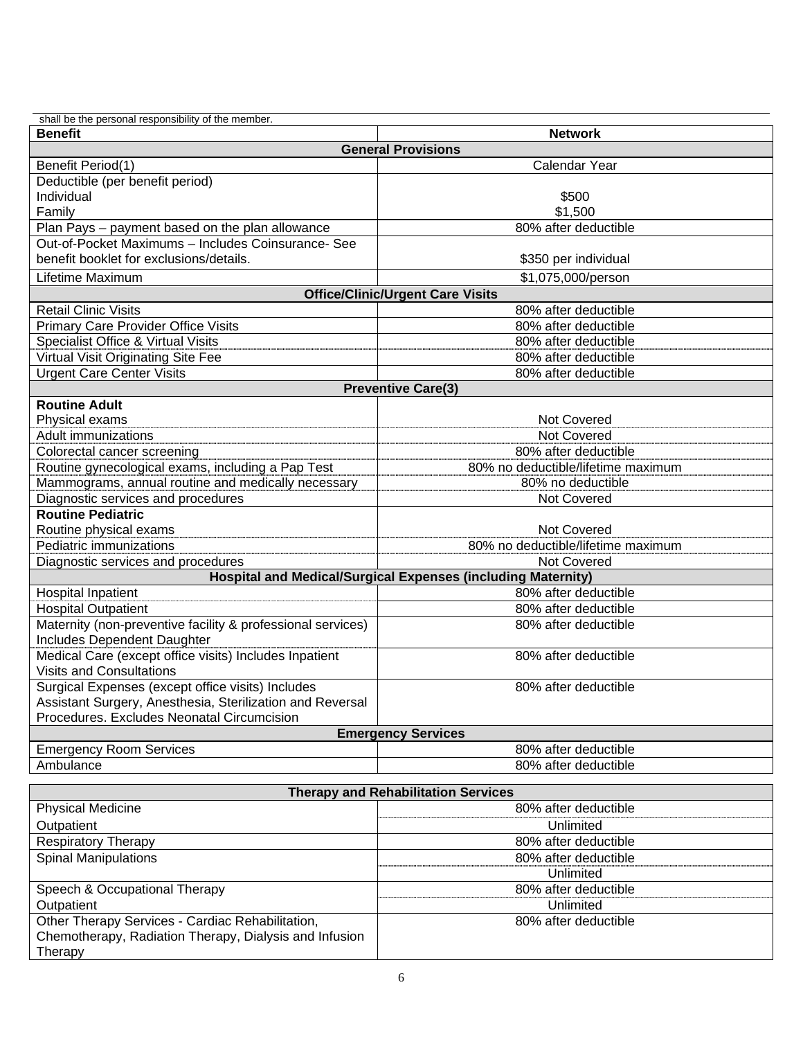shall be the personal responsibility of the member.

| Benefit | Network |
|---|---|
| **General Provisions** | |
| Benefit Period(1) | Calendar Year |
| Deductible (per benefit period)<br>Individual<br>Family | <br>$500<br>$1,500 |
| Plan Pays – payment based on the plan allowance | 80% after deductible |
| Out-of-Pocket Maximums – Includes Coinsurance- See benefit booklet for exclusions/details. | $350 per individual |
| Lifetime Maximum | $1,075,000/person |
| **Office/Clinic/Urgent Care Visits** | |
| Retail Clinic Visits | 80% after deductible |
| Primary Care Provider Office Visits | 80% after deductible |
| Specialist Office & Virtual Visits | 80% after deductible |
| Virtual Visit Originating Site Fee | 80% after deductible |
| Urgent Care Center Visits | 80% after deductible |
| **Preventive Care(3)** | |
| **Routine Adult**<br>Physical exams | <br>Not Covered |
| Adult immunizations | Not Covered |
| Colorectal cancer screening | 80% after deductible |
| Routine gynecological exams, including a Pap Test | 80% no deductible/lifetime maximum |
| Mammograms, annual routine and medically necessary | 80% no deductible |
| Diagnostic services and procedures | Not Covered |
| **Routine Pediatric**<br>Routine physical exams | <br>Not Covered |
| Pediatric immunizations | 80% no deductible/lifetime maximum |
| Diagnostic services and procedures | Not Covered |
| **Hospital and Medical/Surgical Expenses (including Maternity)** | |
| Hospital Inpatient | 80% after deductible |
| Hospital Outpatient | 80% after deductible |
| Maternity (non-preventive facility & professional services) Includes Dependent Daughter | 80% after deductible |
| Medical Care (except office visits) Includes Inpatient Visits and Consultations | 80% after deductible |
| Surgical Expenses (except office visits) Includes Assistant Surgery, Anesthesia, Sterilization and Reversal Procedures. Excludes Neonatal Circumcision | 80% after deductible |
| **Emergency Services** | |
| Emergency Room Services | 80% after deductible |
| Ambulance | 80% after deductible |
| **Therapy and Rehabilitation Services** | |
| Physical Medicine<br>Outpatient | 80% after deductible<br>Unlimited |
| Respiratory Therapy | 80% after deductible |
| Spinal Manipulations | 80% after deductible<br>Unlimited |
| Speech & Occupational Therapy<br>Outpatient | 80% after deductible<br>Unlimited |
| Other Therapy Services - Cardiac Rehabilitation, Chemotherapy, Radiation Therapy, Dialysis and Infusion Therapy | 80% after deductible |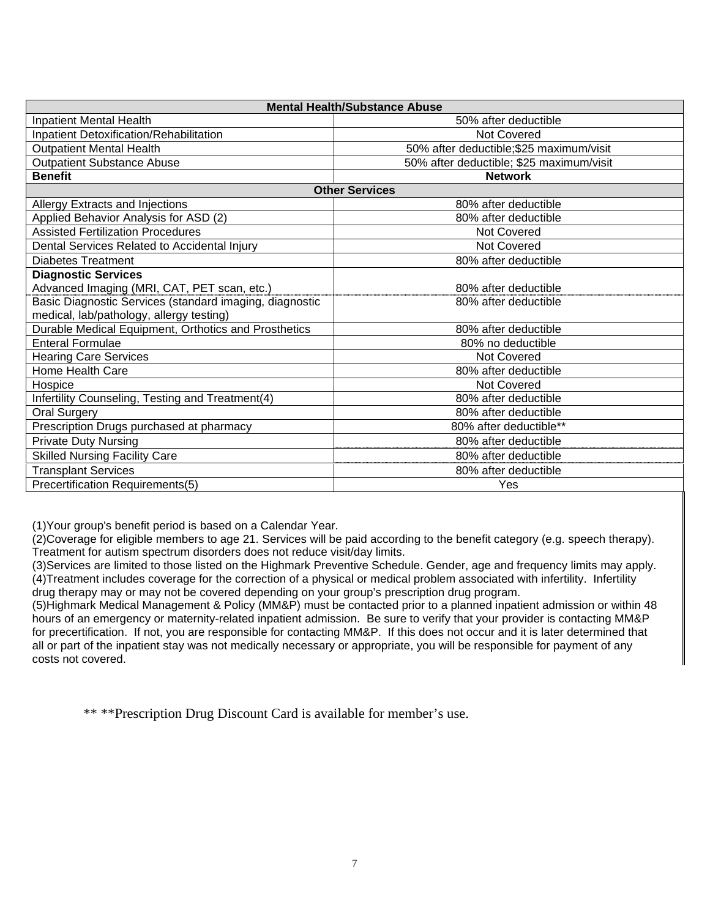| Mental Health/Substance Abuse | |
|---|---|
| Inpatient Mental Health | 50% after deductible |
| Inpatient Detoxification/Rehabilitation | Not Covered |
| Outpatient Mental Health | 50% after deductible;$25 maximum/visit |
| Outpatient Substance Abuse | 50% after deductible; $25 maximum/visit |
| **Benefit** | **Network** |
| **Other Services** | |
| Allergy Extracts and Injections | 80% after deductible |
| Applied Behavior Analysis for ASD (2) | 80% after deductible |
| Assisted Fertilization Procedures | Not Covered |
| Dental Services Related to Accidental Injury | Not Covered |
| Diabetes Treatment | 80% after deductible |
| **Diagnostic Services** Advanced Imaging (MRI, CAT, PET scan, etc.) | 80% after deductible |
| Basic Diagnostic Services (standard imaging, diagnostic medical, lab/pathology, allergy testing) | 80% after deductible |
| Durable Medical Equipment, Orthotics and Prosthetics | 80% after deductible |
| Enteral Formulae | 80% no deductible |
| Hearing Care Services | Not Covered |
| Home Health Care | 80% after deductible |
| Hospice | Not Covered |
| Infertility Counseling, Testing and Treatment(4) | 80% after deductible |
| Oral Surgery | 80% after deductible |
| Prescription Drugs purchased at pharmacy | 80% after deductible** |
| Private Duty Nursing | 80% after deductible |
| Skilled Nursing Facility Care | 80% after deductible |
| Transplant Services | 80% after deductible |
| Precertification Requirements(5) | Yes |

(1)Your group's benefit period is based on a Calendar Year.
(2)Coverage for eligible members to age 21. Services will be paid according to the benefit category (e.g. speech therapy). Treatment for autism spectrum disorders does not reduce visit/day limits.
(3)Services are limited to those listed on the Highmark Preventive Schedule. Gender, age and frequency limits may apply.
(4)Treatment includes coverage for the correction of a physical or medical problem associated with infertility. Infertility drug therapy may or may not be covered depending on your group's prescription drug program.
(5)Highmark Medical Management & Policy (MM&P) must be contacted prior to a planned inpatient admission or within 48 hours of an emergency or maternity-related inpatient admission. Be sure to verify that your provider is contacting MM&P for precertification. If not, you are responsible for contacting MM&P. If this does not occur and it is later determined that all or part of the inpatient stay was not medically necessary or appropriate, you will be responsible for payment of any costs not covered.

** **Prescription Drug Discount Card is available for member's use.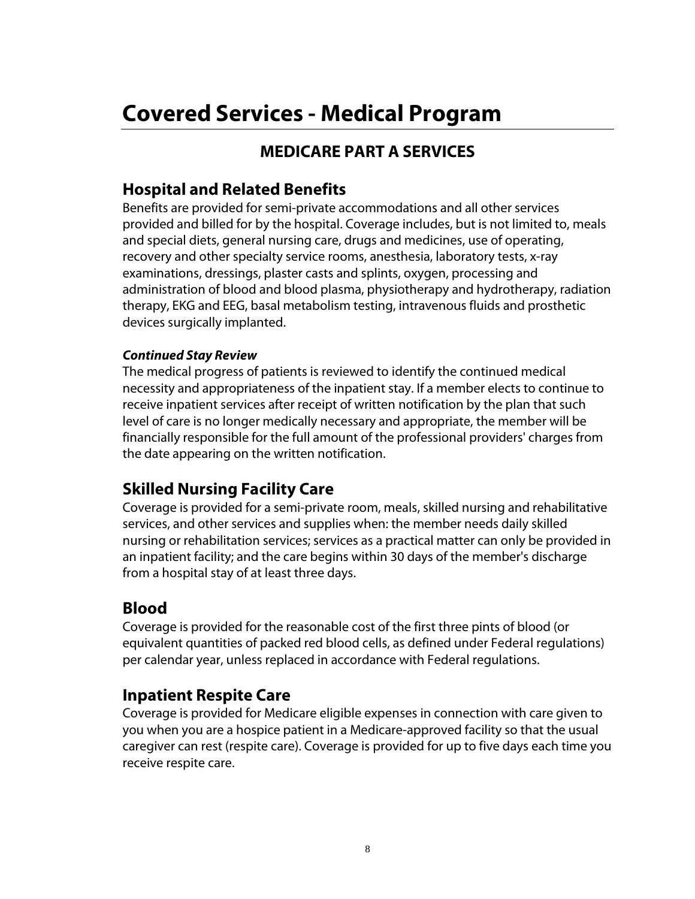# Covered Services - Medical Program

## MEDICARE PART A SERVICES

### Hospital and Related Benefits

Benefits are provided for semi-private accommodations and all other services provided and billed for by the hospital. Coverage includes, but is not limited to, meals and special diets, general nursing care, drugs and medicines, use of operating, recovery and other specialty service rooms, anesthesia, laboratory tests, x-ray examinations, dressings, plaster casts and splints, oxygen, processing and administration of blood and blood plasma, physiotherapy and hydrotherapy, radiation therapy, EKG and EEG, basal metabolism testing, intravenous fluids and prosthetic devices surgically implanted.

***Continued Stay Review***

The medical progress of patients is reviewed to identify the continued medical necessity and appropriateness of the inpatient stay. If a member elects to continue to receive inpatient services after receipt of written notification by the plan that such level of care is no longer medically necessary and appropriate, the member will be financially responsible for the full amount of the professional providers' charges from the date appearing on the written notification.

### Skilled Nursing Facility Care

Coverage is provided for a semi-private room, meals, skilled nursing and rehabilitative services, and other services and supplies when: the member needs daily skilled nursing or rehabilitation services; services as a practical matter can only be provided in an inpatient facility; and the care begins within 30 days of the member's discharge from a hospital stay of at least three days.

### Blood

Coverage is provided for the reasonable cost of the first three pints of blood (or equivalent quantities of packed red blood cells, as defined under Federal regulations) per calendar year, unless replaced in accordance with Federal regulations.

### Inpatient Respite Care

Coverage is provided for Medicare eligible expenses in connection with care given to you when you are a hospice patient in a Medicare-approved facility so that the usual caregiver can rest (respite care). Coverage is provided for up to five days each time you receive respite care.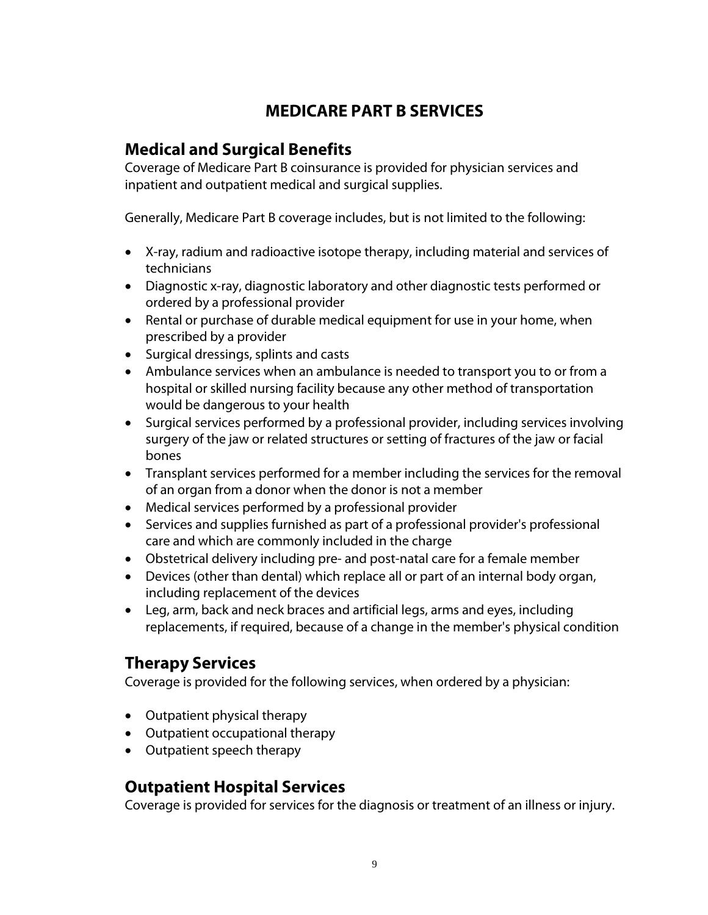# MEDICARE PART B SERVICES

## Medical and Surgical Benefits

Coverage of Medicare Part B coinsurance is provided for physician services and inpatient and outpatient medical and surgical supplies.

Generally, Medicare Part B coverage includes, but is not limited to the following:

- X-ray, radium and radioactive isotope therapy, including material and services of technicians
- Diagnostic x-ray, diagnostic laboratory and other diagnostic tests performed or ordered by a professional provider
- Rental or purchase of durable medical equipment for use in your home, when prescribed by a provider
- Surgical dressings, splints and casts
- Ambulance services when an ambulance is needed to transport you to or from a hospital or skilled nursing facility because any other method of transportation would be dangerous to your health
- Surgical services performed by a professional provider, including services involving surgery of the jaw or related structures or setting of fractures of the jaw or facial bones
- Transplant services performed for a member including the services for the removal of an organ from a donor when the donor is not a member
- Medical services performed by a professional provider
- Services and supplies furnished as part of a professional provider's professional care and which are commonly included in the charge
- Obstetrical delivery including pre- and post-natal care for a female member
- Devices (other than dental) which replace all or part of an internal body organ, including replacement of the devices
- Leg, arm, back and neck braces and artificial legs, arms and eyes, including replacements, if required, because of a change in the member's physical condition

## Therapy Services

Coverage is provided for the following services, when ordered by a physician:

- Outpatient physical therapy
- Outpatient occupational therapy
- Outpatient speech therapy

## Outpatient Hospital Services

Coverage is provided for services for the diagnosis or treatment of an illness or injury.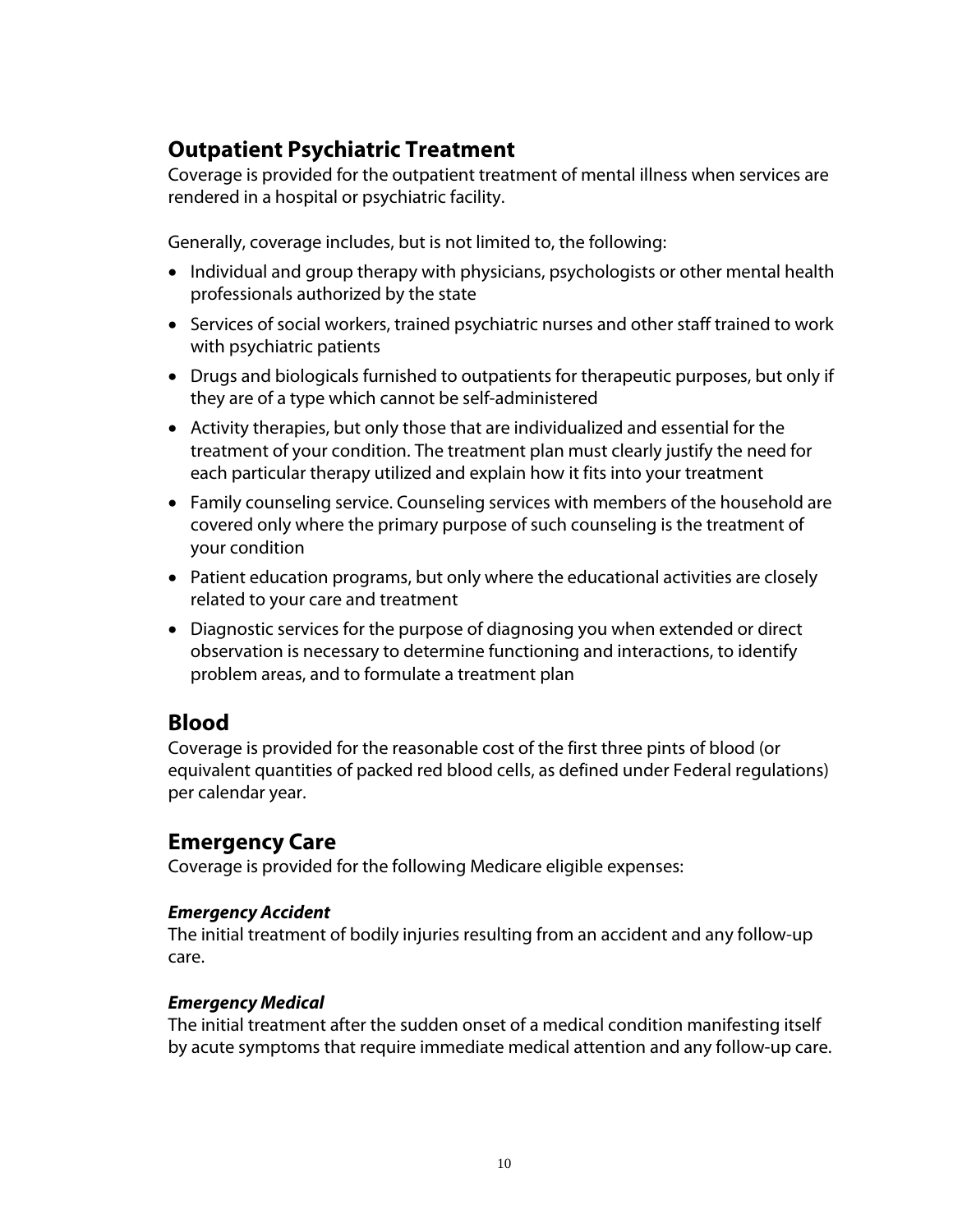## Outpatient Psychiatric Treatment

Coverage is provided for the outpatient treatment of mental illness when services are rendered in a hospital or psychiatric facility.

Generally, coverage includes, but is not limited to, the following:

- Individual and group therapy with physicians, psychologists or other mental health professionals authorized by the state
- Services of social workers, trained psychiatric nurses and other staff trained to work with psychiatric patients
- Drugs and biologicals furnished to outpatients for therapeutic purposes, but only if they are of a type which cannot be self-administered
- Activity therapies, but only those that are individualized and essential for the treatment of your condition. The treatment plan must clearly justify the need for each particular therapy utilized and explain how it fits into your treatment
- Family counseling service. Counseling services with members of the household are covered only where the primary purpose of such counseling is the treatment of your condition
- Patient education programs, but only where the educational activities are closely related to your care and treatment
- Diagnostic services for the purpose of diagnosing you when extended or direct observation is necessary to determine functioning and interactions, to identify problem areas, and to formulate a treatment plan

## Blood

Coverage is provided for the reasonable cost of the first three pints of blood (or equivalent quantities of packed red blood cells, as defined under Federal regulations) per calendar year.

## Emergency Care

Coverage is provided for the following Medicare eligible expenses:

### *Emergency Accident*

The initial treatment of bodily injuries resulting from an accident and any follow-up care.

### *Emergency Medical*

The initial treatment after the sudden onset of a medical condition manifesting itself by acute symptoms that require immediate medical attention and any follow-up care.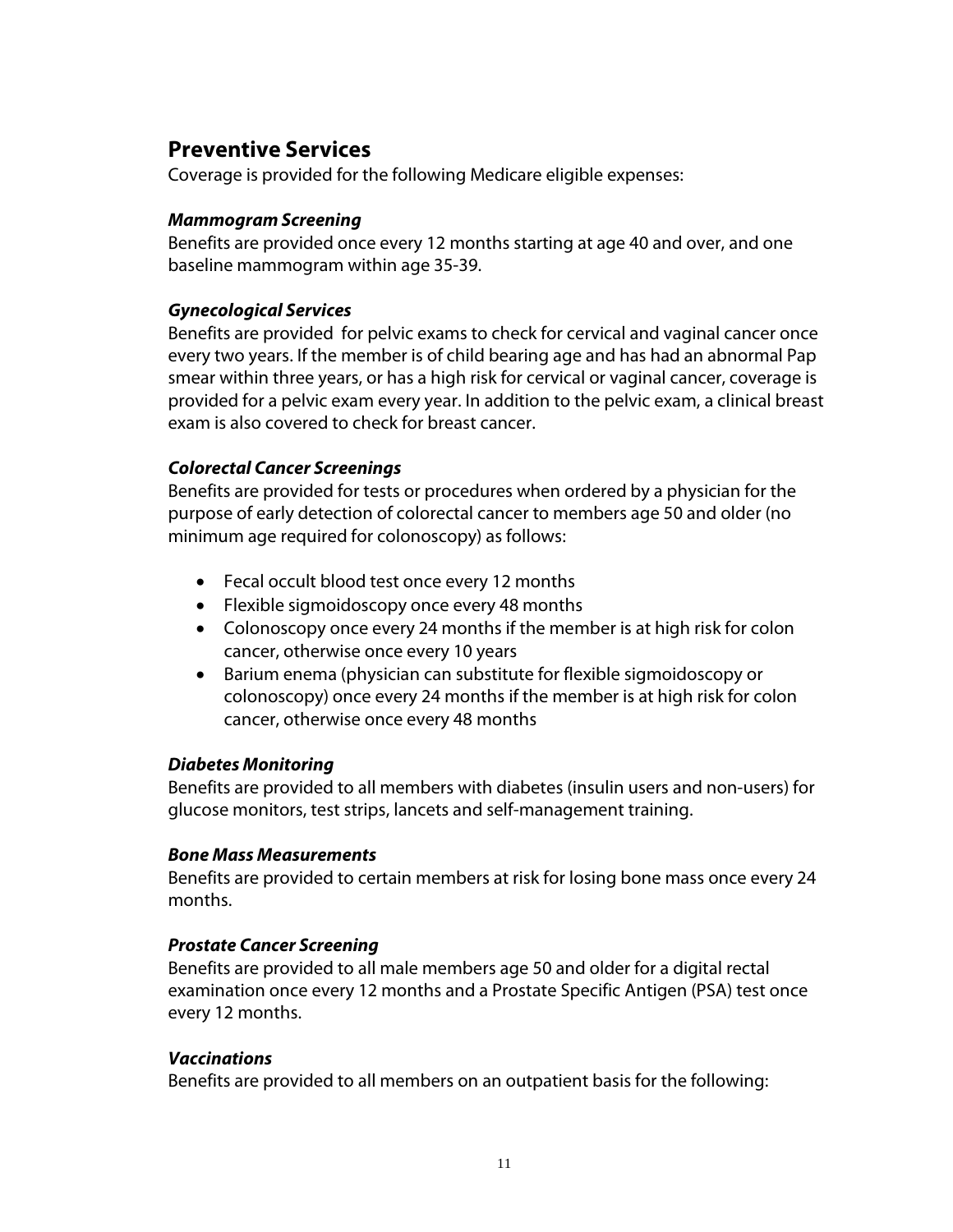## Preventive Services

Coverage is provided for the following Medicare eligible expenses:

### *Mammogram Screening*

Benefits are provided once every 12 months starting at age 40 and over, and one baseline mammogram within age 35-39.

### *Gynecological Services*

Benefits are provided for pelvic exams to check for cervical and vaginal cancer once every two years. If the member is of child bearing age and has had an abnormal Pap smear within three years, or has a high risk for cervical or vaginal cancer, coverage is provided for a pelvic exam every year. In addition to the pelvic exam, a clinical breast exam is also covered to check for breast cancer.

### *Colorectal Cancer Screenings*

Benefits are provided for tests or procedures when ordered by a physician for the purpose of early detection of colorectal cancer to members age 50 and older (no minimum age required for colonoscopy) as follows:

- Fecal occult blood test once every 12 months
- Flexible sigmoidoscopy once every 48 months
- Colonoscopy once every 24 months if the member is at high risk for colon cancer, otherwise once every 10 years
- Barium enema (physician can substitute for flexible sigmoidoscopy or colonoscopy) once every 24 months if the member is at high risk for colon cancer, otherwise once every 48 months

### *Diabetes Monitoring*

Benefits are provided to all members with diabetes (insulin users and non-users) for glucose monitors, test strips, lancets and self-management training.

### *Bone Mass Measurements*

Benefits are provided to certain members at risk for losing bone mass once every 24 months.

### *Prostate Cancer Screening*

Benefits are provided to all male members age 50 and older for a digital rectal examination once every 12 months and a Prostate Specific Antigen (PSA) test once every 12 months.

### *Vaccinations*

Benefits are provided to all members on an outpatient basis for the following: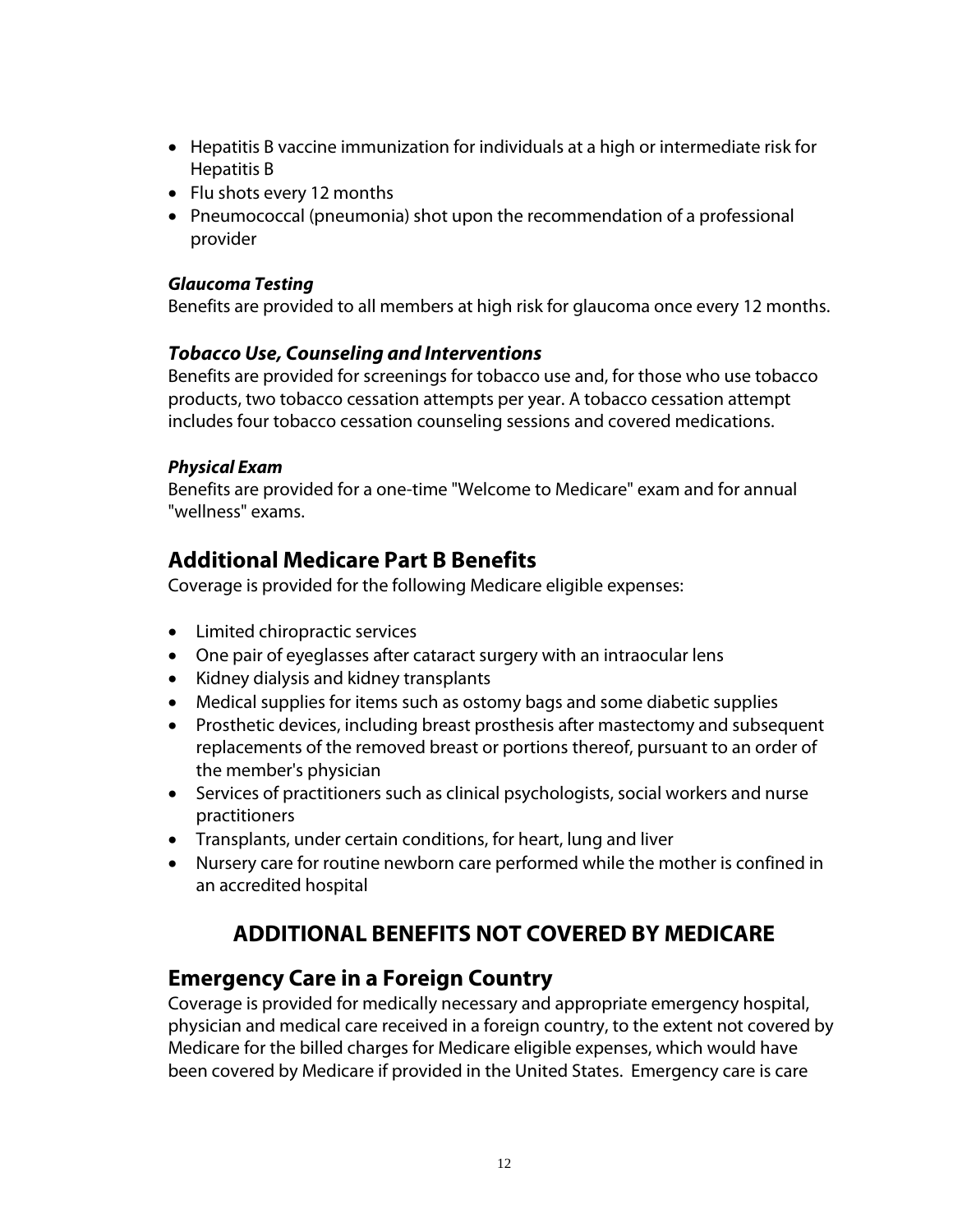- Hepatitis B vaccine immunization for individuals at a high or intermediate risk for Hepatitis B
- Flu shots every 12 months
- Pneumococcal (pneumonia) shot upon the recommendation of a professional provider

***Glaucoma Testing***

Benefits are provided to all members at high risk for glaucoma once every 12 months.

***Tobacco Use, Counseling and Interventions***

Benefits are provided for screenings for tobacco use and, for those who use tobacco products, two tobacco cessation attempts per year. A tobacco cessation attempt includes four tobacco cessation counseling sessions and covered medications.

***Physical Exam***

Benefits are provided for a one-time "Welcome to Medicare" exam and for annual "wellness" exams.

## Additional Medicare Part B Benefits

Coverage is provided for the following Medicare eligible expenses:

- Limited chiropractic services
- One pair of eyeglasses after cataract surgery with an intraocular lens
- Kidney dialysis and kidney transplants
- Medical supplies for items such as ostomy bags and some diabetic supplies
- Prosthetic devices, including breast prosthesis after mastectomy and subsequent replacements of the removed breast or portions thereof, pursuant to an order of the member's physician
- Services of practitioners such as clinical psychologists, social workers and nurse practitioners
- Transplants, under certain conditions, for heart, lung and liver
- Nursery care for routine newborn care performed while the mother is confined in an accredited hospital

# ADDITIONAL BENEFITS NOT COVERED BY MEDICARE

## Emergency Care in a Foreign Country

Coverage is provided for medically necessary and appropriate emergency hospital, physician and medical care received in a foreign country, to the extent not covered by Medicare for the billed charges for Medicare eligible expenses, which would have been covered by Medicare if provided in the United States. Emergency care is care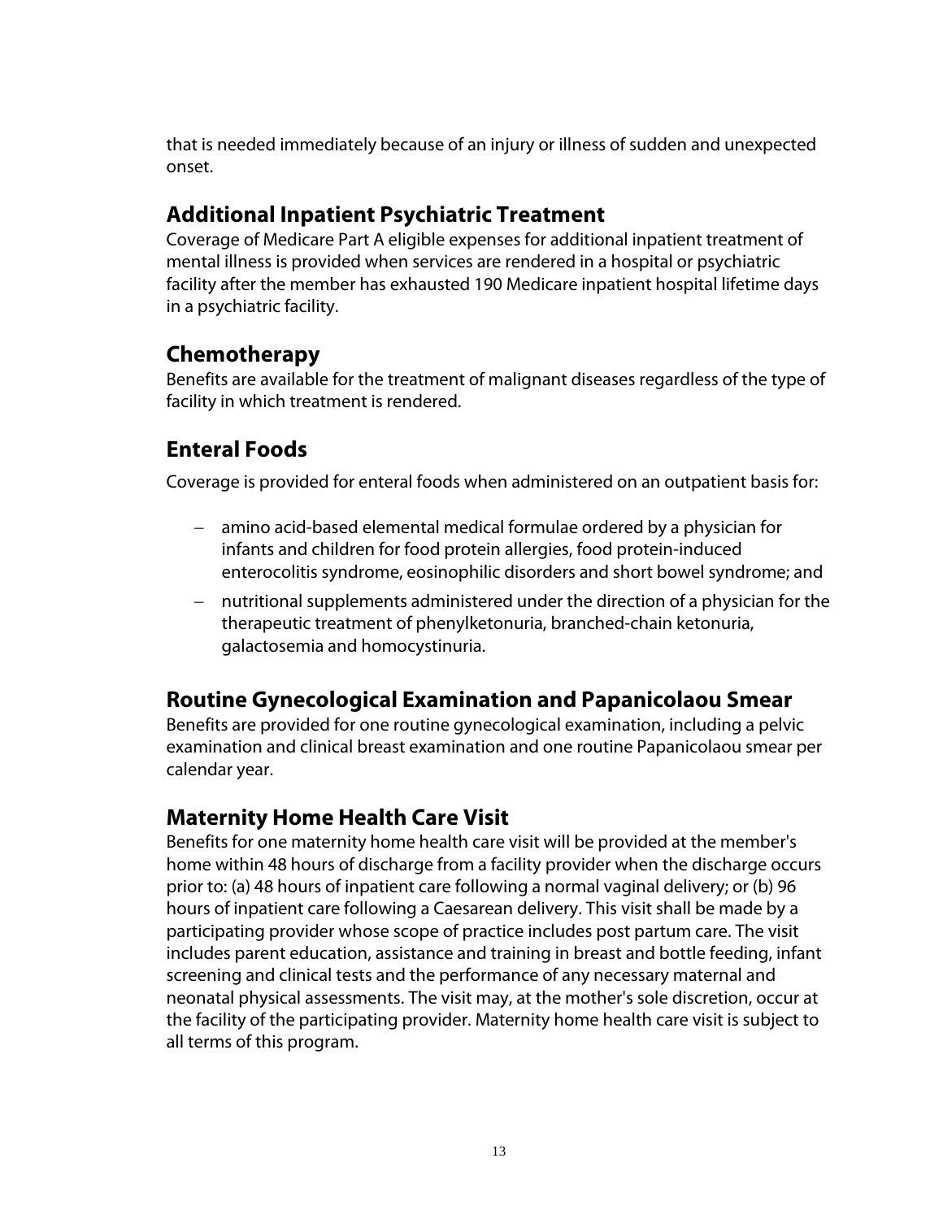that is needed immediately because of an injury or illness of sudden and unexpected onset.

## Additional Inpatient Psychiatric Treatment

Coverage of Medicare Part A eligible expenses for additional inpatient treatment of mental illness is provided when services are rendered in a hospital or psychiatric facility after the member has exhausted 190 Medicare inpatient hospital lifetime days in a psychiatric facility.

## Chemotherapy

Benefits are available for the treatment of malignant diseases regardless of the type of facility in which treatment is rendered.

## Enteral Foods

Coverage is provided for enteral foods when administered on an outpatient basis for:

- amino acid-based elemental medical formulae ordered by a physician for infants and children for food protein allergies, food protein-induced enterocolitis syndrome, eosinophilic disorders and short bowel syndrome; and
- nutritional supplements administered under the direction of a physician for the therapeutic treatment of phenylketonuria, branched-chain ketonuria, galactosemia and homocystinuria.

## Routine Gynecological Examination and Papanicolaou Smear

Benefits are provided for one routine gynecological examination, including a pelvic examination and clinical breast examination and one routine Papanicolaou smear per calendar year.

## Maternity Home Health Care Visit

Benefits for one maternity home health care visit will be provided at the member's home within 48 hours of discharge from a facility provider when the discharge occurs prior to: (a) 48 hours of inpatient care following a normal vaginal delivery; or (b) 96 hours of inpatient care following a Caesarean delivery. This visit shall be made by a participating provider whose scope of practice includes post partum care. The visit includes parent education, assistance and training in breast and bottle feeding, infant screening and clinical tests and the performance of any necessary maternal and neonatal physical assessments. The visit may, at the mother's sole discretion, occur at the facility of the participating provider. Maternity home health care visit is subject to all terms of this program.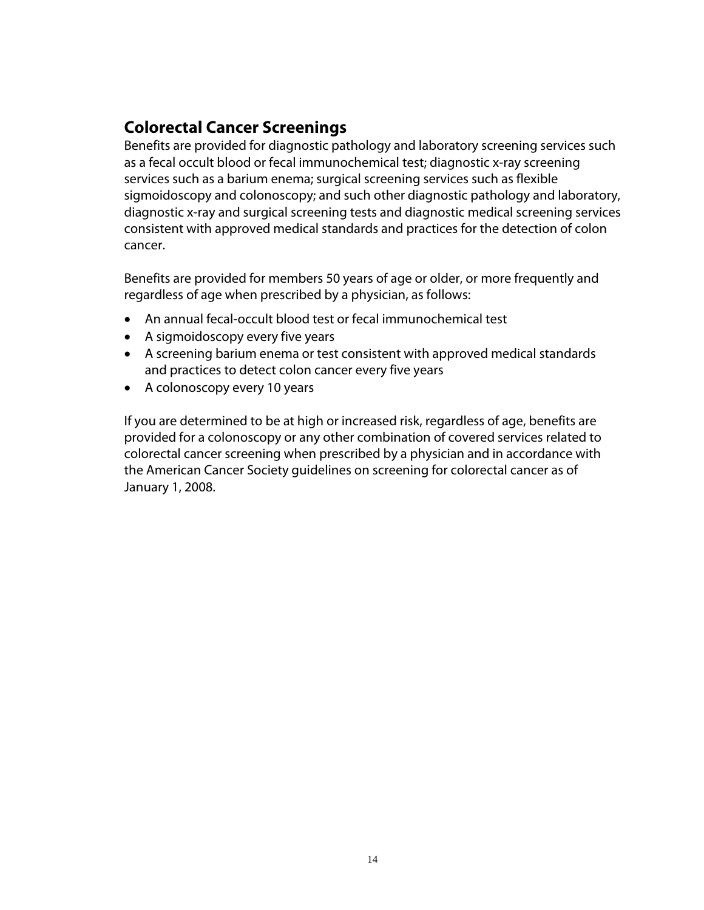## Colorectal Cancer Screenings

Benefits are provided for diagnostic pathology and laboratory screening services such as a fecal occult blood or fecal immunochemical test; diagnostic x-ray screening services such as a barium enema; surgical screening services such as flexible sigmoidoscopy and colonoscopy; and such other diagnostic pathology and laboratory, diagnostic x-ray and surgical screening tests and diagnostic medical screening services consistent with approved medical standards and practices for the detection of colon cancer.

Benefits are provided for members 50 years of age or older, or more frequently and regardless of age when prescribed by a physician, as follows:

- An annual fecal-occult blood test or fecal immunochemical test
- A sigmoidoscopy every five years
- A screening barium enema or test consistent with approved medical standards and practices to detect colon cancer every five years
- A colonoscopy every 10 years

If you are determined to be at high or increased risk, regardless of age, benefits are provided for a colonoscopy or any other combination of covered services related to colorectal cancer screening when prescribed by a physician and in accordance with the American Cancer Society guidelines on screening for colorectal cancer as of January 1, 2008.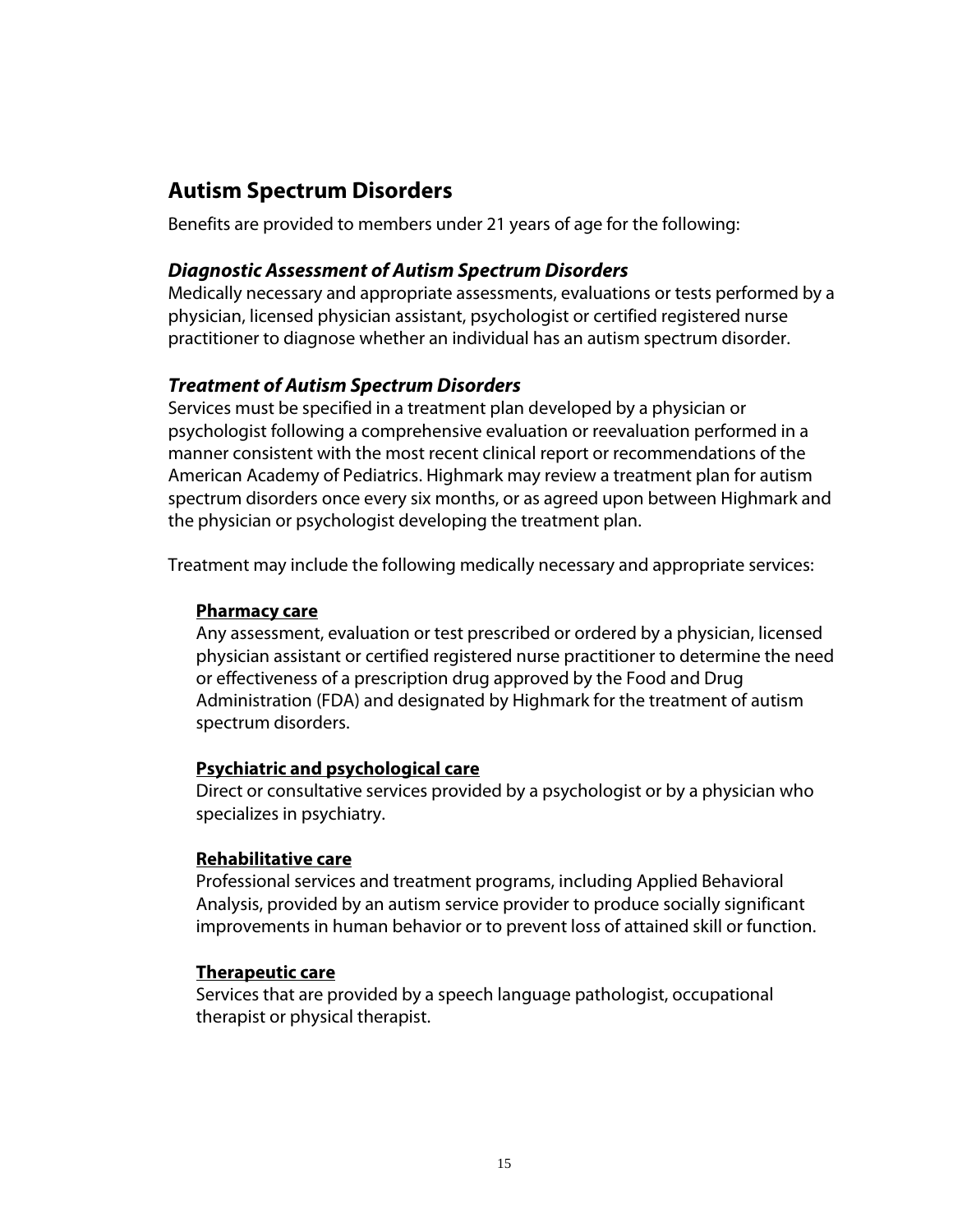## Autism Spectrum Disorders

Benefits are provided to members under 21 years of age for the following:

### *Diagnostic Assessment of Autism Spectrum Disorders*

Medically necessary and appropriate assessments, evaluations or tests performed by a physician, licensed physician assistant, psychologist or certified registered nurse practitioner to diagnose whether an individual has an autism spectrum disorder.

### *Treatment of Autism Spectrum Disorders*

Services must be specified in a treatment plan developed by a physician or psychologist following a comprehensive evaluation or reevaluation performed in a manner consistent with the most recent clinical report or recommendations of the American Academy of Pediatrics. Highmark may review a treatment plan for autism spectrum disorders once every six months, or as agreed upon between Highmark and the physician or psychologist developing the treatment plan.

Treatment may include the following medically necessary and appropriate services:

**Pharmacy care**

Any assessment, evaluation or test prescribed or ordered by a physician, licensed physician assistant or certified registered nurse practitioner to determine the need or effectiveness of a prescription drug approved by the Food and Drug Administration (FDA) and designated by Highmark for the treatment of autism spectrum disorders.

**Psychiatric and psychological care**

Direct or consultative services provided by a psychologist or by a physician who specializes in psychiatry.

**Rehabilitative care**

Professional services and treatment programs, including Applied Behavioral Analysis, provided by an autism service provider to produce socially significant improvements in human behavior or to prevent loss of attained skill or function.

**Therapeutic care**

Services that are provided by a speech language pathologist, occupational therapist or physical therapist.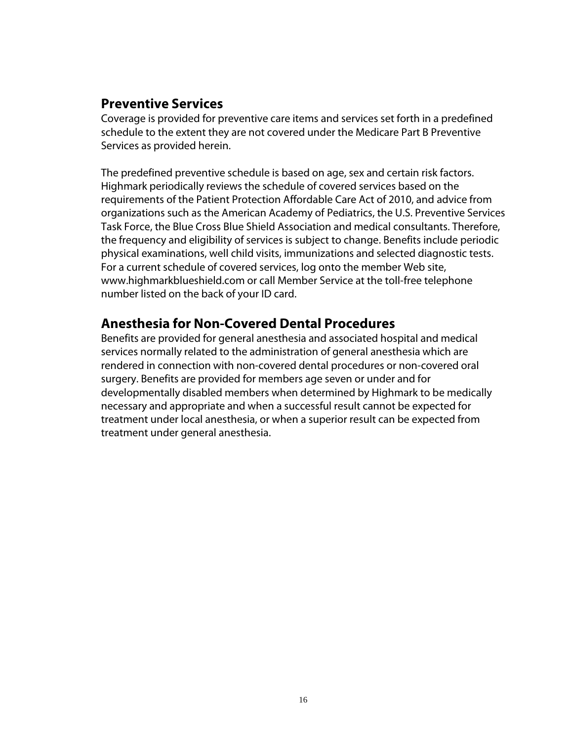## Preventive Services

Coverage is provided for preventive care items and services set forth in a predefined schedule to the extent they are not covered under the Medicare Part B Preventive Services as provided herein.

The predefined preventive schedule is based on age, sex and certain risk factors. Highmark periodically reviews the schedule of covered services based on the requirements of the Patient Protection Affordable Care Act of 2010, and advice from organizations such as the American Academy of Pediatrics, the U.S. Preventive Services Task Force, the Blue Cross Blue Shield Association and medical consultants. Therefore, the frequency and eligibility of services is subject to change. Benefits include periodic physical examinations, well child visits, immunizations and selected diagnostic tests. For a current schedule of covered services, log onto the member Web site, www.highmarkblueshield.com or call Member Service at the toll-free telephone number listed on the back of your ID card.

## Anesthesia for Non-Covered Dental Procedures

Benefits are provided for general anesthesia and associated hospital and medical services normally related to the administration of general anesthesia which are rendered in connection with non-covered dental procedures or non-covered oral surgery. Benefits are provided for members age seven or under and for developmentally disabled members when determined by Highmark to be medically necessary and appropriate and when a successful result cannot be expected for treatment under local anesthesia, or when a superior result can be expected from treatment under general anesthesia.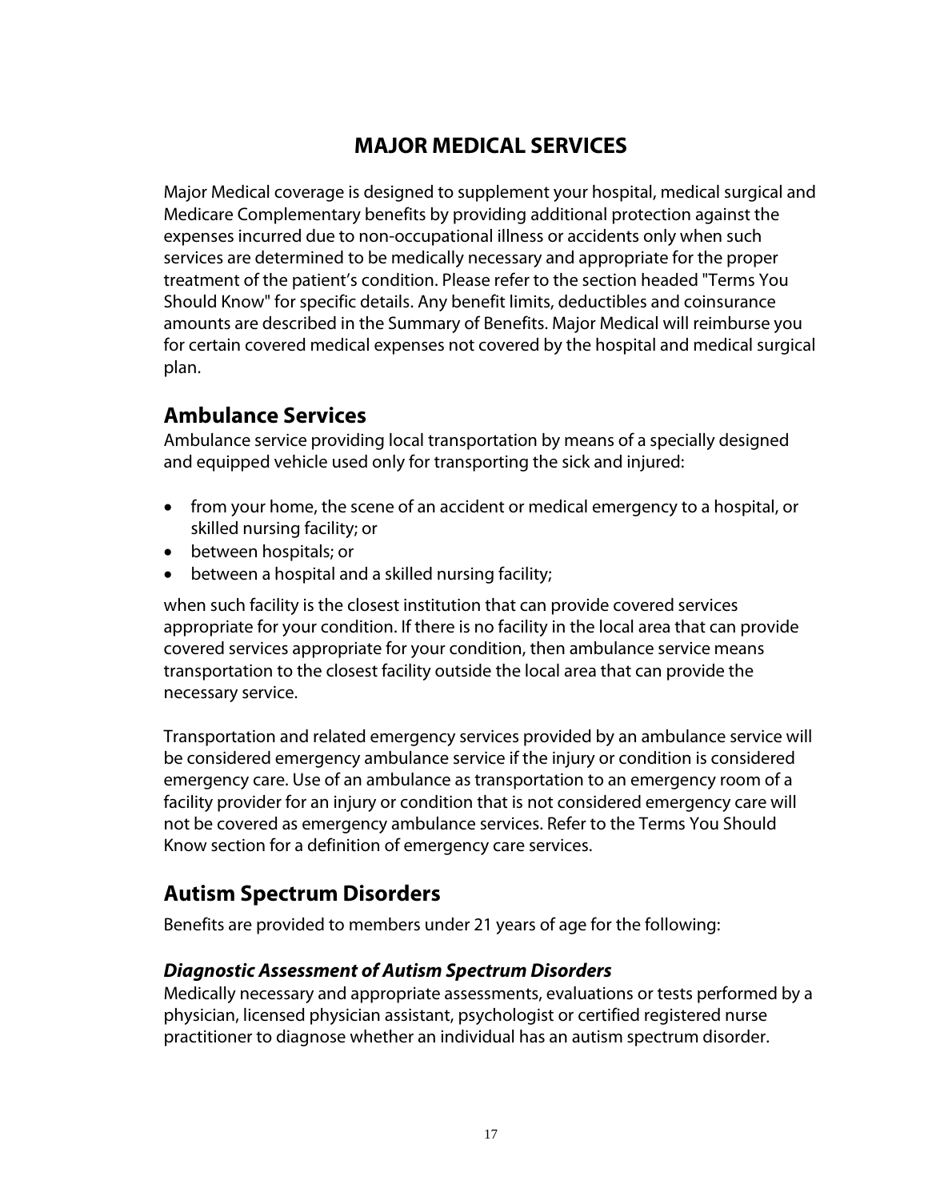# MAJOR MEDICAL SERVICES

Major Medical coverage is designed to supplement your hospital, medical surgical and Medicare Complementary benefits by providing additional protection against the expenses incurred due to non-occupational illness or accidents only when such services are determined to be medically necessary and appropriate for the proper treatment of the patient's condition. Please refer to the section headed "Terms You Should Know" for specific details. Any benefit limits, deductibles and coinsurance amounts are described in the Summary of Benefits. Major Medical will reimburse you for certain covered medical expenses not covered by the hospital and medical surgical plan.

## Ambulance Services

Ambulance service providing local transportation by means of a specially designed and equipped vehicle used only for transporting the sick and injured:

- from your home, the scene of an accident or medical emergency to a hospital, or skilled nursing facility; or
- between hospitals; or
- between a hospital and a skilled nursing facility;

when such facility is the closest institution that can provide covered services appropriate for your condition. If there is no facility in the local area that can provide covered services appropriate for your condition, then ambulance service means transportation to the closest facility outside the local area that can provide the necessary service.

Transportation and related emergency services provided by an ambulance service will be considered emergency ambulance service if the injury or condition is considered emergency care. Use of an ambulance as transportation to an emergency room of a facility provider for an injury or condition that is not considered emergency care will not be covered as emergency ambulance services. Refer to the Terms You Should Know section for a definition of emergency care services.

## Autism Spectrum Disorders

Benefits are provided to members under 21 years of age for the following:

### *Diagnostic Assessment of Autism Spectrum Disorders*

Medically necessary and appropriate assessments, evaluations or tests performed by a physician, licensed physician assistant, psychologist or certified registered nurse practitioner to diagnose whether an individual has an autism spectrum disorder.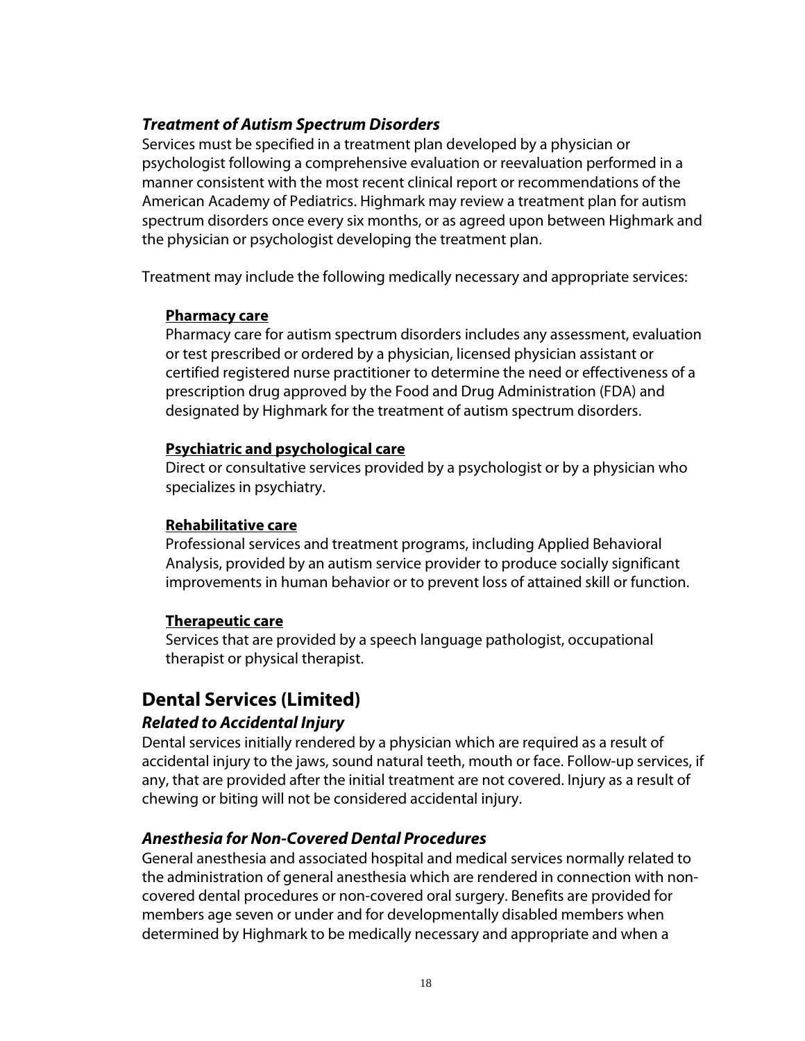### *Treatment of Autism Spectrum Disorders*

Services must be specified in a treatment plan developed by a physician or psychologist following a comprehensive evaluation or reevaluation performed in a manner consistent with the most recent clinical report or recommendations of the American Academy of Pediatrics. Highmark may review a treatment plan for autism spectrum disorders once every six months, or as agreed upon between Highmark and the physician or psychologist developing the treatment plan.

Treatment may include the following medically necessary and appropriate services:

**Pharmacy care**
Pharmacy care for autism spectrum disorders includes any assessment, evaluation or test prescribed or ordered by a physician, licensed physician assistant or certified registered nurse practitioner to determine the need or effectiveness of a prescription drug approved by the Food and Drug Administration (FDA) and designated by Highmark for the treatment of autism spectrum disorders.

**Psychiatric and psychological care**
Direct or consultative services provided by a psychologist or by a physician who specializes in psychiatry.

**Rehabilitative care**
Professional services and treatment programs, including Applied Behavioral Analysis, provided by an autism service provider to produce socially significant improvements in human behavior or to prevent loss of attained skill or function.

**Therapeutic care**
Services that are provided by a speech language pathologist, occupational therapist or physical therapist.

## Dental Services (Limited)

### *Related to Accidental Injury*

Dental services initially rendered by a physician which are required as a result of accidental injury to the jaws, sound natural teeth, mouth or face. Follow-up services, if any, that are provided after the initial treatment are not covered. Injury as a result of chewing or biting will not be considered accidental injury.

### *Anesthesia for Non-Covered Dental Procedures*

General anesthesia and associated hospital and medical services normally related to the administration of general anesthesia which are rendered in connection with non-covered dental procedures or non-covered oral surgery. Benefits are provided for members age seven or under and for developmentally disabled members when determined by Highmark to be medically necessary and appropriate and when a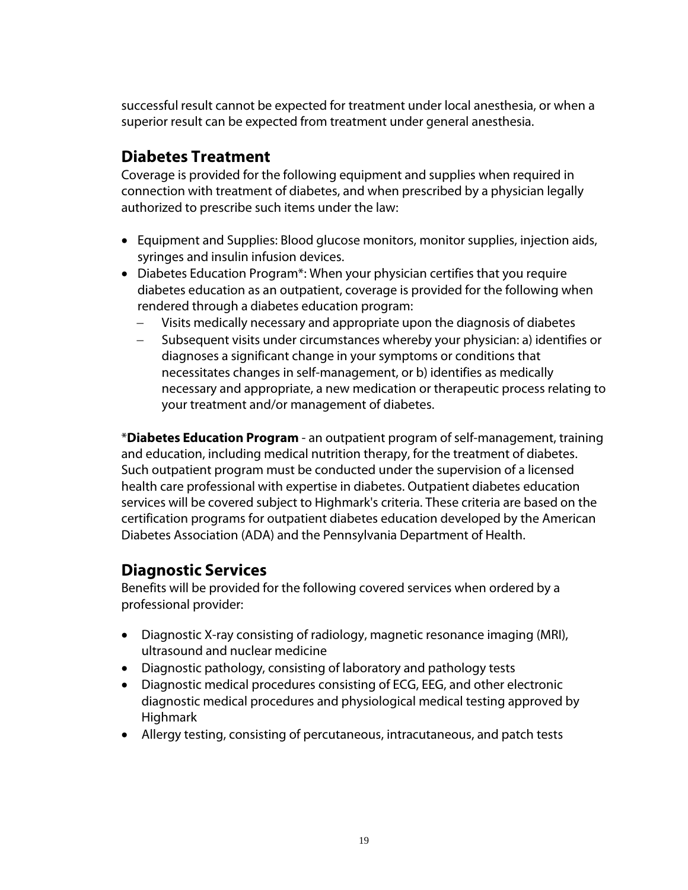successful result cannot be expected for treatment under local anesthesia, or when a superior result can be expected from treatment under general anesthesia.

## Diabetes Treatment

Coverage is provided for the following equipment and supplies when required in connection with treatment of diabetes, and when prescribed by a physician legally authorized to prescribe such items under the law:

- Equipment and Supplies: Blood glucose monitors, monitor supplies, injection aids, syringes and insulin infusion devices.
- Diabetes Education Program*: When your physician certifies that you require diabetes education as an outpatient, coverage is provided for the following when rendered through a diabetes education program:
  - Visits medically necessary and appropriate upon the diagnosis of diabetes
  - Subsequent visits under circumstances whereby your physician: a) identifies or diagnoses a significant change in your symptoms or conditions that necessitates changes in self-management, or b) identifies as medically necessary and appropriate, a new medication or therapeutic process relating to your treatment and/or management of diabetes.

***Diabetes Education Program** - an outpatient program of self-management, training and education, including medical nutrition therapy, for the treatment of diabetes. Such outpatient program must be conducted under the supervision of a licensed health care professional with expertise in diabetes. Outpatient diabetes education services will be covered subject to Highmark's criteria. These criteria are based on the certification programs for outpatient diabetes education developed by the American Diabetes Association (ADA) and the Pennsylvania Department of Health.

## Diagnostic Services

Benefits will be provided for the following covered services when ordered by a professional provider:

- Diagnostic X-ray consisting of radiology, magnetic resonance imaging (MRI), ultrasound and nuclear medicine
- Diagnostic pathology, consisting of laboratory and pathology tests
- Diagnostic medical procedures consisting of ECG, EEG, and other electronic diagnostic medical procedures and physiological medical testing approved by Highmark
- Allergy testing, consisting of percutaneous, intracutaneous, and patch tests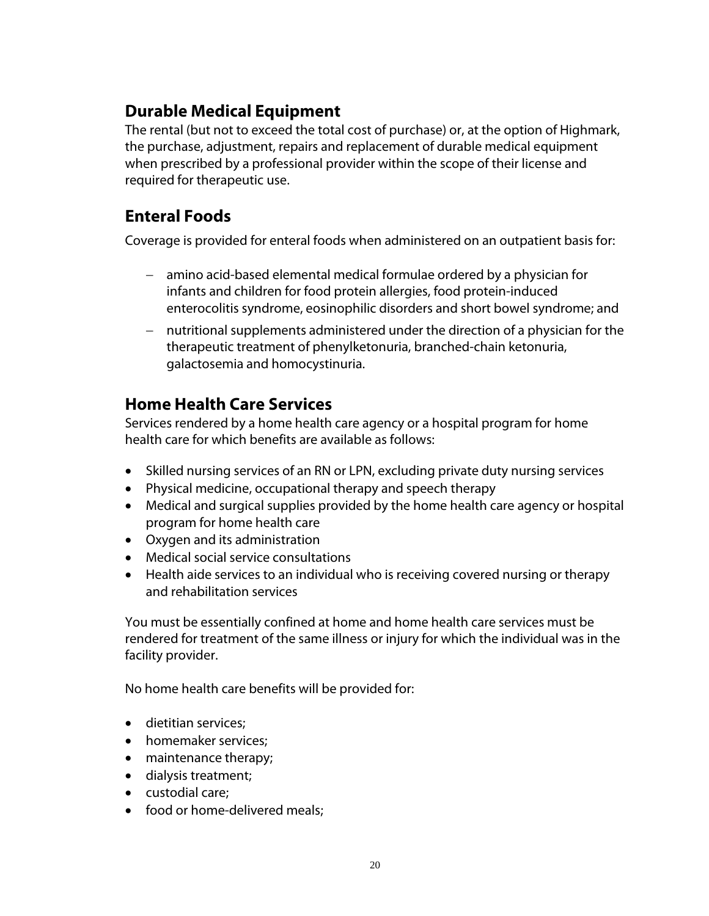## Durable Medical Equipment

The rental (but not to exceed the total cost of purchase) or, at the option of Highmark, the purchase, adjustment, repairs and replacement of durable medical equipment when prescribed by a professional provider within the scope of their license and required for therapeutic use.

## Enteral Foods

Coverage is provided for enteral foods when administered on an outpatient basis for:

- amino acid-based elemental medical formulae ordered by a physician for infants and children for food protein allergies, food protein-induced enterocolitis syndrome, eosinophilic disorders and short bowel syndrome; and
- nutritional supplements administered under the direction of a physician for the therapeutic treatment of phenylketonuria, branched-chain ketonuria, galactosemia and homocystinuria.

## Home Health Care Services

Services rendered by a home health care agency or a hospital program for home health care for which benefits are available as follows:

- Skilled nursing services of an RN or LPN, excluding private duty nursing services
- Physical medicine, occupational therapy and speech therapy
- Medical and surgical supplies provided by the home health care agency or hospital program for home health care
- Oxygen and its administration
- Medical social service consultations
- Health aide services to an individual who is receiving covered nursing or therapy and rehabilitation services

You must be essentially confined at home and home health care services must be rendered for treatment of the same illness or injury for which the individual was in the facility provider.

No home health care benefits will be provided for:

- dietitian services;
- homemaker services;
- maintenance therapy;
- dialysis treatment;
- custodial care;
- food or home-delivered meals;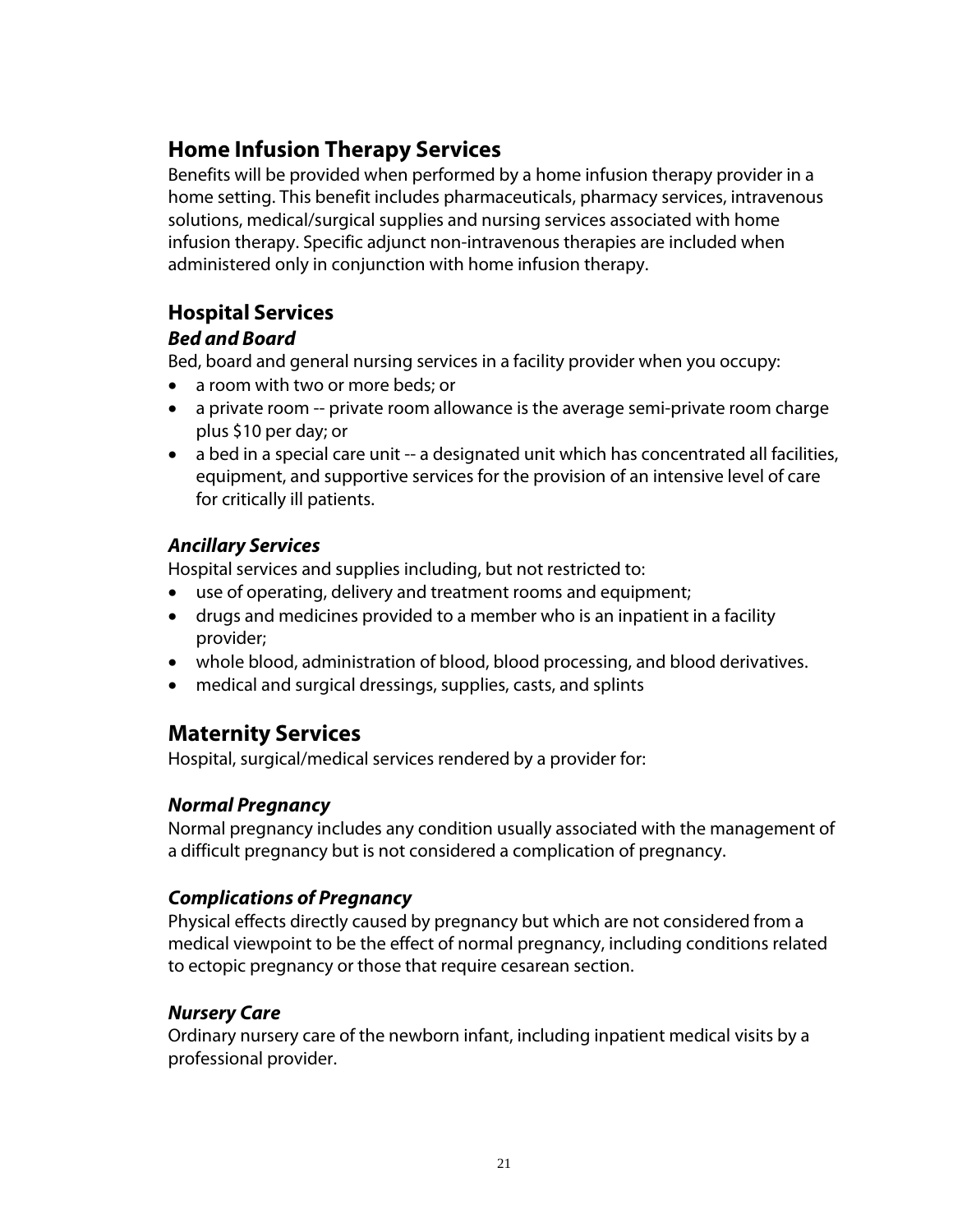## Home Infusion Therapy Services

Benefits will be provided when performed by a home infusion therapy provider in a home setting. This benefit includes pharmaceuticals, pharmacy services, intravenous solutions, medical/surgical supplies and nursing services associated with home infusion therapy. Specific adjunct non-intravenous therapies are included when administered only in conjunction with home infusion therapy.

## Hospital Services

### *Bed and Board*

Bed, board and general nursing services in a facility provider when you occupy:

- a room with two or more beds; or
- a private room -- private room allowance is the average semi-private room charge plus $10 per day; or
- a bed in a special care unit -- a designated unit which has concentrated all facilities, equipment, and supportive services for the provision of an intensive level of care for critically ill patients.

### *Ancillary Services*

Hospital services and supplies including, but not restricted to:

- use of operating, delivery and treatment rooms and equipment;
- drugs and medicines provided to a member who is an inpatient in a facility provider;
- whole blood, administration of blood, blood processing, and blood derivatives.
- medical and surgical dressings, supplies, casts, and splints

## Maternity Services

Hospital, surgical/medical services rendered by a provider for:

### *Normal Pregnancy*

Normal pregnancy includes any condition usually associated with the management of a difficult pregnancy but is not considered a complication of pregnancy.

### *Complications of Pregnancy*

Physical effects directly caused by pregnancy but which are not considered from a medical viewpoint to be the effect of normal pregnancy, including conditions related to ectopic pregnancy or those that require cesarean section.

### *Nursery Care*

Ordinary nursery care of the newborn infant, including inpatient medical visits by a professional provider.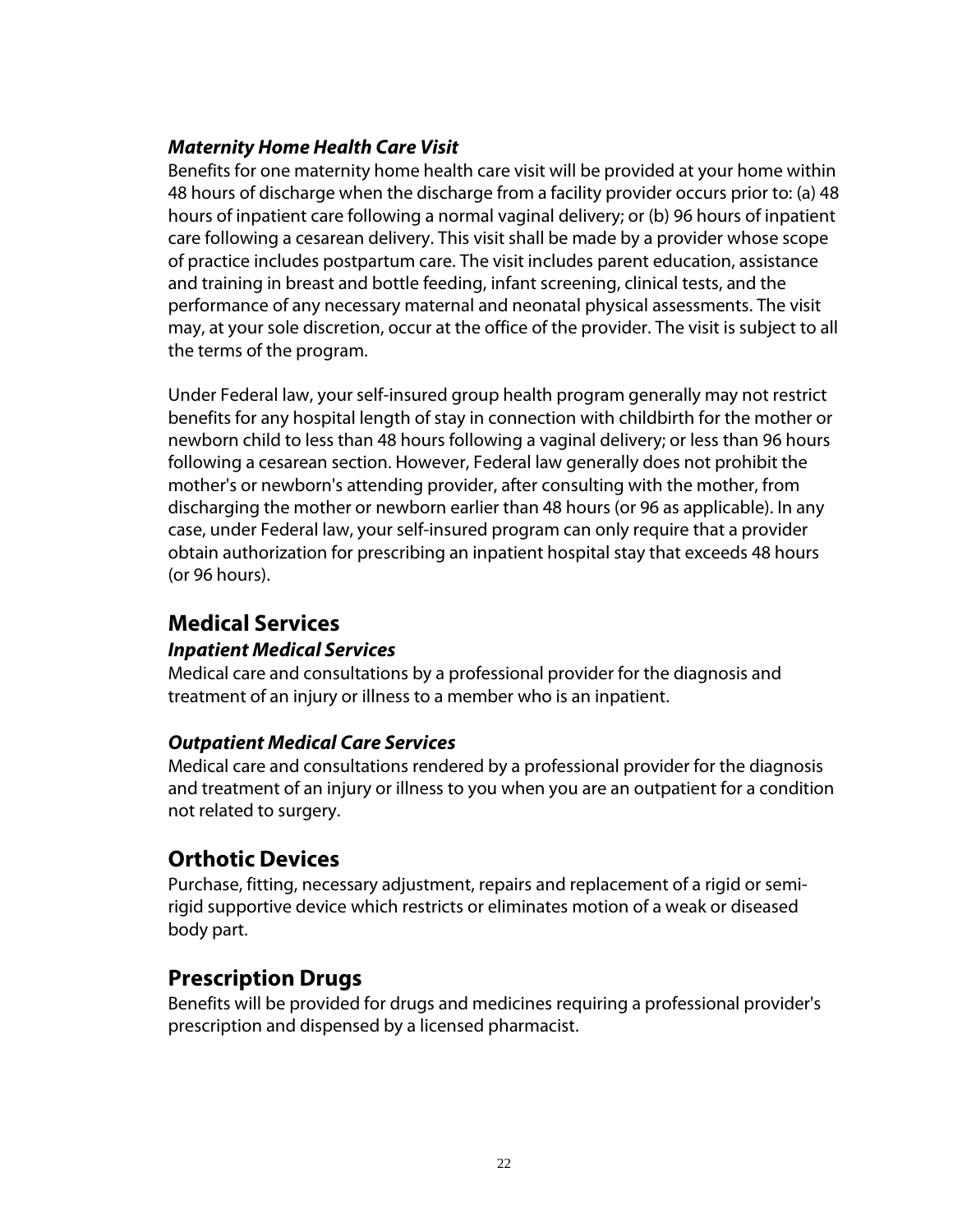### *Maternity Home Health Care Visit*

Benefits for one maternity home health care visit will be provided at your home within 48 hours of discharge when the discharge from a facility provider occurs prior to: (a) 48 hours of inpatient care following a normal vaginal delivery; or (b) 96 hours of inpatient care following a cesarean delivery. This visit shall be made by a provider whose scope of practice includes postpartum care. The visit includes parent education, assistance and training in breast and bottle feeding, infant screening, clinical tests, and the performance of any necessary maternal and neonatal physical assessments. The visit may, at your sole discretion, occur at the office of the provider. The visit is subject to all the terms of the program.

Under Federal law, your self-insured group health program generally may not restrict benefits for any hospital length of stay in connection with childbirth for the mother or newborn child to less than 48 hours following a vaginal delivery; or less than 96 hours following a cesarean section. However, Federal law generally does not prohibit the mother's or newborn's attending provider, after consulting with the mother, from discharging the mother or newborn earlier than 48 hours (or 96 as applicable). In any case, under Federal law, your self-insured program can only require that a provider obtain authorization for prescribing an inpatient hospital stay that exceeds 48 hours (or 96 hours).

## Medical Services

### *Inpatient Medical Services*

Medical care and consultations by a professional provider for the diagnosis and treatment of an injury or illness to a member who is an inpatient.

### *Outpatient Medical Care Services*

Medical care and consultations rendered by a professional provider for the diagnosis and treatment of an injury or illness to you when you are an outpatient for a condition not related to surgery.

## Orthotic Devices

Purchase, fitting, necessary adjustment, repairs and replacement of a rigid or semi-rigid supportive device which restricts or eliminates motion of a weak or diseased body part.

## Prescription Drugs

Benefits will be provided for drugs and medicines requiring a professional provider's prescription and dispensed by a licensed pharmacist.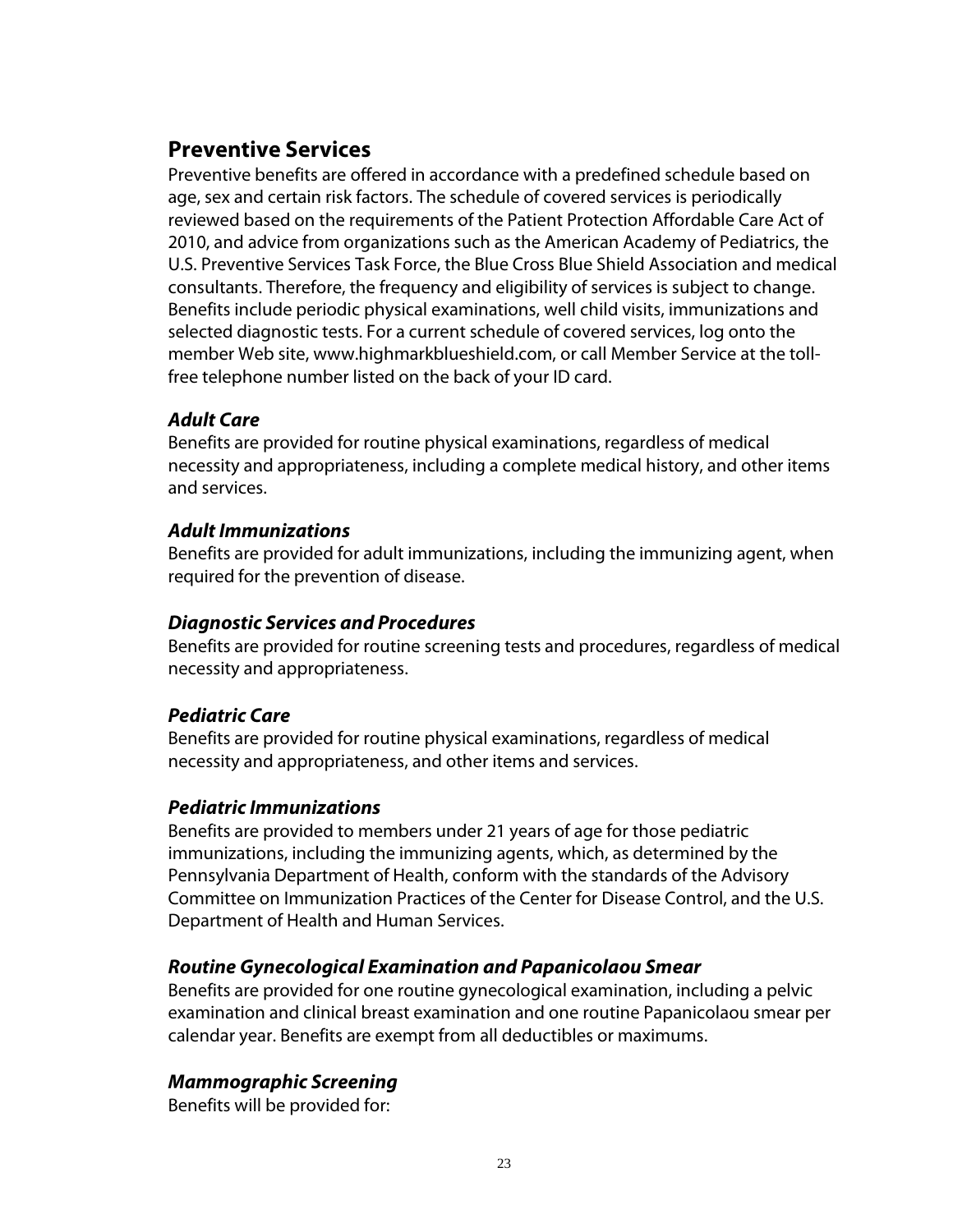## Preventive Services

Preventive benefits are offered in accordance with a predefined schedule based on age, sex and certain risk factors. The schedule of covered services is periodically reviewed based on the requirements of the Patient Protection Affordable Care Act of 2010, and advice from organizations such as the American Academy of Pediatrics, the U.S. Preventive Services Task Force, the Blue Cross Blue Shield Association and medical consultants. Therefore, the frequency and eligibility of services is subject to change. Benefits include periodic physical examinations, well child visits, immunizations and selected diagnostic tests. For a current schedule of covered services, log onto the member Web site, www.highmarkblueshield.com, or call Member Service at the toll-free telephone number listed on the back of your ID card.

### *Adult Care*

Benefits are provided for routine physical examinations, regardless of medical necessity and appropriateness, including a complete medical history, and other items and services.

### *Adult Immunizations*

Benefits are provided for adult immunizations, including the immunizing agent, when required for the prevention of disease.

### *Diagnostic Services and Procedures*

Benefits are provided for routine screening tests and procedures, regardless of medical necessity and appropriateness.

### *Pediatric Care*

Benefits are provided for routine physical examinations, regardless of medical necessity and appropriateness, and other items and services.

### *Pediatric Immunizations*

Benefits are provided to members under 21 years of age for those pediatric immunizations, including the immunizing agents, which, as determined by the Pennsylvania Department of Health, conform with the standards of the Advisory Committee on Immunization Practices of the Center for Disease Control, and the U.S. Department of Health and Human Services.

### *Routine Gynecological Examination and Papanicolaou Smear*

Benefits are provided for one routine gynecological examination, including a pelvic examination and clinical breast examination and one routine Papanicolaou smear per calendar year. Benefits are exempt from all deductibles or maximums.

### *Mammographic Screening*

Benefits will be provided for: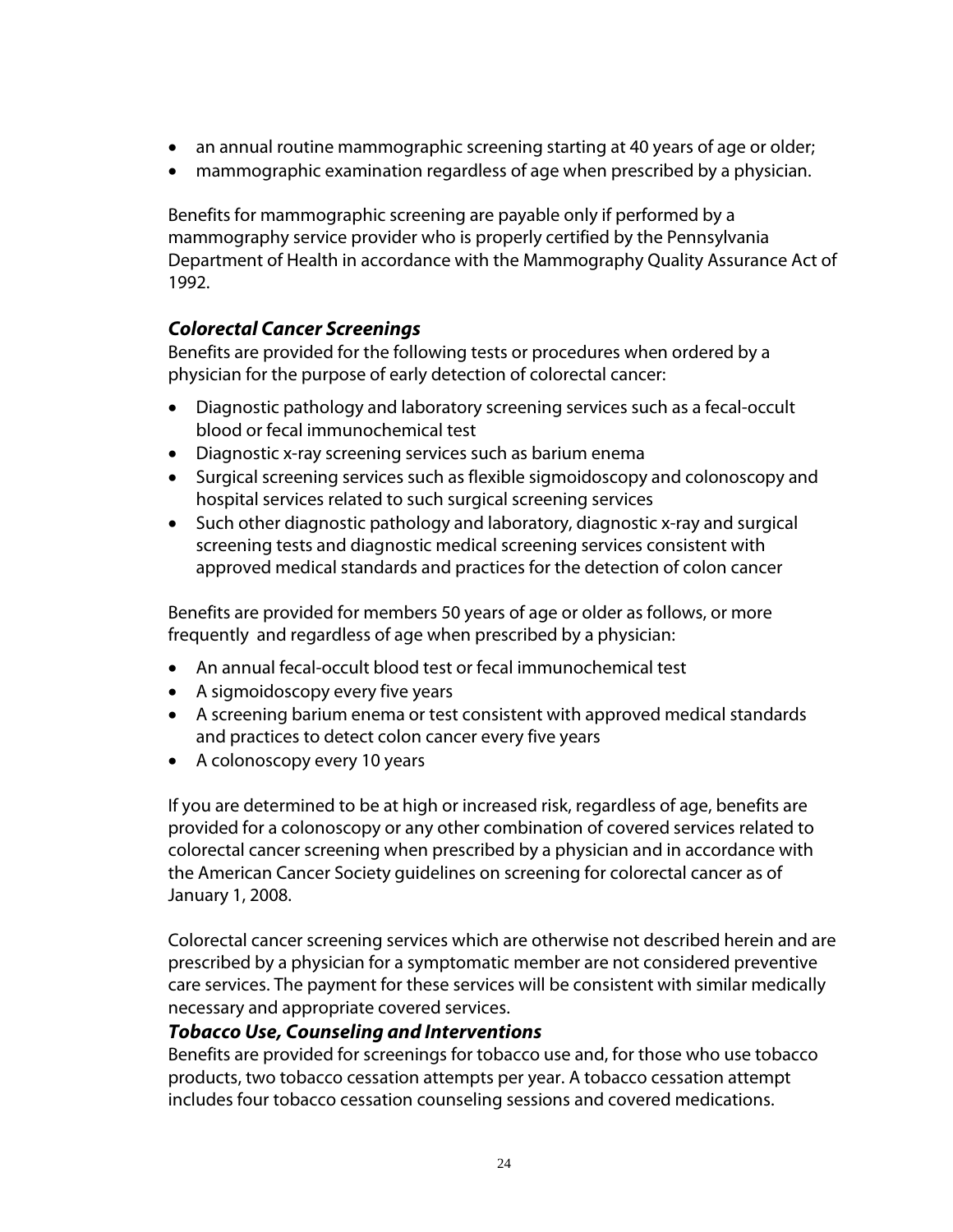- an annual routine mammographic screening starting at 40 years of age or older;
- mammographic examination regardless of age when prescribed by a physician.

Benefits for mammographic screening are payable only if performed by a mammography service provider who is properly certified by the Pennsylvania Department of Health in accordance with the Mammography Quality Assurance Act of 1992.

### ***Colorectal Cancer Screenings***

Benefits are provided for the following tests or procedures when ordered by a physician for the purpose of early detection of colorectal cancer:

- Diagnostic pathology and laboratory screening services such as a fecal-occult blood or fecal immunochemical test
- Diagnostic x-ray screening services such as barium enema
- Surgical screening services such as flexible sigmoidoscopy and colonoscopy and hospital services related to such surgical screening services
- Such other diagnostic pathology and laboratory, diagnostic x-ray and surgical screening tests and diagnostic medical screening services consistent with approved medical standards and practices for the detection of colon cancer

Benefits are provided for members 50 years of age or older as follows, or more frequently and regardless of age when prescribed by a physician:

- An annual fecal-occult blood test or fecal immunochemical test
- A sigmoidoscopy every five years
- A screening barium enema or test consistent with approved medical standards and practices to detect colon cancer every five years
- A colonoscopy every 10 years

If you are determined to be at high or increased risk, regardless of age, benefits are provided for a colonoscopy or any other combination of covered services related to colorectal cancer screening when prescribed by a physician and in accordance with the American Cancer Society guidelines on screening for colorectal cancer as of January 1, 2008.

Colorectal cancer screening services which are otherwise not described herein and are prescribed by a physician for a symptomatic member are not considered preventive care services. The payment for these services will be consistent with similar medically necessary and appropriate covered services.

### ***Tobacco Use, Counseling and Interventions***

Benefits are provided for screenings for tobacco use and, for those who use tobacco products, two tobacco cessation attempts per year. A tobacco cessation attempt includes four tobacco cessation counseling sessions and covered medications.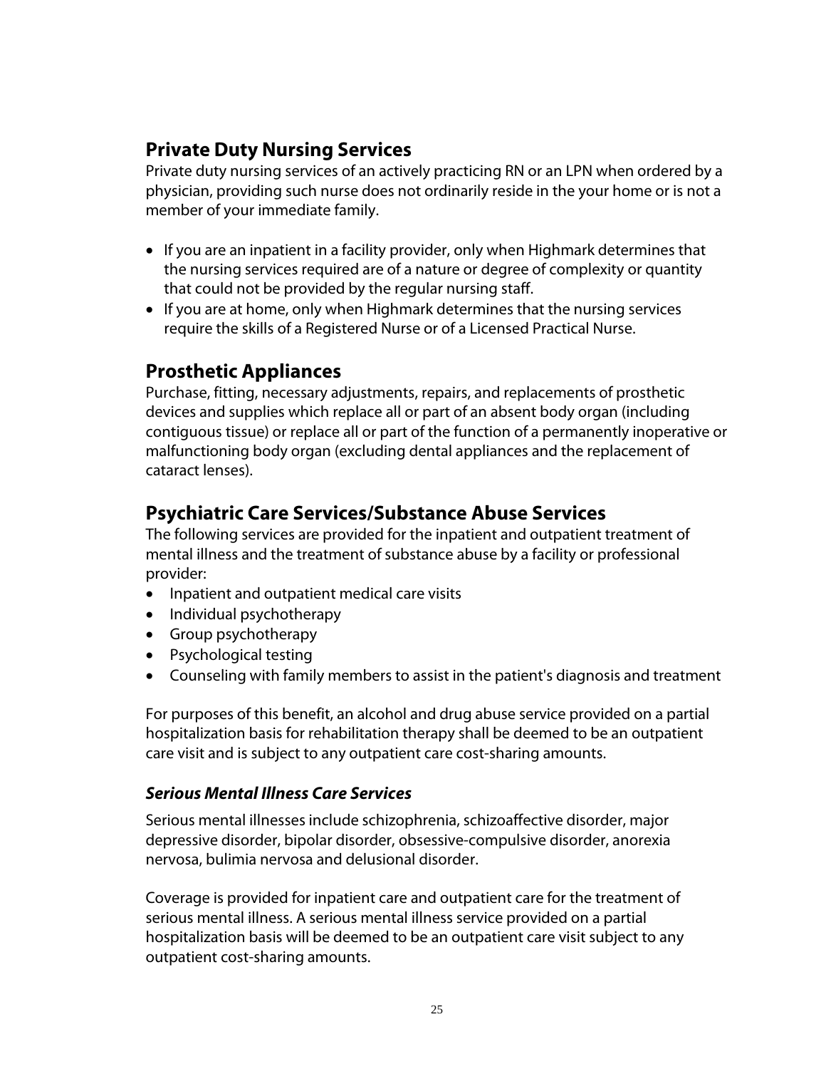## Private Duty Nursing Services

Private duty nursing services of an actively practicing RN or an LPN when ordered by a physician, providing such nurse does not ordinarily reside in the your home or is not a member of your immediate family.

- If you are an inpatient in a facility provider, only when Highmark determines that the nursing services required are of a nature or degree of complexity or quantity that could not be provided by the regular nursing staff.
- If you are at home, only when Highmark determines that the nursing services require the skills of a Registered Nurse or of a Licensed Practical Nurse.

## Prosthetic Appliances

Purchase, fitting, necessary adjustments, repairs, and replacements of prosthetic devices and supplies which replace all or part of an absent body organ (including contiguous tissue) or replace all or part of the function of a permanently inoperative or malfunctioning body organ (excluding dental appliances and the replacement of cataract lenses).

## Psychiatric Care Services/Substance Abuse Services

The following services are provided for the inpatient and outpatient treatment of mental illness and the treatment of substance abuse by a facility or professional provider:

- Inpatient and outpatient medical care visits
- Individual psychotherapy
- Group psychotherapy
- Psychological testing
- Counseling with family members to assist in the patient's diagnosis and treatment

For purposes of this benefit, an alcohol and drug abuse service provided on a partial hospitalization basis for rehabilitation therapy shall be deemed to be an outpatient care visit and is subject to any outpatient care cost-sharing amounts.

### *Serious Mental Illness Care Services*

Serious mental illnesses include schizophrenia, schizoaffective disorder, major depressive disorder, bipolar disorder, obsessive-compulsive disorder, anorexia nervosa, bulimia nervosa and delusional disorder.

Coverage is provided for inpatient care and outpatient care for the treatment of serious mental illness. A serious mental illness service provided on a partial hospitalization basis will be deemed to be an outpatient care visit subject to any outpatient cost-sharing amounts.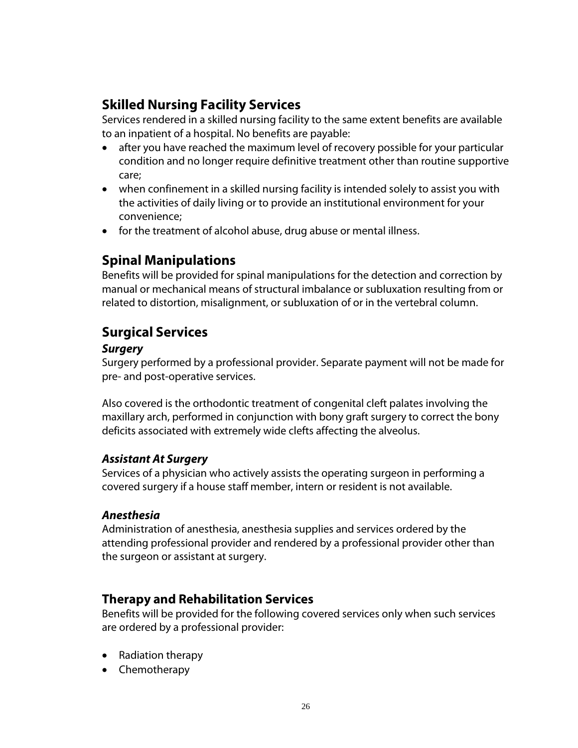## Skilled Nursing Facility Services

Services rendered in a skilled nursing facility to the same extent benefits are available to an inpatient of a hospital. No benefits are payable:

- after you have reached the maximum level of recovery possible for your particular condition and no longer require definitive treatment other than routine supportive care;
- when confinement in a skilled nursing facility is intended solely to assist you with the activities of daily living or to provide an institutional environment for your convenience;
- for the treatment of alcohol abuse, drug abuse or mental illness.

## Spinal Manipulations

Benefits will be provided for spinal manipulations for the detection and correction by manual or mechanical means of structural imbalance or subluxation resulting from or related to distortion, misalignment, or subluxation of or in the vertebral column.

## Surgical Services

### *Surgery*

Surgery performed by a professional provider. Separate payment will not be made for pre- and post-operative services.

Also covered is the orthodontic treatment of congenital cleft palates involving the maxillary arch, performed in conjunction with bony graft surgery to correct the bony deficits associated with extremely wide clefts affecting the alveolus.

### *Assistant At Surgery*

Services of a physician who actively assists the operating surgeon in performing a covered surgery if a house staff member, intern or resident is not available.

### *Anesthesia*

Administration of anesthesia, anesthesia supplies and services ordered by the attending professional provider and rendered by a professional provider other than the surgeon or assistant at surgery.

## Therapy and Rehabilitation Services

Benefits will be provided for the following covered services only when such services are ordered by a professional provider:

- Radiation therapy
- Chemotherapy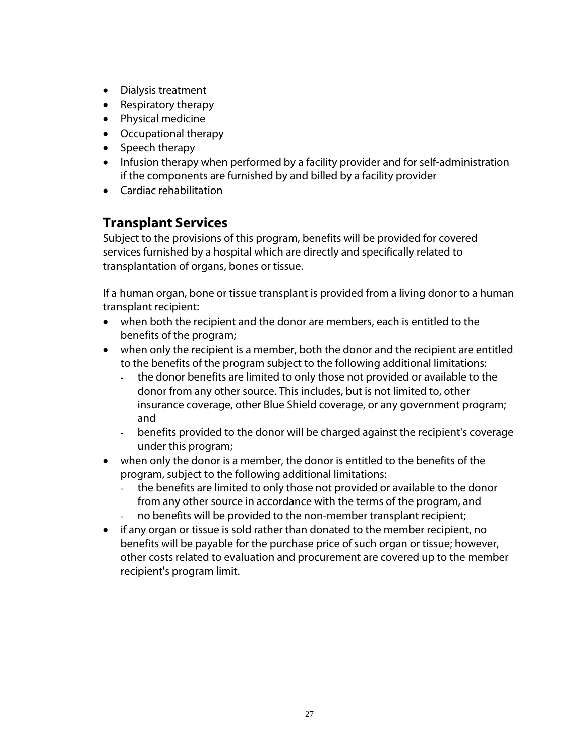- Dialysis treatment
- Respiratory therapy
- Physical medicine
- Occupational therapy
- Speech therapy
- Infusion therapy when performed by a facility provider and for self-administration if the components are furnished by and billed by a facility provider
- Cardiac rehabilitation

## Transplant Services

Subject to the provisions of this program, benefits will be provided for covered services furnished by a hospital which are directly and specifically related to transplantation of organs, bones or tissue.

If a human organ, bone or tissue transplant is provided from a living donor to a human transplant recipient:

- when both the recipient and the donor are members, each is entitled to the benefits of the program;
- when only the recipient is a member, both the donor and the recipient are entitled to the benefits of the program subject to the following additional limitations:
  - the donor benefits are limited to only those not provided or available to the donor from any other source. This includes, but is not limited to, other insurance coverage, other Blue Shield coverage, or any government program; and
  - benefits provided to the donor will be charged against the recipient's coverage under this program;
- when only the donor is a member, the donor is entitled to the benefits of the program, subject to the following additional limitations:
  - the benefits are limited to only those not provided or available to the donor from any other source in accordance with the terms of the program, and
  - no benefits will be provided to the non-member transplant recipient;
- if any organ or tissue is sold rather than donated to the member recipient, no benefits will be payable for the purchase price of such organ or tissue; however, other costs related to evaluation and procurement are covered up to the member recipient's program limit.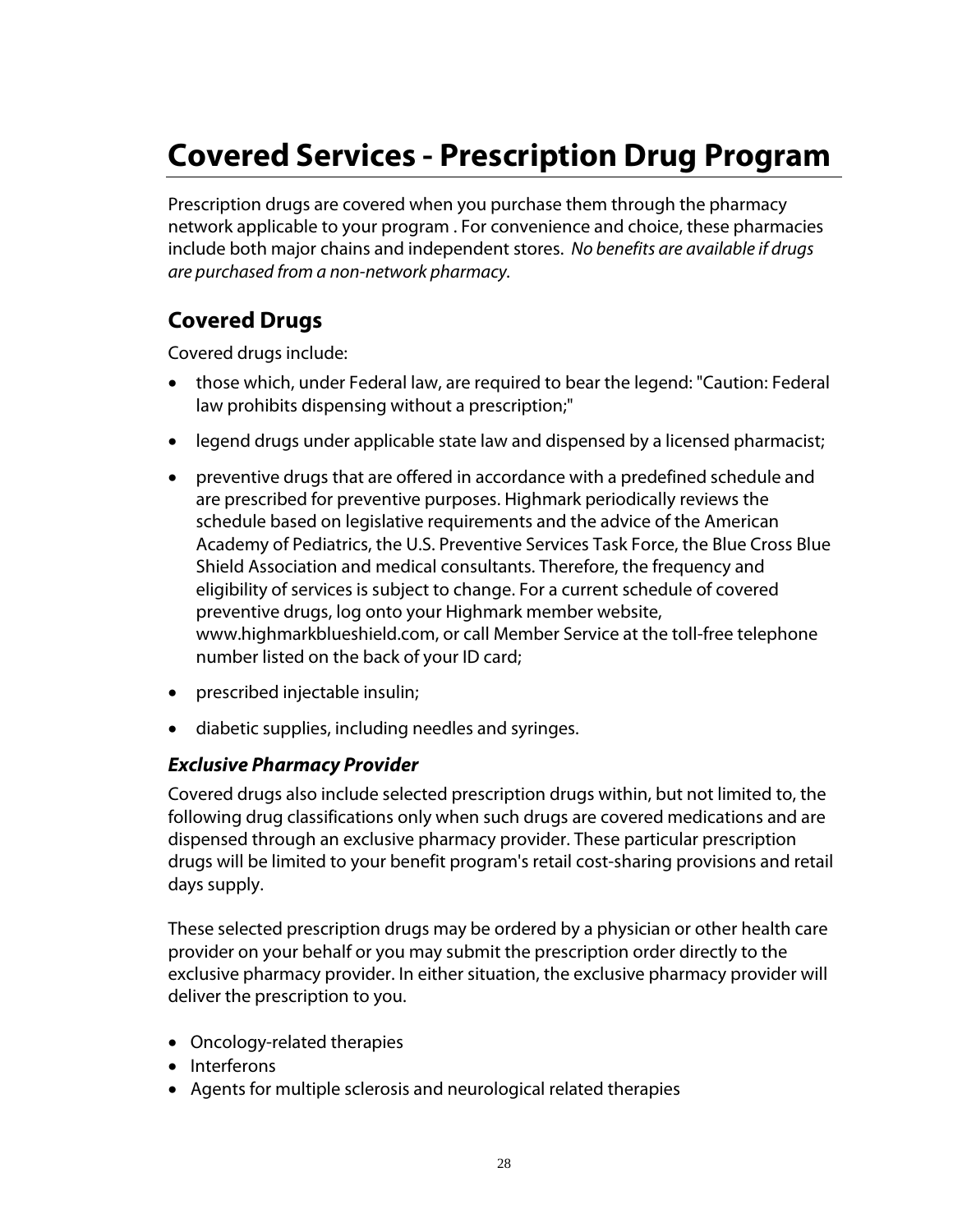# Covered Services - Prescription Drug Program

Prescription drugs are covered when you purchase them through the pharmacy network applicable to your program . For convenience and choice, these pharmacies include both major chains and independent stores. *No benefits are available if drugs are purchased from a non-network pharmacy.*

## Covered Drugs

Covered drugs include:

- those which, under Federal law, are required to bear the legend: "Caution: Federal law prohibits dispensing without a prescription;"
- legend drugs under applicable state law and dispensed by a licensed pharmacist;
- preventive drugs that are offered in accordance with a predefined schedule and are prescribed for preventive purposes. Highmark periodically reviews the schedule based on legislative requirements and the advice of the American Academy of Pediatrics, the U.S. Preventive Services Task Force, the Blue Cross Blue Shield Association and medical consultants. Therefore, the frequency and eligibility of services is subject to change. For a current schedule of covered preventive drugs, log onto your Highmark member website, www.highmarkblueshield.com, or call Member Service at the toll-free telephone number listed on the back of your ID card;
- prescribed injectable insulin;
- diabetic supplies, including needles and syringes.

### *Exclusive Pharmacy Provider*

Covered drugs also include selected prescription drugs within, but not limited to, the following drug classifications only when such drugs are covered medications and are dispensed through an exclusive pharmacy provider. These particular prescription drugs will be limited to your benefit program's retail cost-sharing provisions and retail days supply.

These selected prescription drugs may be ordered by a physician or other health care provider on your behalf or you may submit the prescription order directly to the exclusive pharmacy provider. In either situation, the exclusive pharmacy provider will deliver the prescription to you.

- Oncology-related therapies
- Interferons
- Agents for multiple sclerosis and neurological related therapies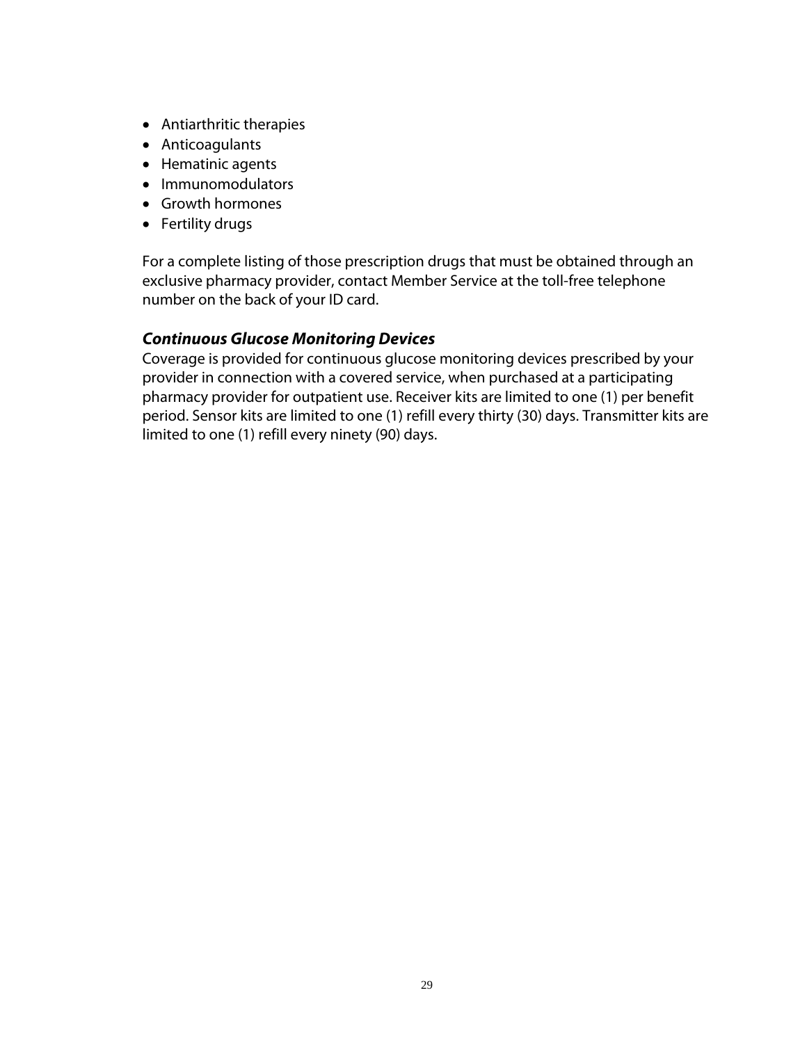- Antiarthritic therapies
- Anticoagulants
- Hematinic agents
- Immunomodulators
- Growth hormones
- Fertility drugs

For a complete listing of those prescription drugs that must be obtained through an exclusive pharmacy provider, contact Member Service at the toll-free telephone number on the back of your ID card.

### *Continuous Glucose Monitoring Devices*

Coverage is provided for continuous glucose monitoring devices prescribed by your provider in connection with a covered service, when purchased at a participating pharmacy provider for outpatient use. Receiver kits are limited to one (1) per benefit period. Sensor kits are limited to one (1) refill every thirty (30) days. Transmitter kits are limited to one (1) refill every ninety (90) days.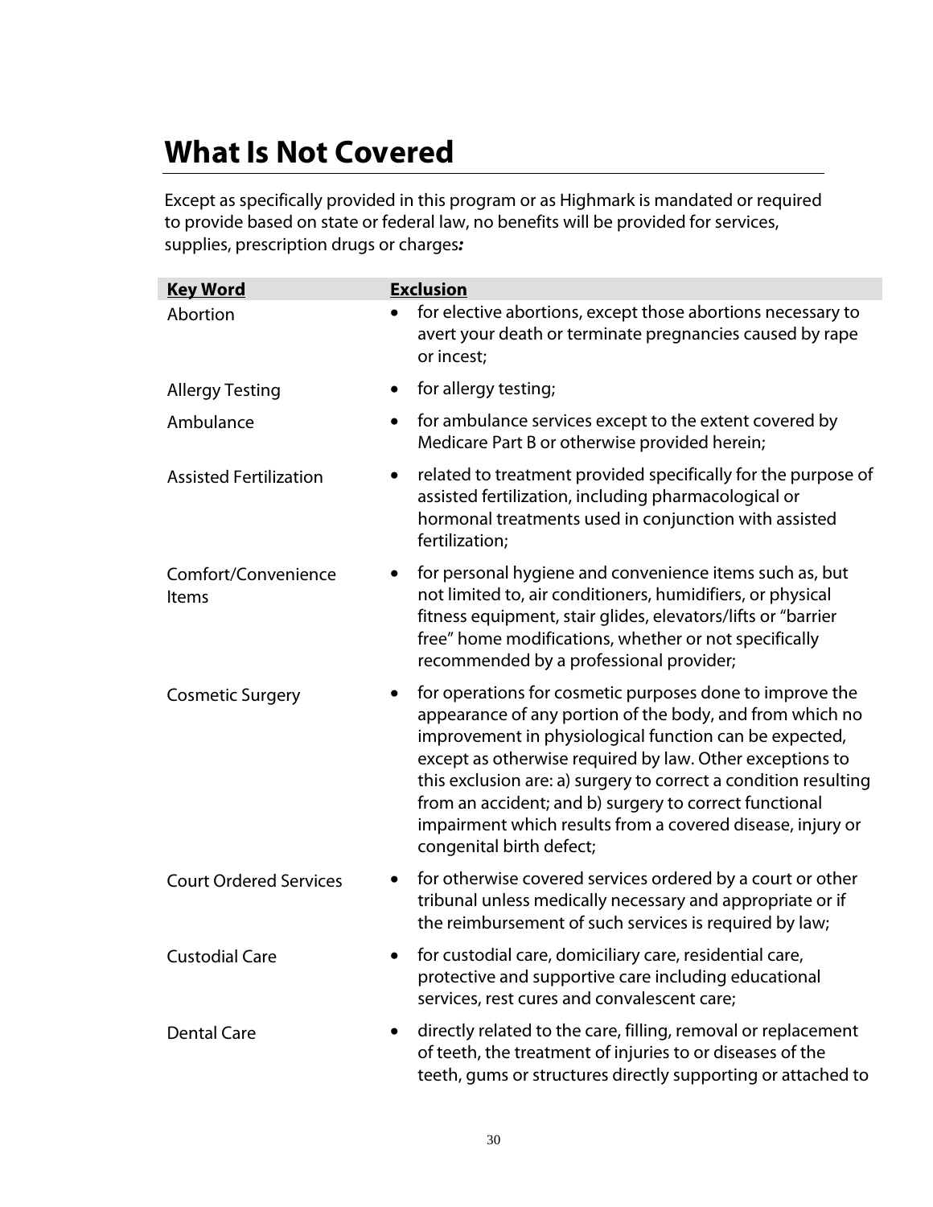# What Is Not Covered

Except as specifically provided in this program or as Highmark is mandated or required to provide based on state or federal law, no benefits will be provided for services, supplies, prescription drugs or charges***:***

| Key Word | Exclusion |
| --- | --- |
| Abortion | • for elective abortions, except those abortions necessary to avert your death or terminate pregnancies caused by rape or incest; |
| Allergy Testing | • for allergy testing; |
| Ambulance | • for ambulance services except to the extent covered by Medicare Part B or otherwise provided herein; |
| Assisted Fertilization | • related to treatment provided specifically for the purpose of assisted fertilization, including pharmacological or hormonal treatments used in conjunction with assisted fertilization; |
| Comfort/Convenience Items | • for personal hygiene and convenience items such as, but not limited to, air conditioners, humidifiers, or physical fitness equipment, stair glides, elevators/lifts or "barrier free" home modifications, whether or not specifically recommended by a professional provider; |
| Cosmetic Surgery | • for operations for cosmetic purposes done to improve the appearance of any portion of the body, and from which no improvement in physiological function can be expected, except as otherwise required by law. Other exceptions to this exclusion are: a) surgery to correct a condition resulting from an accident; and b) surgery to correct functional impairment which results from a covered disease, injury or congenital birth defect; |
| Court Ordered Services | • for otherwise covered services ordered by a court or other tribunal unless medically necessary and appropriate or if the reimbursement of such services is required by law; |
| Custodial Care | • for custodial care, domiciliary care, residential care, protective and supportive care including educational services, rest cures and convalescent care; |
| Dental Care | • directly related to the care, filling, removal or replacement of teeth, the treatment of injuries to or diseases of the teeth, gums or structures directly supporting or attached to |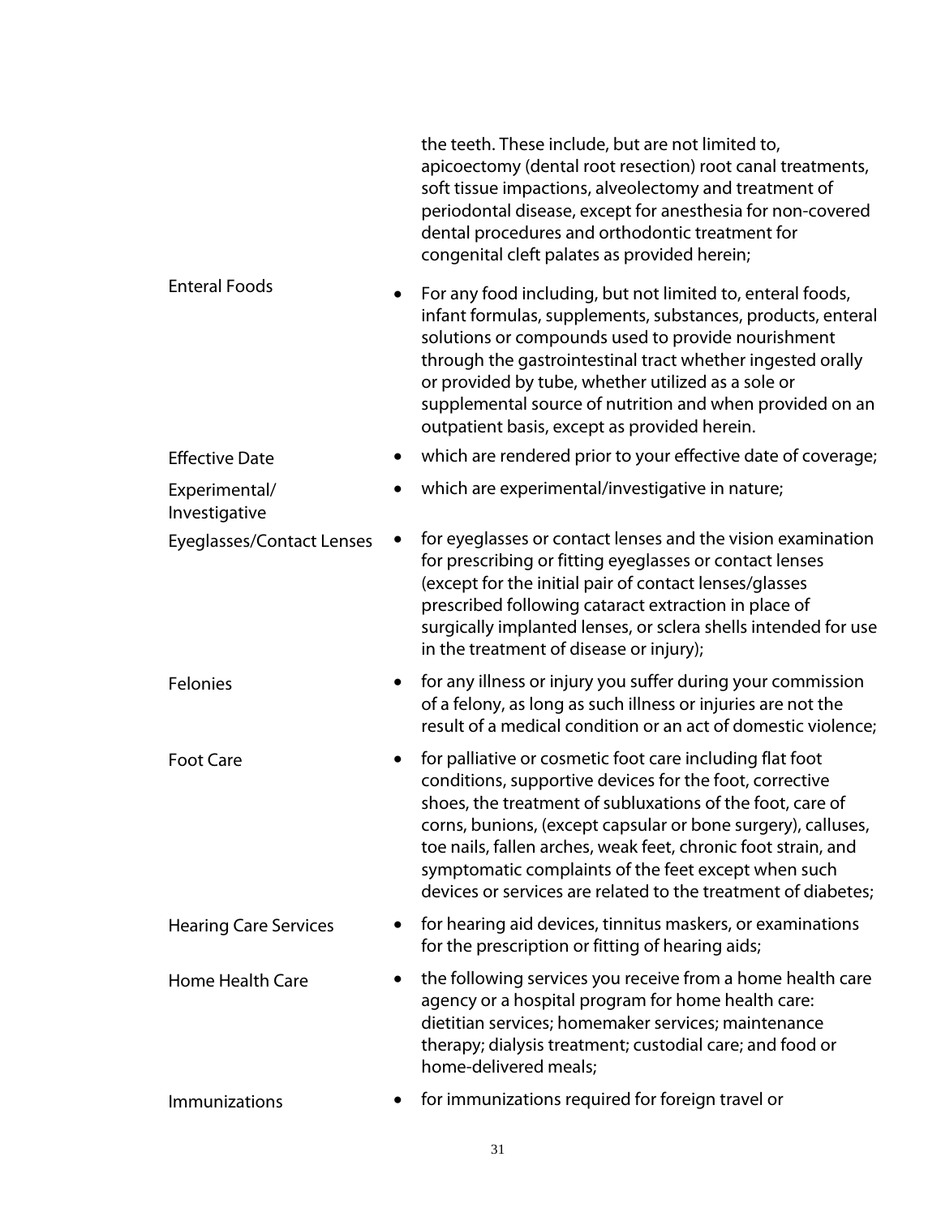the teeth. These include, but are not limited to, apicoectomy (dental root resection) root canal treatments, soft tissue impactions, alveolectomy and treatment of periodontal disease, except for anesthesia for non-covered dental procedures and orthodontic treatment for congenital cleft palates as provided herein;

| | |
|---|---|
| Enteral Foods | • For any food including, but not limited to, enteral foods, infant formulas, supplements, substances, products, enteral solutions or compounds used to provide nourishment through the gastrointestinal tract whether ingested orally or provided by tube, whether utilized as a sole or supplemental source of nutrition and when provided on an outpatient basis, except as provided herein. |
| Effective Date | • which are rendered prior to your effective date of coverage; |
| Experimental/ Investigative | • which are experimental/investigative in nature; |
| Eyeglasses/Contact Lenses | • for eyeglasses or contact lenses and the vision examination for prescribing or fitting eyeglasses or contact lenses (except for the initial pair of contact lenses/glasses prescribed following cataract extraction in place of surgically implanted lenses, or sclera shells intended for use in the treatment of disease or injury); |
| Felonies | • for any illness or injury you suffer during your commission of a felony, as long as such illness or injuries are not the result of a medical condition or an act of domestic violence; |
| Foot Care | • for palliative or cosmetic foot care including flat foot conditions, supportive devices for the foot, corrective shoes, the treatment of subluxations of the foot, care of corns, bunions, (except capsular or bone surgery), calluses, toe nails, fallen arches, weak feet, chronic foot strain, and symptomatic complaints of the feet except when such devices or services are related to the treatment of diabetes; |
| Hearing Care Services | • for hearing aid devices, tinnitus maskers, or examinations for the prescription or fitting of hearing aids; |
| Home Health Care | • the following services you receive from a home health care agency or a hospital program for home health care: dietitian services; homemaker services; maintenance therapy; dialysis treatment; custodial care; and food or home-delivered meals; |
| Immunizations | • for immunizations required for foreign travel or |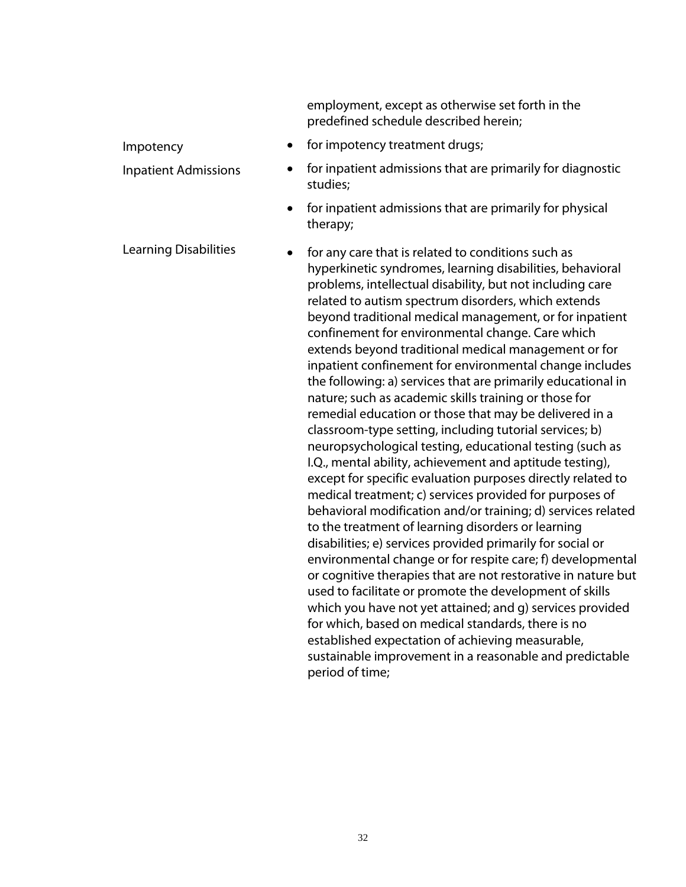employment, except as otherwise set forth in the predefined schedule described herein;

Impotency

- for impotency treatment drugs;

Inpatient Admissions

- for inpatient admissions that are primarily for diagnostic studies;
- for inpatient admissions that are primarily for physical therapy;

Learning Disabilities

- for any care that is related to conditions such as hyperkinetic syndromes, learning disabilities, behavioral problems, intellectual disability, but not including care related to autism spectrum disorders, which extends beyond traditional medical management, or for inpatient confinement for environmental change. Care which extends beyond traditional medical management or for inpatient confinement for environmental change includes the following: a) services that are primarily educational in nature; such as academic skills training or those for remedial education or those that may be delivered in a classroom-type setting, including tutorial services; b) neuropsychological testing, educational testing (such as I.Q., mental ability, achievement and aptitude testing), except for specific evaluation purposes directly related to medical treatment; c) services provided for purposes of behavioral modification and/or training; d) services related to the treatment of learning disorders or learning disabilities; e) services provided primarily for social or environmental change or for respite care; f) developmental or cognitive therapies that are not restorative in nature but used to facilitate or promote the development of skills which you have not yet attained; and g) services provided for which, based on medical standards, there is no established expectation of achieving measurable, sustainable improvement in a reasonable and predictable period of time;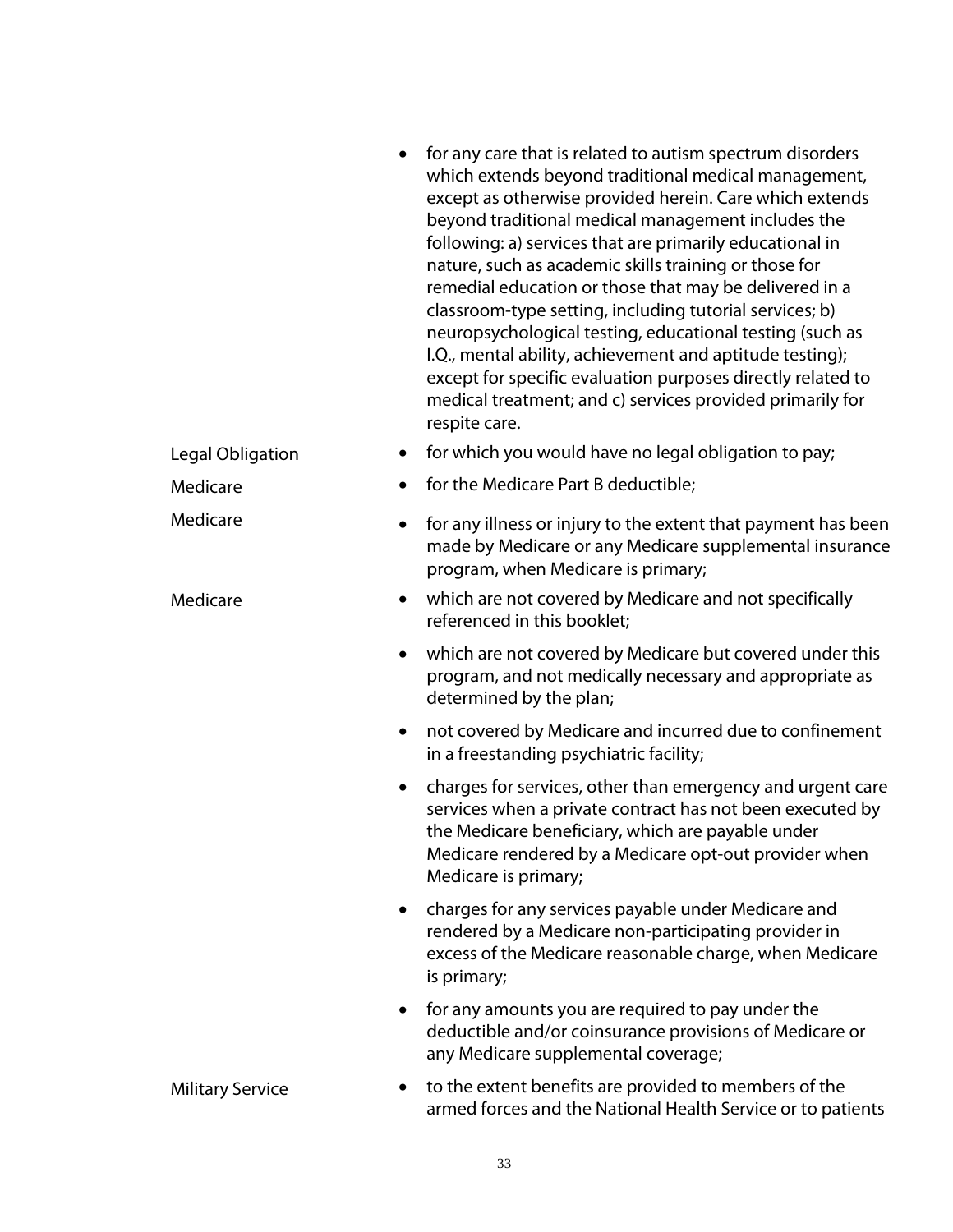- for any care that is related to autism spectrum disorders which extends beyond traditional medical management, except as otherwise provided herein. Care which extends beyond traditional medical management includes the following: a) services that are primarily educational in nature, such as academic skills training or those for remedial education or those that may be delivered in a classroom-type setting, including tutorial services; b) neuropsychological testing, educational testing (such as I.Q., mental ability, achievement and aptitude testing); except for specific evaluation purposes directly related to medical treatment; and c) services provided primarily for respite care.

Legal Obligation

- for which you would have no legal obligation to pay;

Medicare

- for the Medicare Part B deductible;

Medicare

- for any illness or injury to the extent that payment has been made by Medicare or any Medicare supplemental insurance program, when Medicare is primary;

Medicare

- which are not covered by Medicare and not specifically referenced in this booklet;
- which are not covered by Medicare but covered under this program, and not medically necessary and appropriate as determined by the plan;
- not covered by Medicare and incurred due to confinement in a freestanding psychiatric facility;
- charges for services, other than emergency and urgent care services when a private contract has not been executed by the Medicare beneficiary, which are payable under Medicare rendered by a Medicare opt-out provider when Medicare is primary;
- charges for any services payable under Medicare and rendered by a Medicare non-participating provider in excess of the Medicare reasonable charge, when Medicare is primary;
- for any amounts you are required to pay under the deductible and/or coinsurance provisions of Medicare or any Medicare supplemental coverage;

Military Service

- to the extent benefits are provided to members of the armed forces and the National Health Service or to patients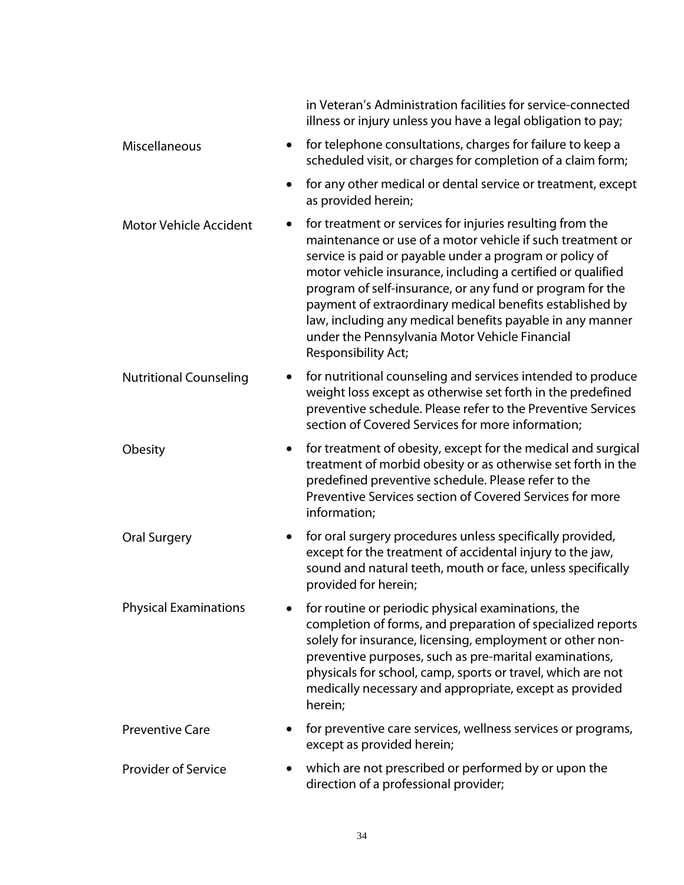in Veteran's Administration facilities for service-connected illness or injury unless you have a legal obligation to pay;

| | |
|---|---|
| Miscellaneous | • for telephone consultations, charges for failure to keep a scheduled visit, or charges for completion of a claim form; |
| | • for any other medical or dental service or treatment, except as provided herein; |
| Motor Vehicle Accident | • for treatment or services for injuries resulting from the maintenance or use of a motor vehicle if such treatment or service is paid or payable under a program or policy of motor vehicle insurance, including a certified or qualified program of self-insurance, or any fund or program for the payment of extraordinary medical benefits established by law, including any medical benefits payable in any manner under the Pennsylvania Motor Vehicle Financial Responsibility Act; |
| Nutritional Counseling | • for nutritional counseling and services intended to produce weight loss except as otherwise set forth in the predefined preventive schedule. Please refer to the Preventive Services section of Covered Services for more information; |
| Obesity | • for treatment of obesity, except for the medical and surgical treatment of morbid obesity or as otherwise set forth in the predefined preventive schedule. Please refer to the Preventive Services section of Covered Services for more information; |
| Oral Surgery | • for oral surgery procedures unless specifically provided, except for the treatment of accidental injury to the jaw, sound and natural teeth, mouth or face, unless specifically provided for herein; |
| Physical Examinations | • for routine or periodic physical examinations, the completion of forms, and preparation of specialized reports solely for insurance, licensing, employment or other non-preventive purposes, such as pre-marital examinations, physicals for school, camp, sports or travel, which are not medically necessary and appropriate, except as provided herein; |
| Preventive Care | • for preventive care services, wellness services or programs, except as provided herein; |
| Provider of Service | • which are not prescribed or performed by or upon the direction of a professional provider; |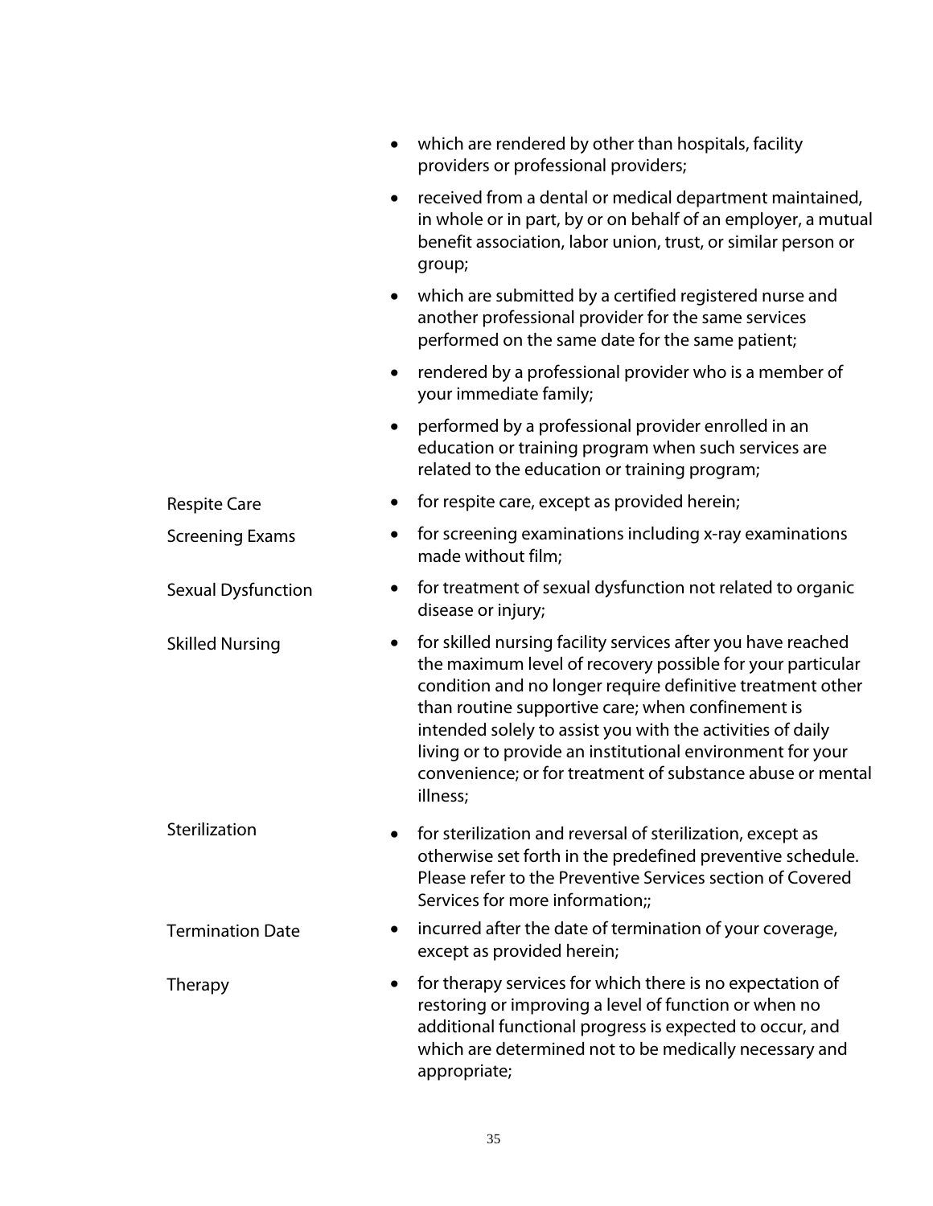- which are rendered by other than hospitals, facility providers or professional providers;
- received from a dental or medical department maintained, in whole or in part, by or on behalf of an employer, a mutual benefit association, labor union, trust, or similar person or group;
- which are submitted by a certified registered nurse and another professional provider for the same services performed on the same date for the same patient;
- rendered by a professional provider who is a member of your immediate family;
- performed by a professional provider enrolled in an education or training program when such services are related to the education or training program;

| | |
|---|---|
| Respite Care | • for respite care, except as provided herein; |
| Screening Exams | • for screening examinations including x-ray examinations made without film; |
| Sexual Dysfunction | • for treatment of sexual dysfunction not related to organic disease or injury; |
| Skilled Nursing | • for skilled nursing facility services after you have reached the maximum level of recovery possible for your particular condition and no longer require definitive treatment other than routine supportive care; when confinement is intended solely to assist you with the activities of daily living or to provide an institutional environment for your convenience; or for treatment of substance abuse or mental illness; |
| Sterilization | • for sterilization and reversal of sterilization, except as otherwise set forth in the predefined preventive schedule. Please refer to the Preventive Services section of Covered Services for more information;; |
| Termination Date | • incurred after the date of termination of your coverage, except as provided herein; |
| Therapy | • for therapy services for which there is no expectation of restoring or improving a level of function or when no additional functional progress is expected to occur, and which are determined not to be medically necessary and appropriate; |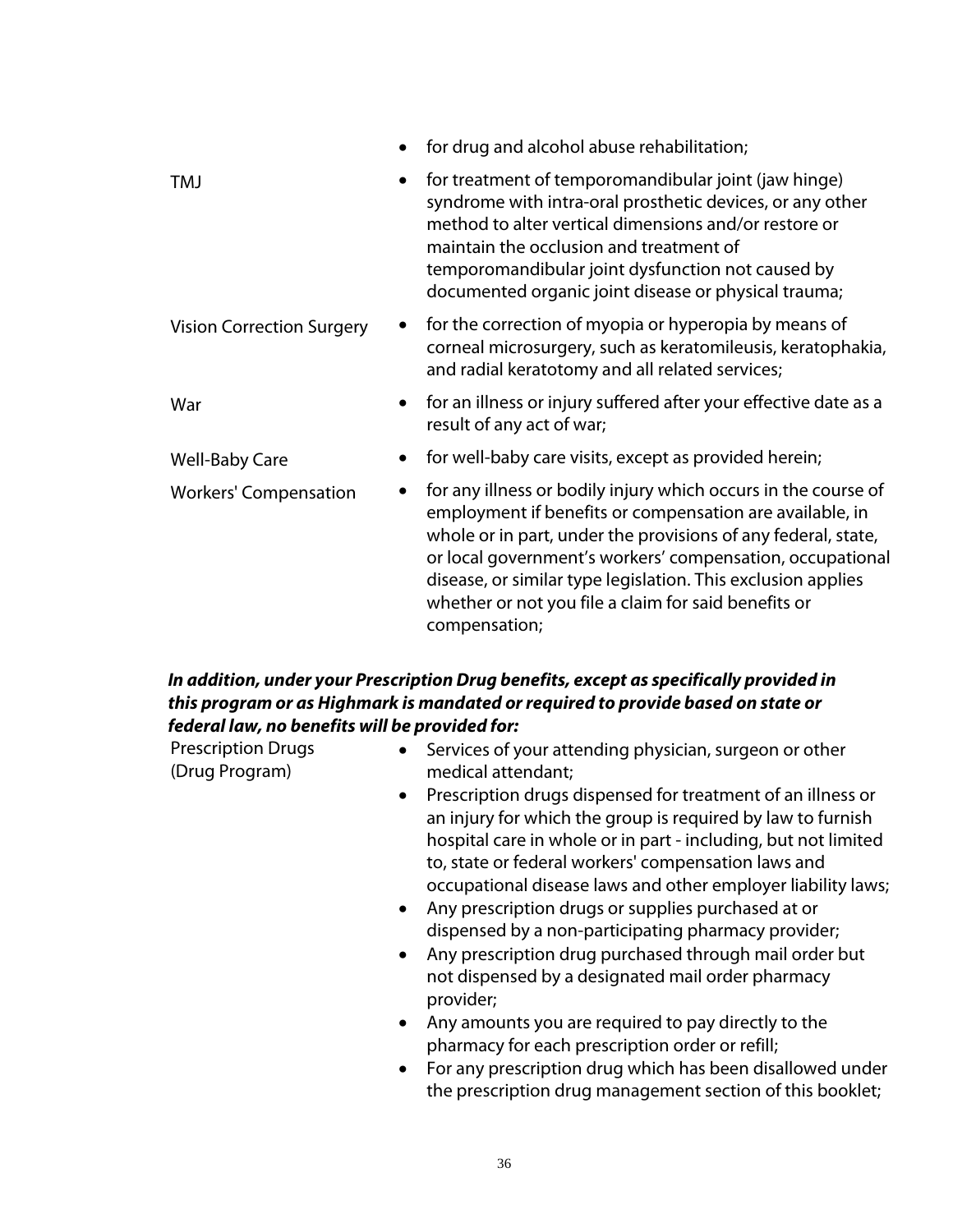| | |
|---|---|
| | • for drug and alcohol abuse rehabilitation; |
| TMJ | • for treatment of temporomandibular joint (jaw hinge) syndrome with intra-oral prosthetic devices, or any other method to alter vertical dimensions and/or restore or maintain the occlusion and treatment of temporomandibular joint dysfunction not caused by documented organic joint disease or physical trauma; |
| Vision Correction Surgery | • for the correction of myopia or hyperopia by means of corneal microsurgery, such as keratomileusis, keratophakia, and radial keratotomy and all related services; |
| War | • for an illness or injury suffered after your effective date as a result of any act of war; |
| Well-Baby Care | • for well-baby care visits, except as provided herein; |
| Workers' Compensation | • for any illness or bodily injury which occurs in the course of employment if benefits or compensation are available, in whole or in part, under the provisions of any federal, state, or local government's workers' compensation, occupational disease, or similar type legislation. This exclusion applies whether or not you file a claim for said benefits or compensation; |

***In addition, under your Prescription Drug benefits, except as specifically provided in this program or as Highmark is mandated or required to provide based on state or federal law, no benefits will be provided for:***

Prescription Drugs (Drug Program)

- Services of your attending physician, surgeon or other medical attendant;
- Prescription drugs dispensed for treatment of an illness or an injury for which the group is required by law to furnish hospital care in whole or in part - including, but not limited to, state or federal workers' compensation laws and occupational disease laws and other employer liability laws;
- Any prescription drugs or supplies purchased at or dispensed by a non-participating pharmacy provider;
- Any prescription drug purchased through mail order but not dispensed by a designated mail order pharmacy provider;
- Any amounts you are required to pay directly to the pharmacy for each prescription order or refill;
- For any prescription drug which has been disallowed under the prescription drug management section of this booklet;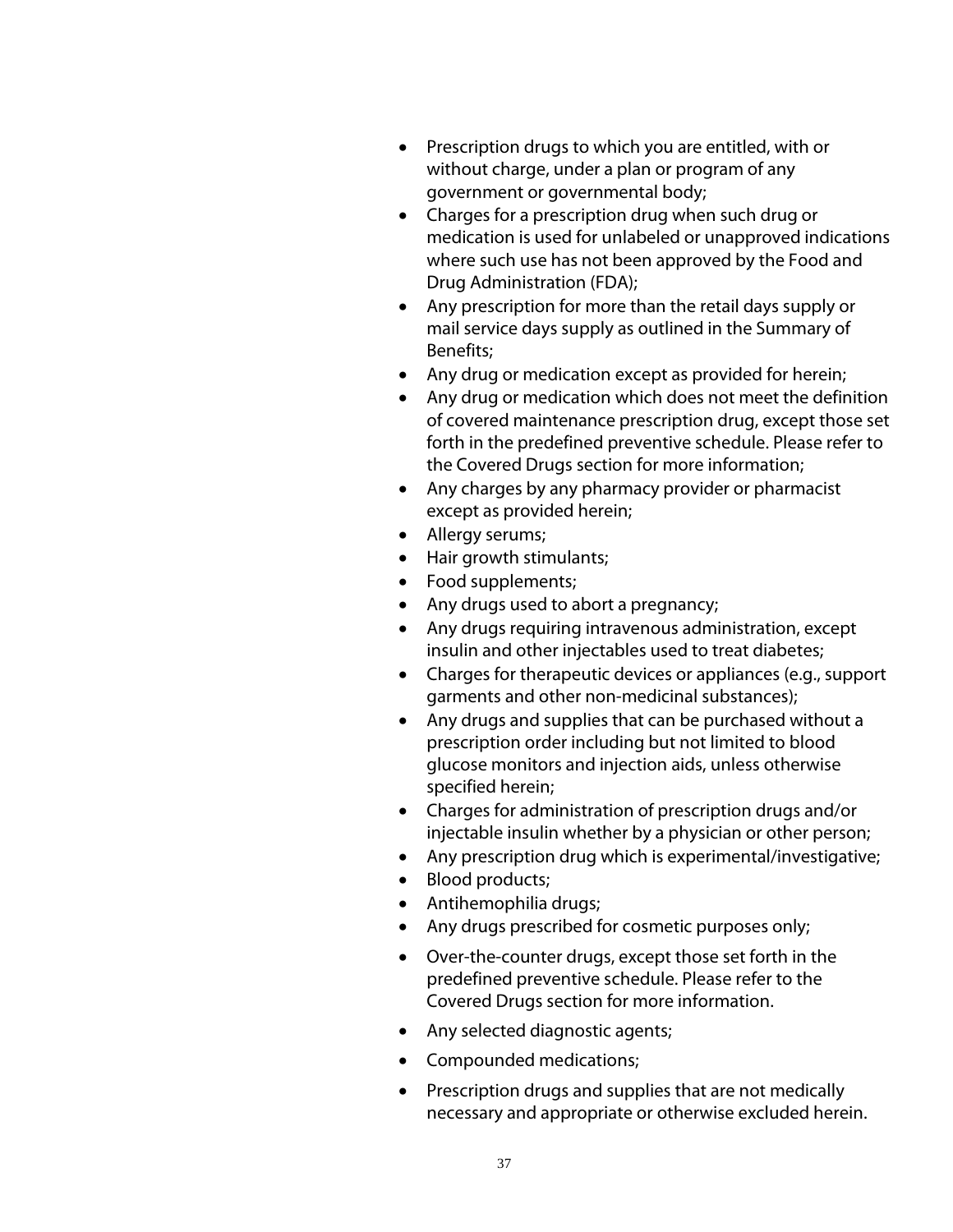- Prescription drugs to which you are entitled, with or without charge, under a plan or program of any government or governmental body;
- Charges for a prescription drug when such drug or medication is used for unlabeled or unapproved indications where such use has not been approved by the Food and Drug Administration (FDA);
- Any prescription for more than the retail days supply or mail service days supply as outlined in the Summary of Benefits;
- Any drug or medication except as provided for herein;
- Any drug or medication which does not meet the definition of covered maintenance prescription drug, except those set forth in the predefined preventive schedule. Please refer to the Covered Drugs section for more information;
- Any charges by any pharmacy provider or pharmacist except as provided herein;
- Allergy serums;
- Hair growth stimulants;
- Food supplements;
- Any drugs used to abort a pregnancy;
- Any drugs requiring intravenous administration, except insulin and other injectables used to treat diabetes;
- Charges for therapeutic devices or appliances (e.g., support garments and other non-medicinal substances);
- Any drugs and supplies that can be purchased without a prescription order including but not limited to blood glucose monitors and injection aids, unless otherwise specified herein;
- Charges for administration of prescription drugs and/or injectable insulin whether by a physician or other person;
- Any prescription drug which is experimental/investigative;
- Blood products;
- Antihemophilia drugs;
- Any drugs prescribed for cosmetic purposes only;
- Over-the-counter drugs, except those set forth in the predefined preventive schedule. Please refer to the Covered Drugs section for more information.
- Any selected diagnostic agents;
- Compounded medications;
- Prescription drugs and supplies that are not medically necessary and appropriate or otherwise excluded herein.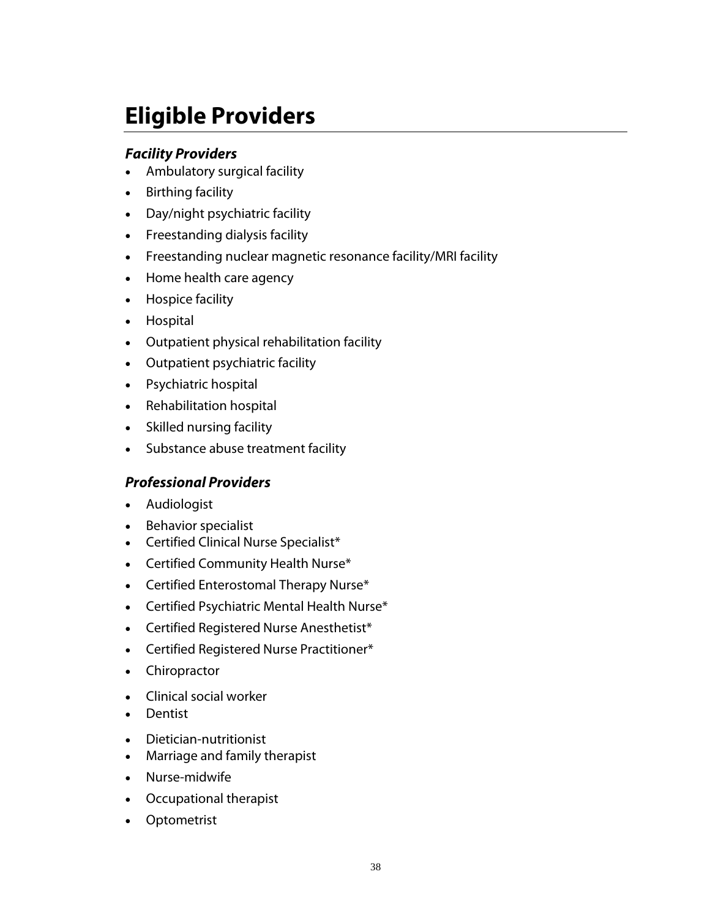# Eligible Providers

### *Facility Providers*

- Ambulatory surgical facility
- Birthing facility
- Day/night psychiatric facility
- Freestanding dialysis facility
- Freestanding nuclear magnetic resonance facility/MRI facility
- Home health care agency
- Hospice facility
- Hospital
- Outpatient physical rehabilitation facility
- Outpatient psychiatric facility
- Psychiatric hospital
- Rehabilitation hospital
- Skilled nursing facility
- Substance abuse treatment facility

### *Professional Providers*

- Audiologist
- Behavior specialist
- Certified Clinical Nurse Specialist*
- Certified Community Health Nurse*
- Certified Enterostomal Therapy Nurse*
- Certified Psychiatric Mental Health Nurse*
- Certified Registered Nurse Anesthetist*
- Certified Registered Nurse Practitioner*
- Chiropractor
- Clinical social worker
- Dentist
- Dietician-nutritionist
- Marriage and family therapist
- Nurse-midwife
- Occupational therapist
- Optometrist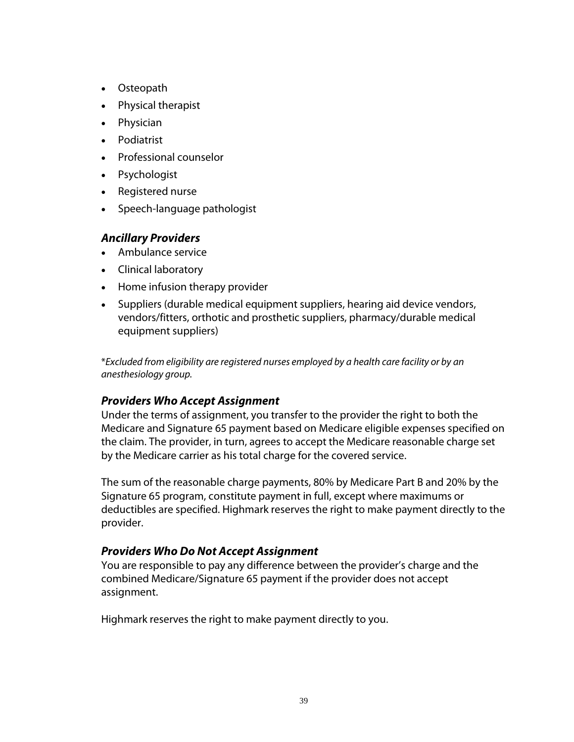- Osteopath
- Physical therapist
- Physician
- Podiatrist
- Professional counselor
- Psychologist
- Registered nurse
- Speech-language pathologist

### *Ancillary Providers*

- Ambulance service
- Clinical laboratory
- Home infusion therapy provider
- Suppliers (durable medical equipment suppliers, hearing aid device vendors, vendors/fitters, orthotic and prosthetic suppliers, pharmacy/durable medical equipment suppliers)

*\*Excluded from eligibility are registered nurses employed by a health care facility or by an anesthesiology group.*

### *Providers Who Accept Assignment*

Under the terms of assignment, you transfer to the provider the right to both the Medicare and Signature 65 payment based on Medicare eligible expenses specified on the claim. The provider, in turn, agrees to accept the Medicare reasonable charge set by the Medicare carrier as his total charge for the covered service.

The sum of the reasonable charge payments, 80% by Medicare Part B and 20% by the Signature 65 program, constitute payment in full, except where maximums or deductibles are specified. Highmark reserves the right to make payment directly to the provider.

### *Providers Who Do Not Accept Assignment*

You are responsible to pay any difference between the provider's charge and the combined Medicare/Signature 65 payment if the provider does not accept assignment.

Highmark reserves the right to make payment directly to you.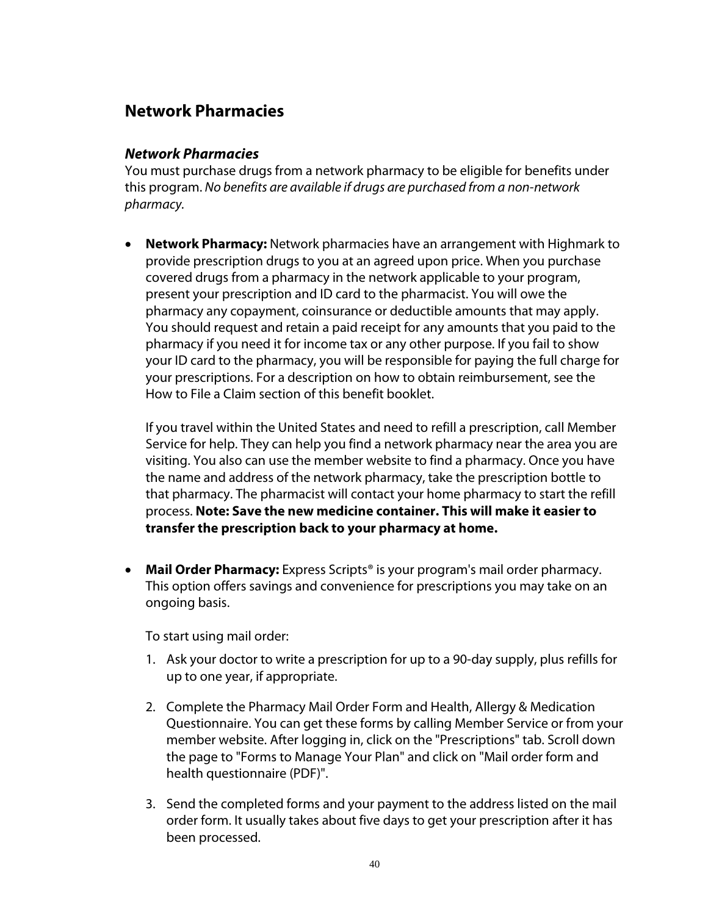## Network Pharmacies

### *Network Pharmacies*

You must purchase drugs from a network pharmacy to be eligible for benefits under this program. *No benefits are available if drugs are purchased from a non-network pharmacy.*

- **Network Pharmacy:** Network pharmacies have an arrangement with Highmark to provide prescription drugs to you at an agreed upon price. When you purchase covered drugs from a pharmacy in the network applicable to your program, present your prescription and ID card to the pharmacist. You will owe the pharmacy any copayment, coinsurance or deductible amounts that may apply. You should request and retain a paid receipt for any amounts that you paid to the pharmacy if you need it for income tax or any other purpose. If you fail to show your ID card to the pharmacy, you will be responsible for paying the full charge for your prescriptions. For a description on how to obtain reimbursement, see the How to File a Claim section of this benefit booklet.

  If you travel within the United States and need to refill a prescription, call Member Service for help. They can help you find a network pharmacy near the area you are visiting. You also can use the member website to find a pharmacy. Once you have the name and address of the network pharmacy, take the prescription bottle to that pharmacy. The pharmacist will contact your home pharmacy to start the refill process. **Note: Save the new medicine container. This will make it easier to transfer the prescription back to your pharmacy at home.**

- **Mail Order Pharmacy:** Express Scripts® is your program's mail order pharmacy. This option offers savings and convenience for prescriptions you may take on an ongoing basis.

  To start using mail order:

  1. Ask your doctor to write a prescription for up to a 90-day supply, plus refills for up to one year, if appropriate.

  2. Complete the Pharmacy Mail Order Form and Health, Allergy & Medication Questionnaire. You can get these forms by calling Member Service or from your member website. After logging in, click on the "Prescriptions" tab. Scroll down the page to "Forms to Manage Your Plan" and click on "Mail order form and health questionnaire (PDF)".

  3. Send the completed forms and your payment to the address listed on the mail order form. It usually takes about five days to get your prescription after it has been processed.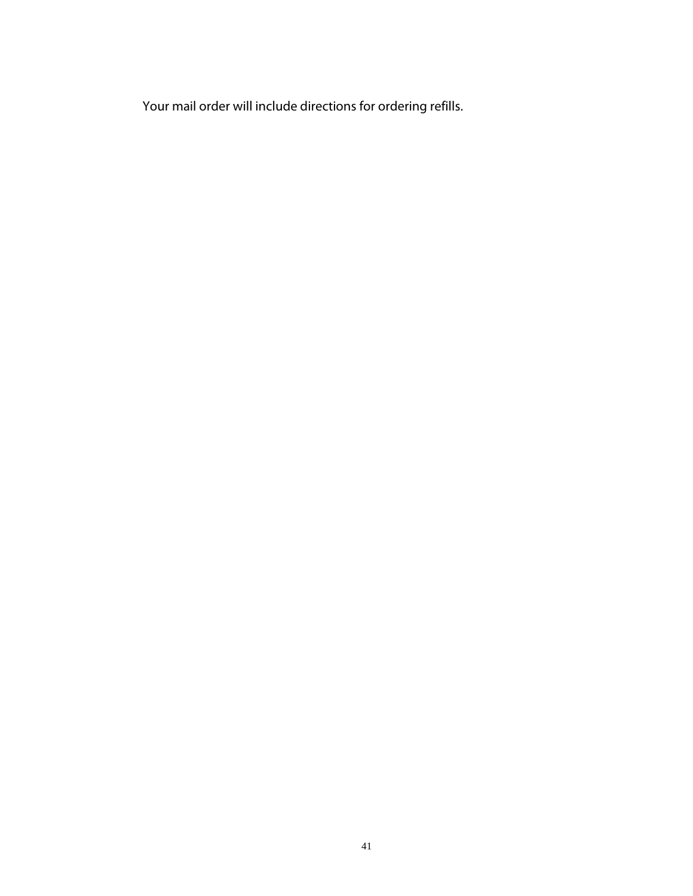Your mail order will include directions for ordering refills.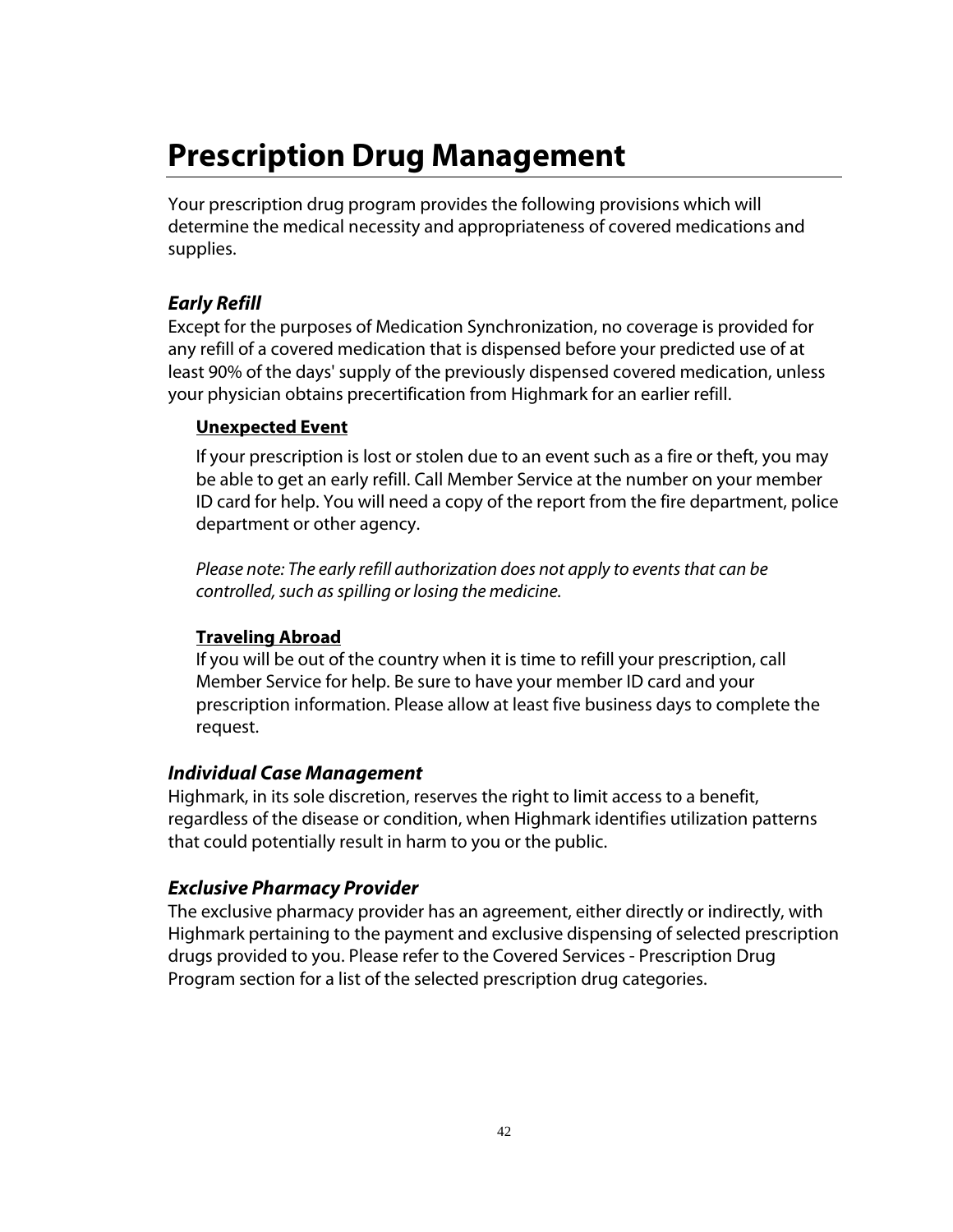# Prescription Drug Management

Your prescription drug program provides the following provisions which will determine the medical necessity and appropriateness of covered medications and supplies.

## *Early Refill*

Except for the purposes of Medication Synchronization, no coverage is provided for any refill of a covered medication that is dispensed before your predicted use of at least 90% of the days' supply of the previously dispensed covered medication, unless your physician obtains precertification from Highmark for an earlier refill.

### Unexpected Event

If your prescription is lost or stolen due to an event such as a fire or theft, you may be able to get an early refill. Call Member Service at the number on your member ID card for help. You will need a copy of the report from the fire department, police department or other agency.

*Please note: The early refill authorization does not apply to events that can be controlled, such as spilling or losing the medicine.*

### Traveling Abroad

If you will be out of the country when it is time to refill your prescription, call Member Service for help. Be sure to have your member ID card and your prescription information. Please allow at least five business days to complete the request.

## *Individual Case Management*

Highmark, in its sole discretion, reserves the right to limit access to a benefit, regardless of the disease or condition, when Highmark identifies utilization patterns that could potentially result in harm to you or the public.

## *Exclusive Pharmacy Provider*

The exclusive pharmacy provider has an agreement, either directly or indirectly, with Highmark pertaining to the payment and exclusive dispensing of selected prescription drugs provided to you. Please refer to the Covered Services - Prescription Drug Program section for a list of the selected prescription drug categories.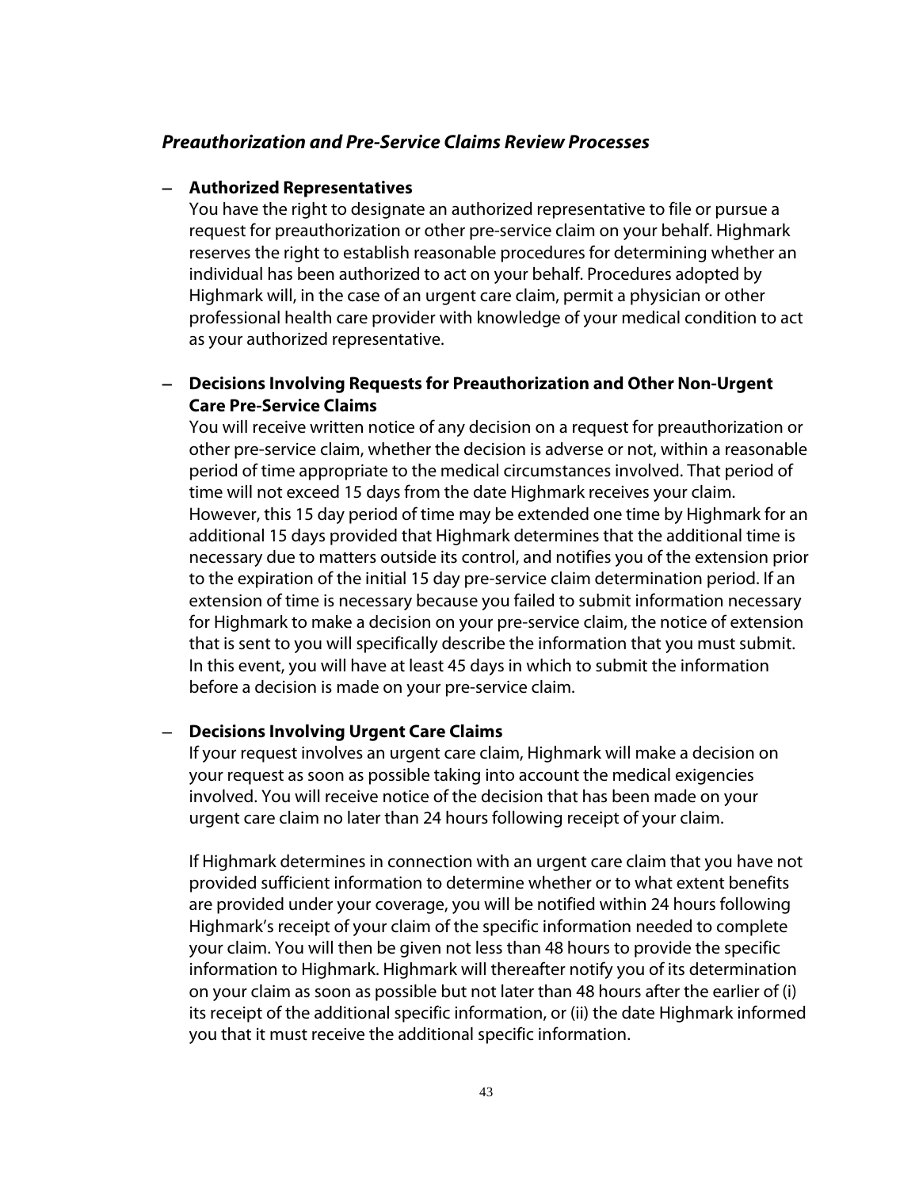### *Preauthorization and Pre-Service Claims Review Processes*

– **Authorized Representatives**
  You have the right to designate an authorized representative to file or pursue a request for preauthorization or other pre-service claim on your behalf. Highmark reserves the right to establish reasonable procedures for determining whether an individual has been authorized to act on your behalf. Procedures adopted by Highmark will, in the case of an urgent care claim, permit a physician or other professional health care provider with knowledge of your medical condition to act as your authorized representative.

– **Decisions Involving Requests for Preauthorization and Other Non-Urgent Care Pre-Service Claims**
  You will receive written notice of any decision on a request for preauthorization or other pre-service claim, whether the decision is adverse or not, within a reasonable period of time appropriate to the medical circumstances involved. That period of time will not exceed 15 days from the date Highmark receives your claim. However, this 15 day period of time may be extended one time by Highmark for an additional 15 days provided that Highmark determines that the additional time is necessary due to matters outside its control, and notifies you of the extension prior to the expiration of the initial 15 day pre-service claim determination period. If an extension of time is necessary because you failed to submit information necessary for Highmark to make a decision on your pre-service claim, the notice of extension that is sent to you will specifically describe the information that you must submit. In this event, you will have at least 45 days in which to submit the information before a decision is made on your pre-service claim.

– **Decisions Involving Urgent Care Claims**
  If your request involves an urgent care claim, Highmark will make a decision on your request as soon as possible taking into account the medical exigencies involved. You will receive notice of the decision that has been made on your urgent care claim no later than 24 hours following receipt of your claim.

  If Highmark determines in connection with an urgent care claim that you have not provided sufficient information to determine whether or to what extent benefits are provided under your coverage, you will be notified within 24 hours following Highmark's receipt of your claim of the specific information needed to complete your claim. You will then be given not less than 48 hours to provide the specific information to Highmark. Highmark will thereafter notify you of its determination on your claim as soon as possible but not later than 48 hours after the earlier of (i) its receipt of the additional specific information, or (ii) the date Highmark informed you that it must receive the additional specific information.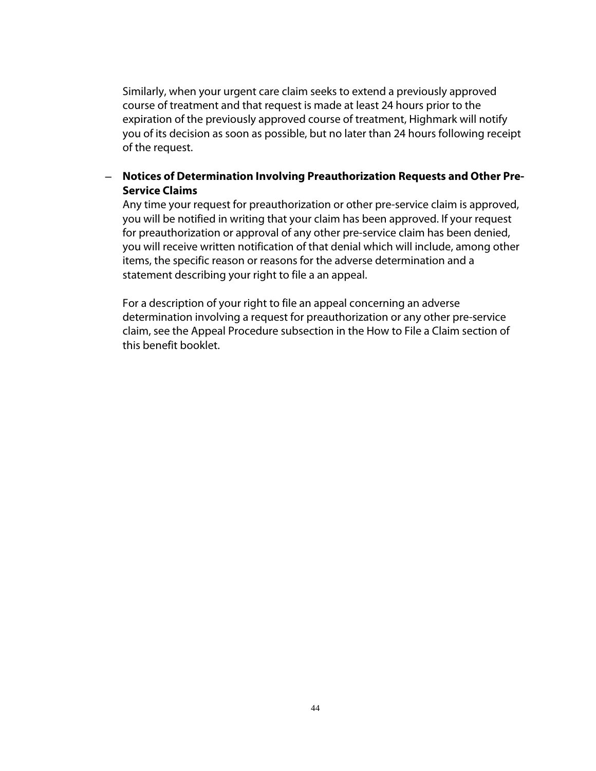Similarly, when your urgent care claim seeks to extend a previously approved course of treatment and that request is made at least 24 hours prior to the expiration of the previously approved course of treatment, Highmark will notify you of its decision as soon as possible, but no later than 24 hours following receipt of the request.

- **Notices of Determination Involving Preauthorization Requests and Other Pre-Service Claims**
  Any time your request for preauthorization or other pre-service claim is approved, you will be notified in writing that your claim has been approved. If your request for preauthorization or approval of any other pre-service claim has been denied, you will receive written notification of that denial which will include, among other items, the specific reason or reasons for the adverse determination and a statement describing your right to file a an appeal.

  For a description of your right to file an appeal concerning an adverse determination involving a request for preauthorization or any other pre-service claim, see the Appeal Procedure subsection in the How to File a Claim section of this benefit booklet.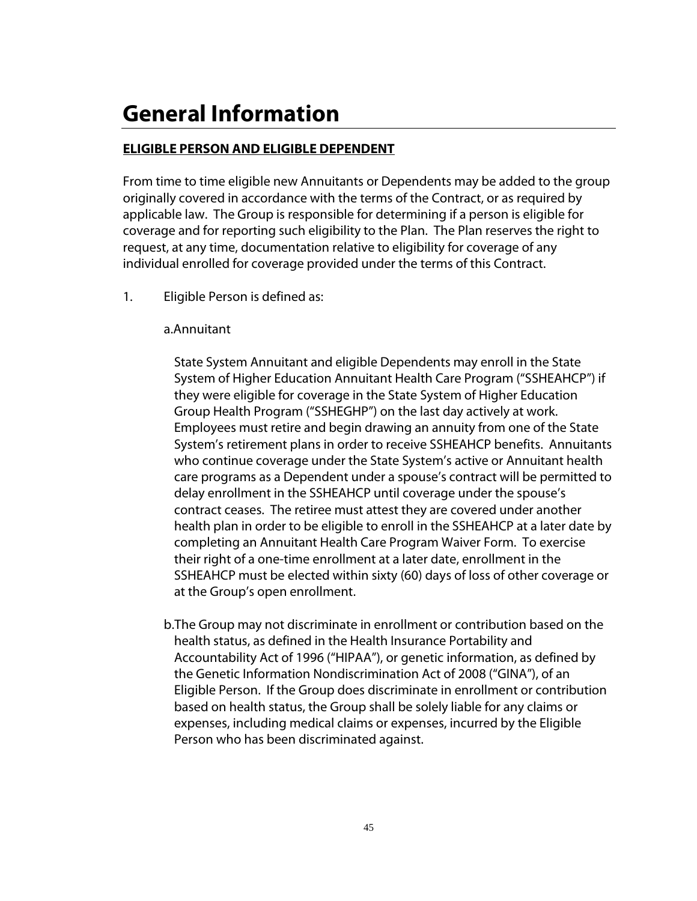# General Information

**ELIGIBLE PERSON AND ELIGIBLE DEPENDENT**

From time to time eligible new Annuitants or Dependents may be added to the group originally covered in accordance with the terms of the Contract, or as required by applicable law. The Group is responsible for determining if a person is eligible for coverage and for reporting such eligibility to the Plan. The Plan reserves the right to request, at any time, documentation relative to eligibility for coverage of any individual enrolled for coverage provided under the terms of this Contract.

1. Eligible Person is defined as:

   a. Annuitant

      State System Annuitant and eligible Dependents may enroll in the State System of Higher Education Annuitant Health Care Program ("SSHEAHCP") if they were eligible for coverage in the State System of Higher Education Group Health Program ("SSHEGHP") on the last day actively at work. Employees must retire and begin drawing an annuity from one of the State System's retirement plans in order to receive SSHEAHCP benefits. Annuitants who continue coverage under the State System's active or Annuitant health care programs as a Dependent under a spouse's contract will be permitted to delay enrollment in the SSHEAHCP until coverage under the spouse's contract ceases. The retiree must attest they are covered under another health plan in order to be eligible to enroll in the SSHEAHCP at a later date by completing an Annuitant Health Care Program Waiver Form. To exercise their right of a one-time enrollment at a later date, enrollment in the SSHEAHCP must be elected within sixty (60) days of loss of other coverage or at the Group's open enrollment.

   b. The Group may not discriminate in enrollment or contribution based on the health status, as defined in the Health Insurance Portability and Accountability Act of 1996 ("HIPAA"), or genetic information, as defined by the Genetic Information Nondiscrimination Act of 2008 ("GINA"), of an Eligible Person. If the Group does discriminate in enrollment or contribution based on health status, the Group shall be solely liable for any claims or expenses, including medical claims or expenses, incurred by the Eligible Person who has been discriminated against.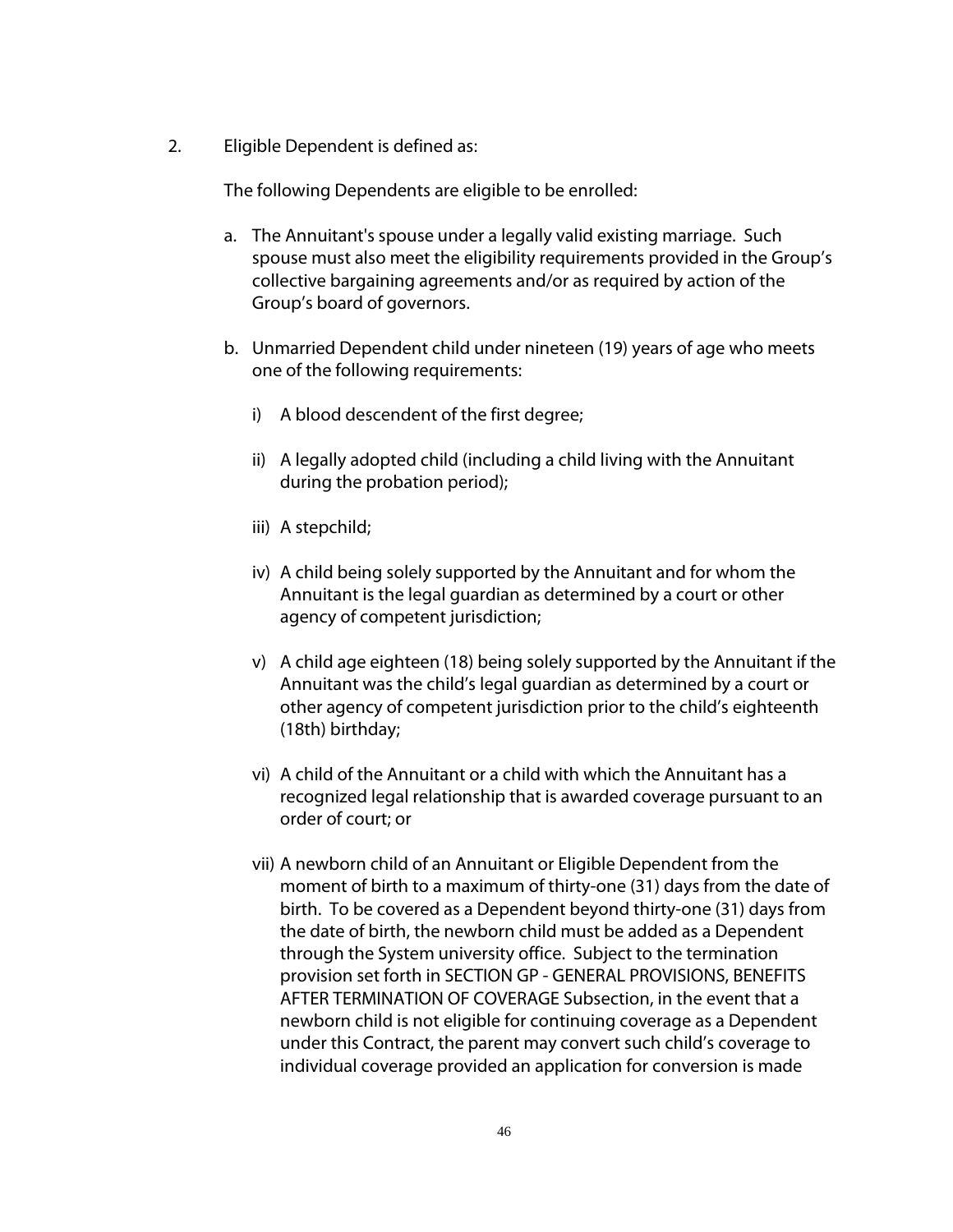2. Eligible Dependent is defined as:

   The following Dependents are eligible to be enrolled:

   a. The Annuitant's spouse under a legally valid existing marriage. Such spouse must also meet the eligibility requirements provided in the Group's collective bargaining agreements and/or as required by action of the Group's board of governors.

   b. Unmarried Dependent child under nineteen (19) years of age who meets one of the following requirements:

      i) A blood descendent of the first degree;

      ii) A legally adopted child (including a child living with the Annuitant during the probation period);

      iii) A stepchild;

      iv) A child being solely supported by the Annuitant and for whom the Annuitant is the legal guardian as determined by a court or other agency of competent jurisdiction;

      v) A child age eighteen (18) being solely supported by the Annuitant if the Annuitant was the child's legal guardian as determined by a court or other agency of competent jurisdiction prior to the child's eighteenth (18th) birthday;

      vi) A child of the Annuitant or a child with which the Annuitant has a recognized legal relationship that is awarded coverage pursuant to an order of court; or

      vii) A newborn child of an Annuitant or Eligible Dependent from the moment of birth to a maximum of thirty-one (31) days from the date of birth. To be covered as a Dependent beyond thirty-one (31) days from the date of birth, the newborn child must be added as a Dependent through the System university office. Subject to the termination provision set forth in SECTION GP - GENERAL PROVISIONS, BENEFITS AFTER TERMINATION OF COVERAGE Subsection, in the event that a newborn child is not eligible for continuing coverage as a Dependent under this Contract, the parent may convert such child's coverage to individual coverage provided an application for conversion is made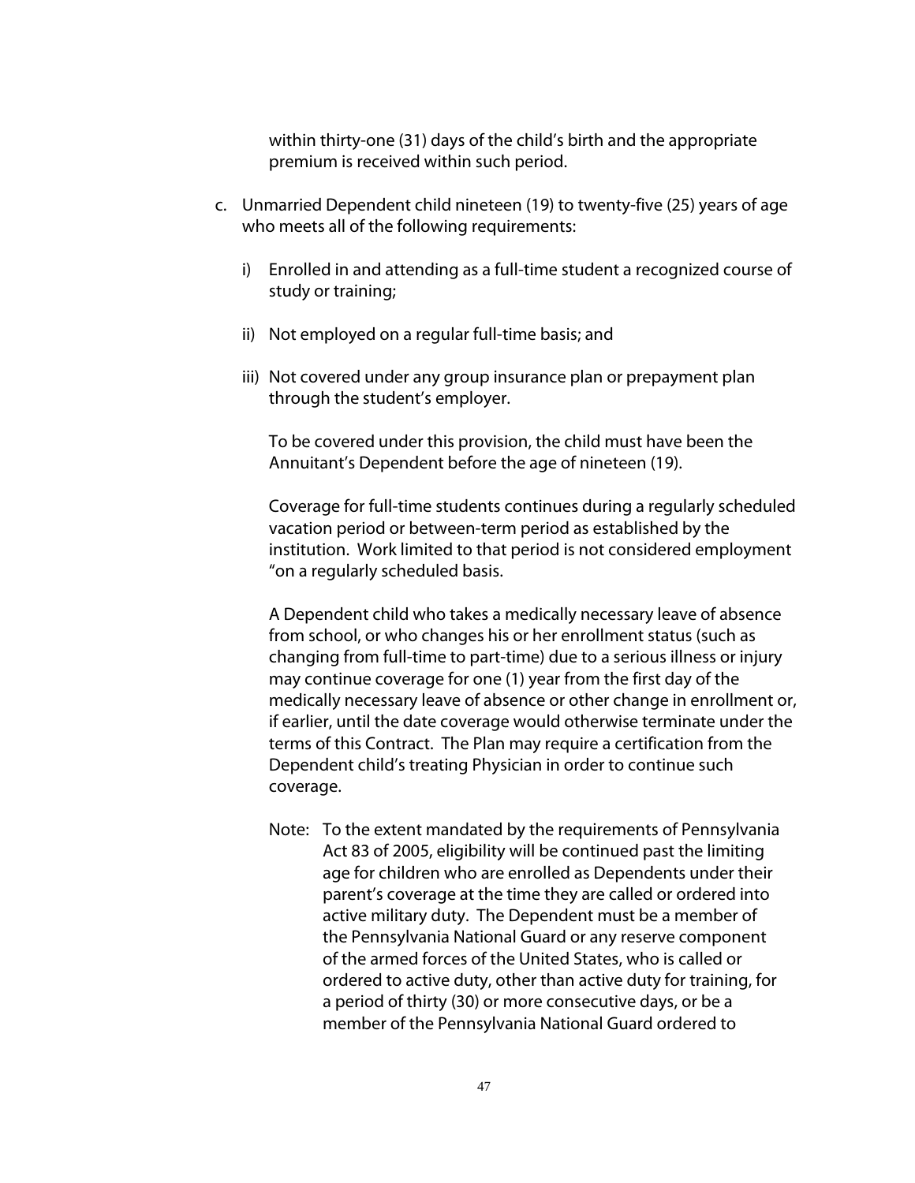within thirty-one (31) days of the child's birth and the appropriate premium is received within such period.

c. Unmarried Dependent child nineteen (19) to twenty-five (25) years of age who meets all of the following requirements:

   i) Enrolled in and attending as a full-time student a recognized course of study or training;

   ii) Not employed on a regular full-time basis; and

   iii) Not covered under any group insurance plan or prepayment plan through the student's employer.

   To be covered under this provision, the child must have been the Annuitant's Dependent before the age of nineteen (19).

   Coverage for full-time students continues during a regularly scheduled vacation period or between-term period as established by the institution. Work limited to that period is not considered employment "on a regularly scheduled basis.

   A Dependent child who takes a medically necessary leave of absence from school, or who changes his or her enrollment status (such as changing from full-time to part-time) due to a serious illness or injury may continue coverage for one (1) year from the first day of the medically necessary leave of absence or other change in enrollment or, if earlier, until the date coverage would otherwise terminate under the terms of this Contract. The Plan may require a certification from the Dependent child's treating Physician in order to continue such coverage.

   Note: To the extent mandated by the requirements of Pennsylvania Act 83 of 2005, eligibility will be continued past the limiting age for children who are enrolled as Dependents under their parent's coverage at the time they are called or ordered into active military duty. The Dependent must be a member of the Pennsylvania National Guard or any reserve component of the armed forces of the United States, who is called or ordered to active duty, other than active duty for training, for a period of thirty (30) or more consecutive days, or be a member of the Pennsylvania National Guard ordered to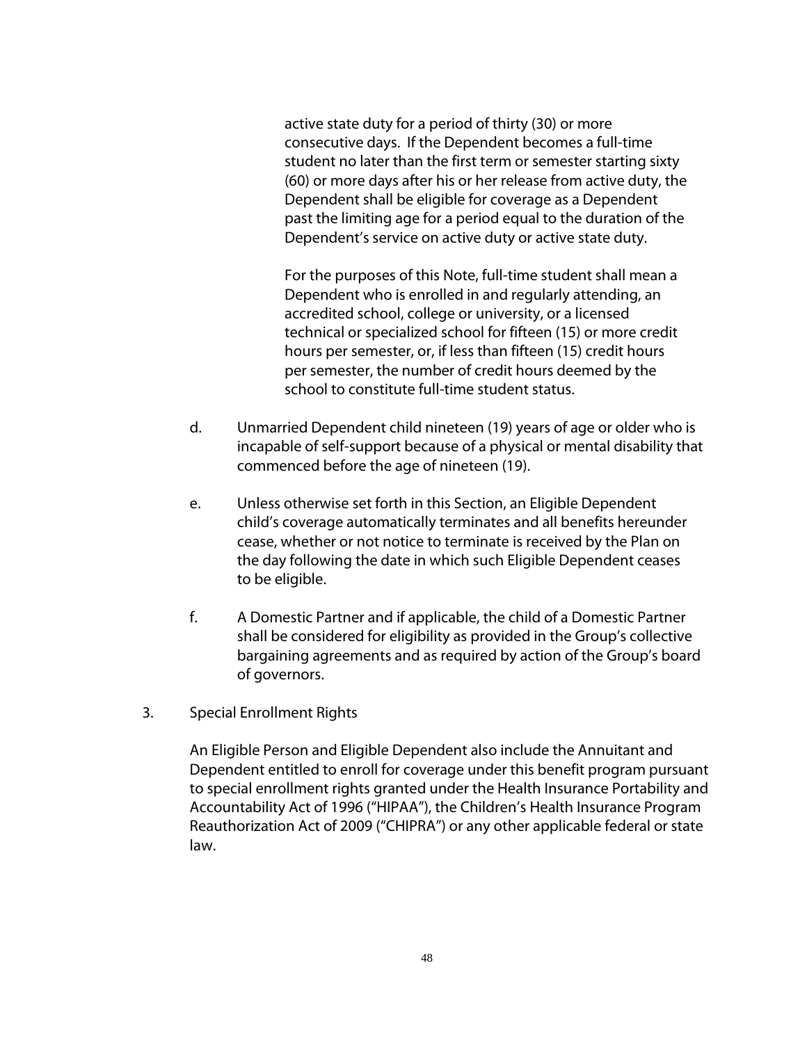active state duty for a period of thirty (30) or more consecutive days. If the Dependent becomes a full-time student no later than the first term or semester starting sixty (60) or more days after his or her release from active duty, the Dependent shall be eligible for coverage as a Dependent past the limiting age for a period equal to the duration of the Dependent's service on active duty or active state duty.

For the purposes of this Note, full-time student shall mean a Dependent who is enrolled in and regularly attending, an accredited school, college or university, or a licensed technical or specialized school for fifteen (15) or more credit hours per semester, or, if less than fifteen (15) credit hours per semester, the number of credit hours deemed by the school to constitute full-time student status.

d. Unmarried Dependent child nineteen (19) years of age or older who is incapable of self-support because of a physical or mental disability that commenced before the age of nineteen (19).

e. Unless otherwise set forth in this Section, an Eligible Dependent child's coverage automatically terminates and all benefits hereunder cease, whether or not notice to terminate is received by the Plan on the day following the date in which such Eligible Dependent ceases to be eligible.

f. A Domestic Partner and if applicable, the child of a Domestic Partner shall be considered for eligibility as provided in the Group's collective bargaining agreements and as required by action of the Group's board of governors.

3. Special Enrollment Rights

An Eligible Person and Eligible Dependent also include the Annuitant and Dependent entitled to enroll for coverage under this benefit program pursuant to special enrollment rights granted under the Health Insurance Portability and Accountability Act of 1996 ("HIPAA"), the Children's Health Insurance Program Reauthorization Act of 2009 ("CHIPRA") or any other applicable federal or state law.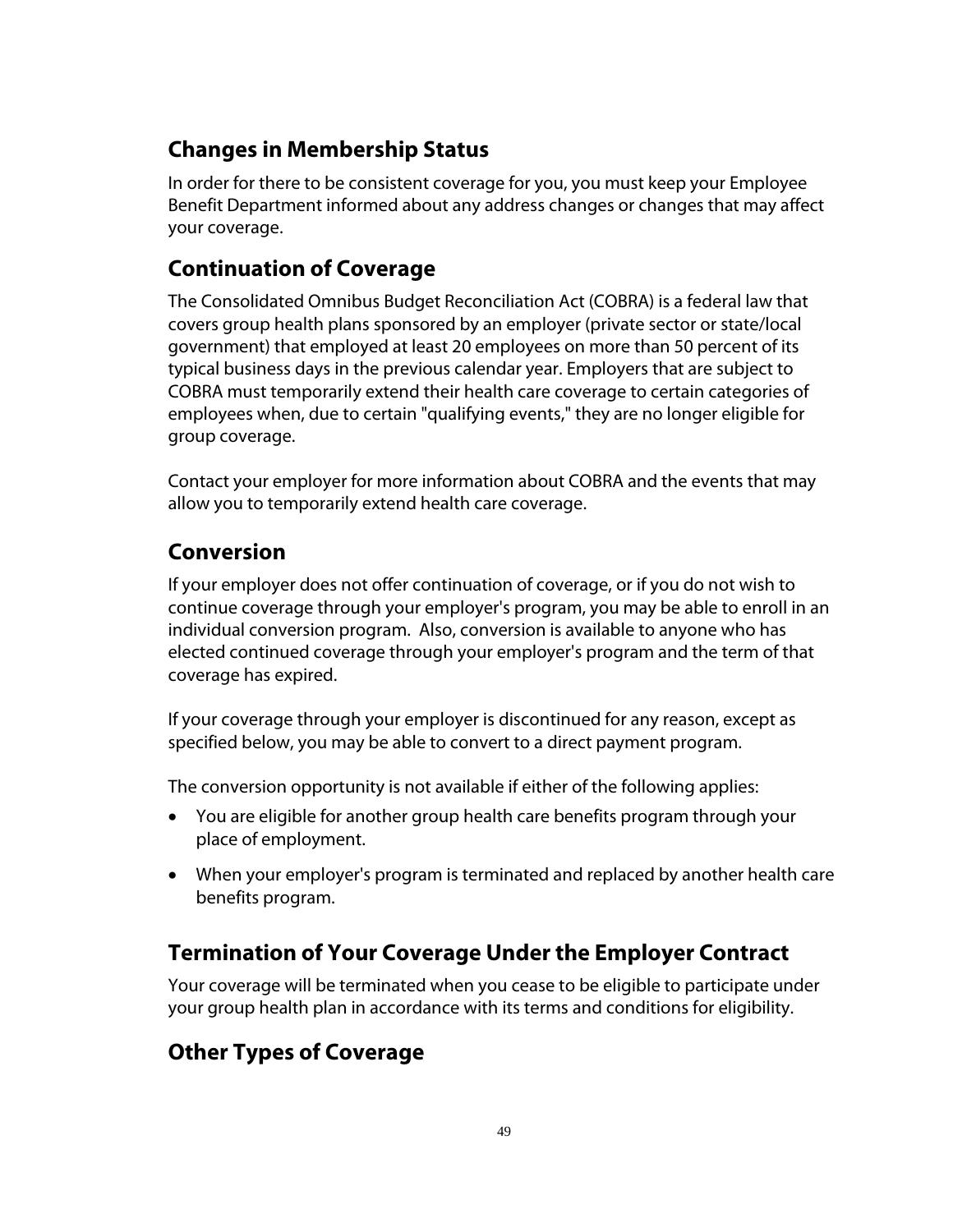## Changes in Membership Status

In order for there to be consistent coverage for you, you must keep your Employee Benefit Department informed about any address changes or changes that may affect your coverage.

## Continuation of Coverage

The Consolidated Omnibus Budget Reconciliation Act (COBRA) is a federal law that covers group health plans sponsored by an employer (private sector or state/local government) that employed at least 20 employees on more than 50 percent of its typical business days in the previous calendar year. Employers that are subject to COBRA must temporarily extend their health care coverage to certain categories of employees when, due to certain "qualifying events," they are no longer eligible for group coverage.

Contact your employer for more information about COBRA and the events that may allow you to temporarily extend health care coverage.

## Conversion

If your employer does not offer continuation of coverage, or if you do not wish to continue coverage through your employer's program, you may be able to enroll in an individual conversion program. Also, conversion is available to anyone who has elected continued coverage through your employer's program and the term of that coverage has expired.

If your coverage through your employer is discontinued for any reason, except as specified below, you may be able to convert to a direct payment program.

The conversion opportunity is not available if either of the following applies:

- You are eligible for another group health care benefits program through your place of employment.
- When your employer's program is terminated and replaced by another health care benefits program.

## Termination of Your Coverage Under the Employer Contract

Your coverage will be terminated when you cease to be eligible to participate under your group health plan in accordance with its terms and conditions for eligibility.

## Other Types of Coverage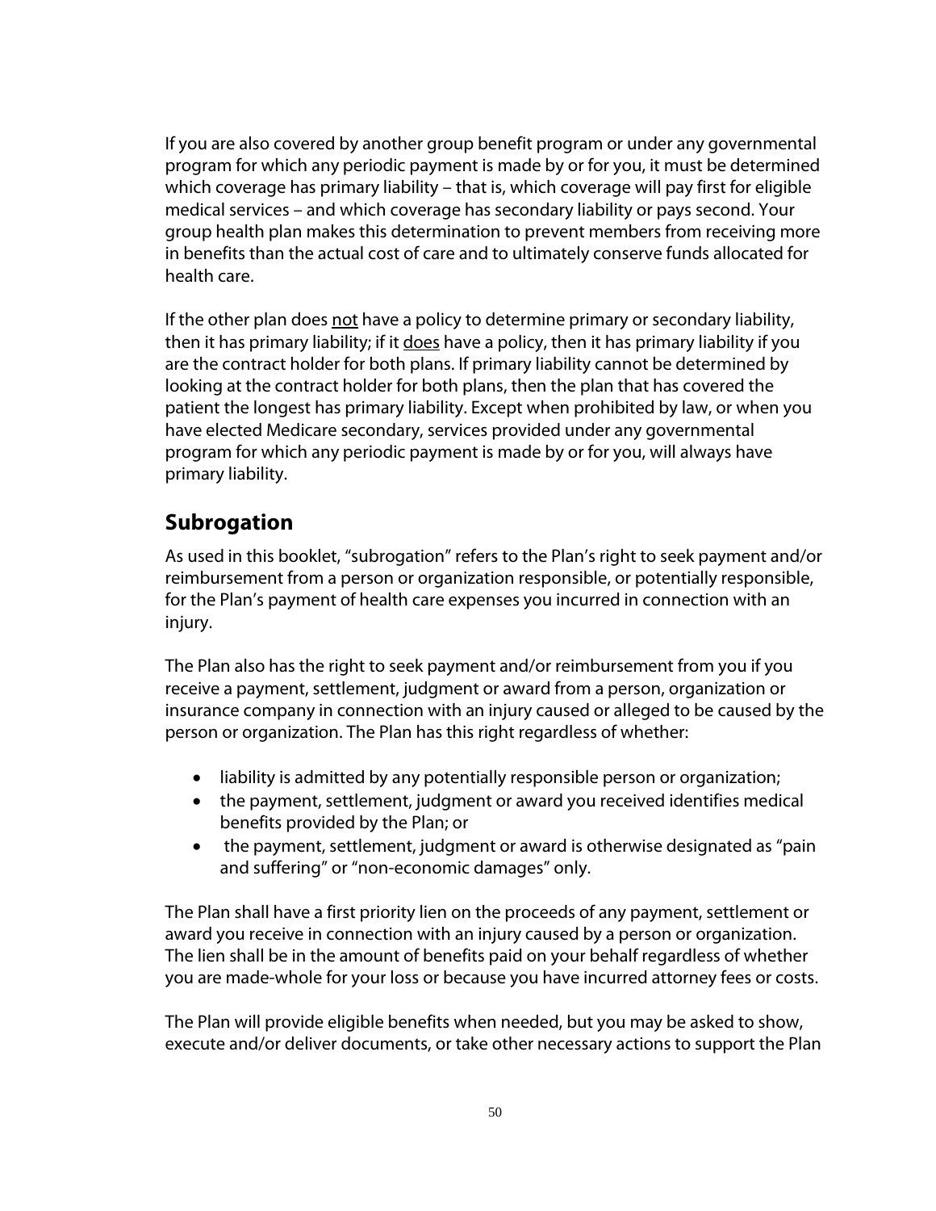If you are also covered by another group benefit program or under any governmental program for which any periodic payment is made by or for you, it must be determined which coverage has primary liability – that is, which coverage will pay first for eligible medical services – and which coverage has secondary liability or pays second. Your group health plan makes this determination to prevent members from receiving more in benefits than the actual cost of care and to ultimately conserve funds allocated for health care.

If the other plan does <u>not</u> have a policy to determine primary or secondary liability, then it has primary liability; if it <u>does</u> have a policy, then it has primary liability if you are the contract holder for both plans. If primary liability cannot be determined by looking at the contract holder for both plans, then the plan that has covered the patient the longest has primary liability. Except when prohibited by law, or when you have elected Medicare secondary, services provided under any governmental program for which any periodic payment is made by or for you, will always have primary liability.

## Subrogation

As used in this booklet, "subrogation" refers to the Plan's right to seek payment and/or reimbursement from a person or organization responsible, or potentially responsible, for the Plan's payment of health care expenses you incurred in connection with an injury.

The Plan also has the right to seek payment and/or reimbursement from you if you receive a payment, settlement, judgment or award from a person, organization or insurance company in connection with an injury caused or alleged to be caused by the person or organization. The Plan has this right regardless of whether:

- liability is admitted by any potentially responsible person or organization;
- the payment, settlement, judgment or award you received identifies medical benefits provided by the Plan; or
- the payment, settlement, judgment or award is otherwise designated as "pain and suffering" or "non-economic damages" only.

The Plan shall have a first priority lien on the proceeds of any payment, settlement or award you receive in connection with an injury caused by a person or organization. The lien shall be in the amount of benefits paid on your behalf regardless of whether you are made-whole for your loss or because you have incurred attorney fees or costs.

The Plan will provide eligible benefits when needed, but you may be asked to show, execute and/or deliver documents, or take other necessary actions to support the Plan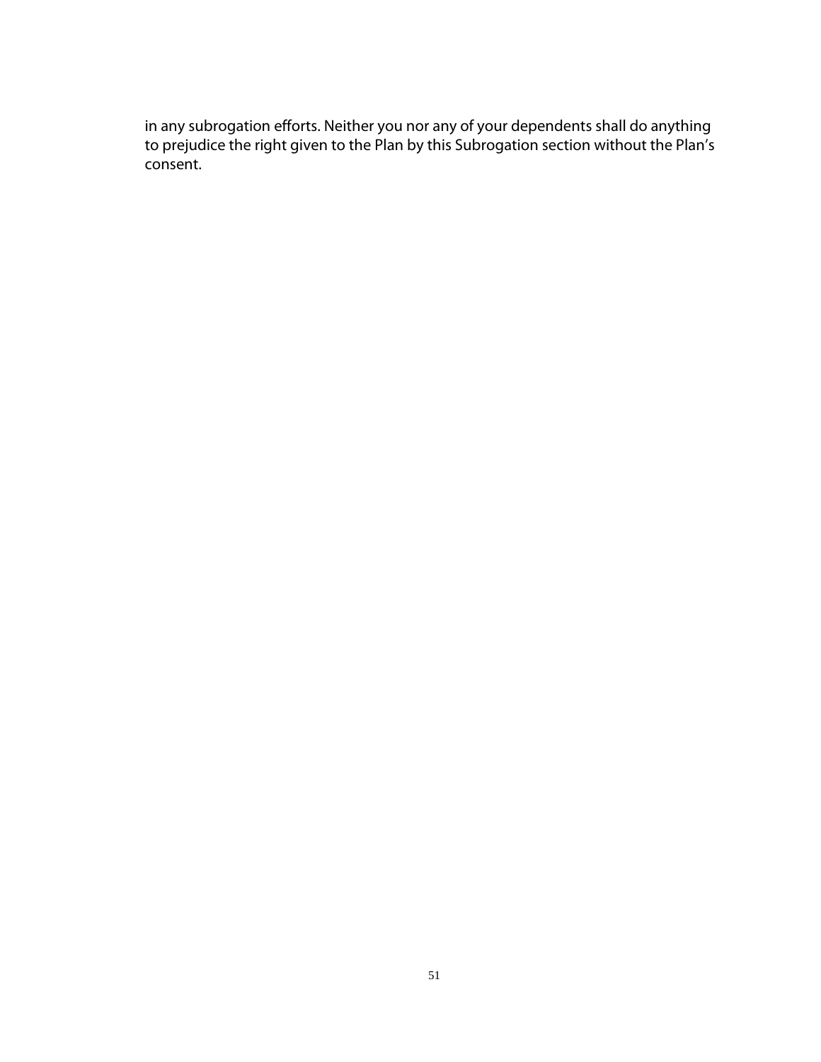in any subrogation efforts. Neither you nor any of your dependents shall do anything to prejudice the right given to the Plan by this Subrogation section without the Plan's consent.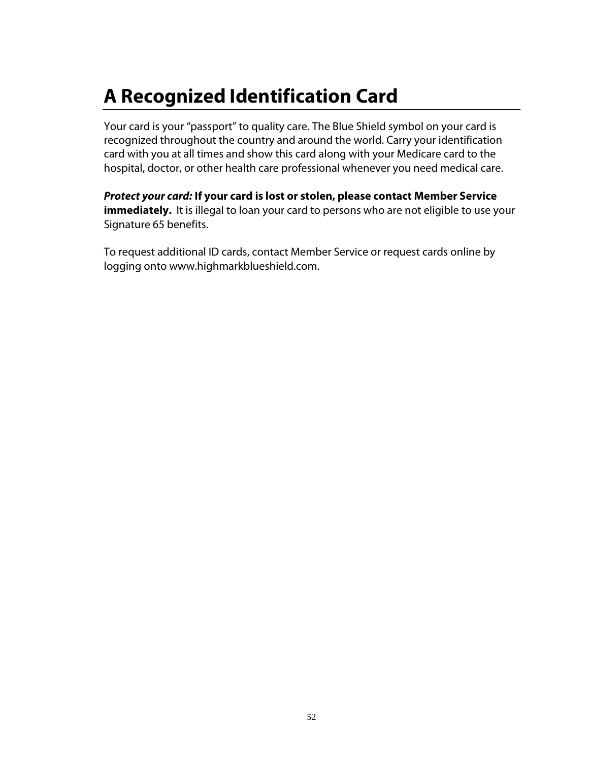# A Recognized Identification Card

Your card is your "passport" to quality care. The Blue Shield symbol on your card is recognized throughout the country and around the world. Carry your identification card with you at all times and show this card along with your Medicare card to the hospital, doctor, or other health care professional whenever you need medical care.

***Protect your card:*** **If your card is lost or stolen, please contact Member Service immediately.** It is illegal to loan your card to persons who are not eligible to use your Signature 65 benefits.

To request additional ID cards, contact Member Service or request cards online by logging onto www.highmarkblueshield.com.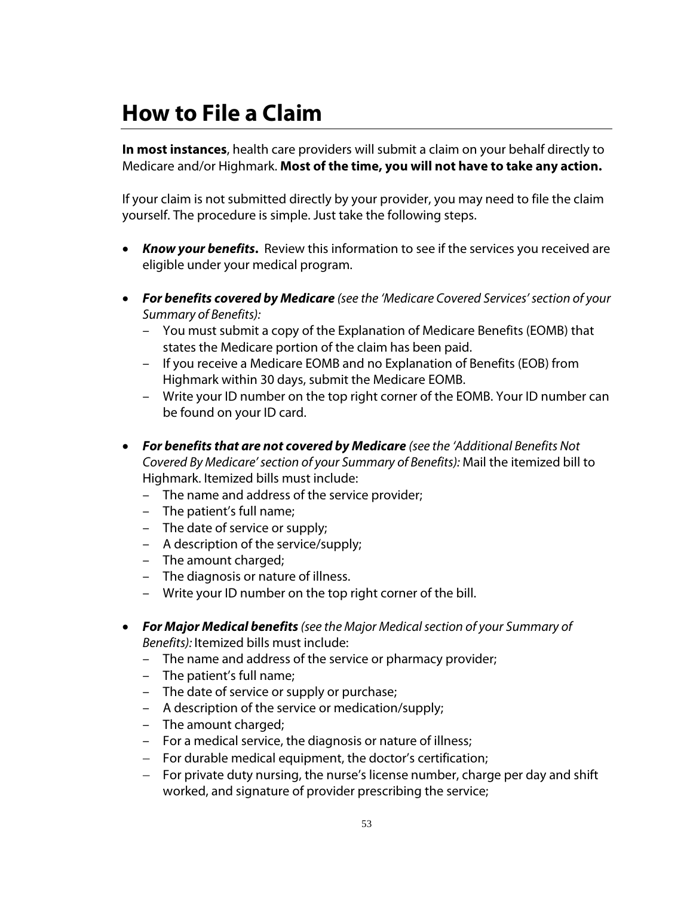# How to File a Claim

**In most instances**, health care providers will submit a claim on your behalf directly to Medicare and/or Highmark. **Most of the time, you will not have to take any action.**

If your claim is not submitted directly by your provider, you may need to file the claim yourself. The procedure is simple. Just take the following steps.

- ***Know your benefits.*** Review this information to see if the services you received are eligible under your medical program.

- ***For benefits covered by Medicare*** *(see the 'Medicare Covered Services' section of your Summary of Benefits):*
  - You must submit a copy of the Explanation of Medicare Benefits (EOMB) that states the Medicare portion of the claim has been paid.
  - If you receive a Medicare EOMB and no Explanation of Benefits (EOB) from Highmark within 30 days, submit the Medicare EOMB.
  - Write your ID number on the top right corner of the EOMB. Your ID number can be found on your ID card.

- ***For benefits that are not covered by Medicare*** *(see the 'Additional Benefits Not Covered By Medicare' section of your Summary of Benefits):* Mail the itemized bill to Highmark. Itemized bills must include:
  - The name and address of the service provider;
  - The patient's full name;
  - The date of service or supply;
  - A description of the service/supply;
  - The amount charged;
  - The diagnosis or nature of illness.
  - Write your ID number on the top right corner of the bill.

- ***For Major Medical benefits*** *(see the Major Medical section of your Summary of Benefits):* Itemized bills must include:
  - The name and address of the service or pharmacy provider;
  - The patient's full name;
  - The date of service or supply or purchase;
  - A description of the service or medication/supply;
  - The amount charged;
  - For a medical service, the diagnosis or nature of illness;
  - For durable medical equipment, the doctor's certification;
  - For private duty nursing, the nurse's license number, charge per day and shift worked, and signature of provider prescribing the service;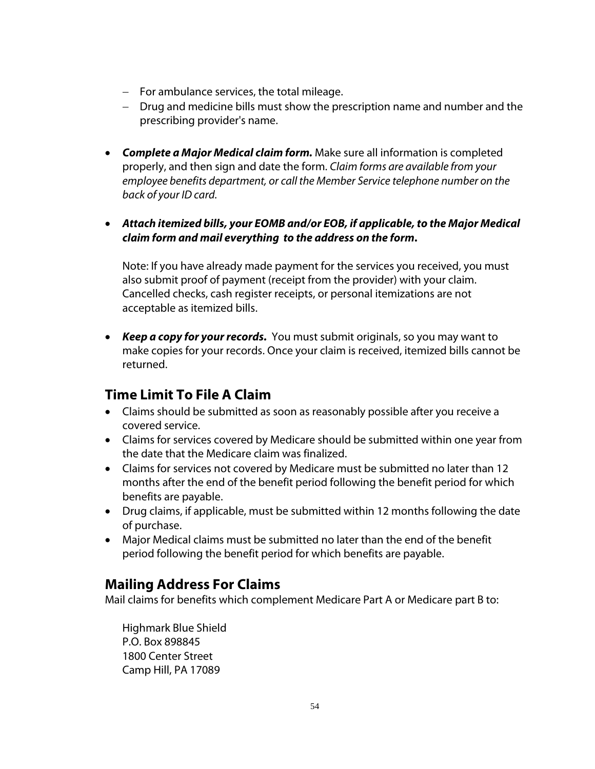- For ambulance services, the total mileage.
  - Drug and medicine bills must show the prescription name and number and the prescribing provider's name.

- ***Complete a Major Medical claim form.*** Make sure all information is completed properly, and then sign and date the form. *Claim forms are available from your employee benefits department, or call the Member Service telephone number on the back of your ID card.*

- ***Attach itemized bills, your EOMB and/or EOB, if applicable, to the Major Medical claim form and mail everything to the address on the form*.**

  Note: If you have already made payment for the services you received, you must also submit proof of payment (receipt from the provider) with your claim. Cancelled checks, cash register receipts, or personal itemizations are not acceptable as itemized bills.

- ***Keep a copy for your records.*** You must submit originals, so you may want to make copies for your records. Once your claim is received, itemized bills cannot be returned.

## Time Limit To File A Claim

- Claims should be submitted as soon as reasonably possible after you receive a covered service.
- Claims for services covered by Medicare should be submitted within one year from the date that the Medicare claim was finalized.
- Claims for services not covered by Medicare must be submitted no later than 12 months after the end of the benefit period following the benefit period for which benefits are payable.
- Drug claims, if applicable, must be submitted within 12 months following the date of purchase.
- Major Medical claims must be submitted no later than the end of the benefit period following the benefit period for which benefits are payable.

## Mailing Address For Claims

Mail claims for benefits which complement Medicare Part A or Medicare part B to:

Highmark Blue Shield
P.O. Box 898845
1800 Center Street
Camp Hill, PA 17089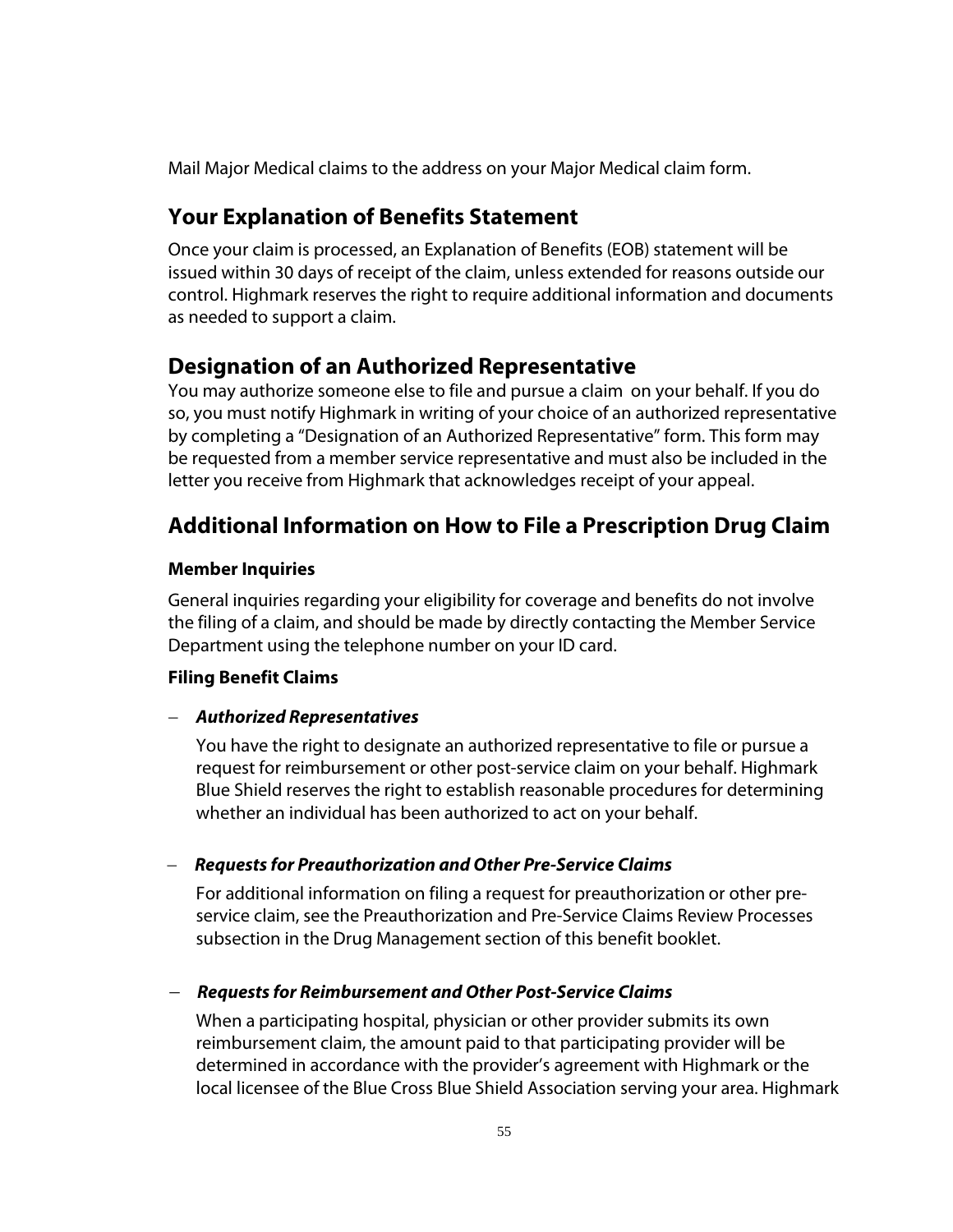Mail Major Medical claims to the address on your Major Medical claim form.

## Your Explanation of Benefits Statement

Once your claim is processed, an Explanation of Benefits (EOB) statement will be issued within 30 days of receipt of the claim, unless extended for reasons outside our control. Highmark reserves the right to require additional information and documents as needed to support a claim.

## Designation of an Authorized Representative

You may authorize someone else to file and pursue a claim on your behalf. If you do so, you must notify Highmark in writing of your choice of an authorized representative by completing a "Designation of an Authorized Representative" form. This form may be requested from a member service representative and must also be included in the letter you receive from Highmark that acknowledges receipt of your appeal.

## Additional Information on How to File a Prescription Drug Claim

### Member Inquiries

General inquiries regarding your eligibility for coverage and benefits do not involve the filing of a claim, and should be made by directly contacting the Member Service Department using the telephone number on your ID card.

### Filing Benefit Claims

– ***Authorized Representatives***

  You have the right to designate an authorized representative to file or pursue a request for reimbursement or other post-service claim on your behalf. Highmark Blue Shield reserves the right to establish reasonable procedures for determining whether an individual has been authorized to act on your behalf.

– ***Requests for Preauthorization and Other Pre-Service Claims***

  For additional information on filing a request for preauthorization or other pre-service claim, see the Preauthorization and Pre-Service Claims Review Processes subsection in the Drug Management section of this benefit booklet.

– ***Requests for Reimbursement and Other Post-Service Claims***

  When a participating hospital, physician or other provider submits its own reimbursement claim, the amount paid to that participating provider will be determined in accordance with the provider's agreement with Highmark or the local licensee of the Blue Cross Blue Shield Association serving your area. Highmark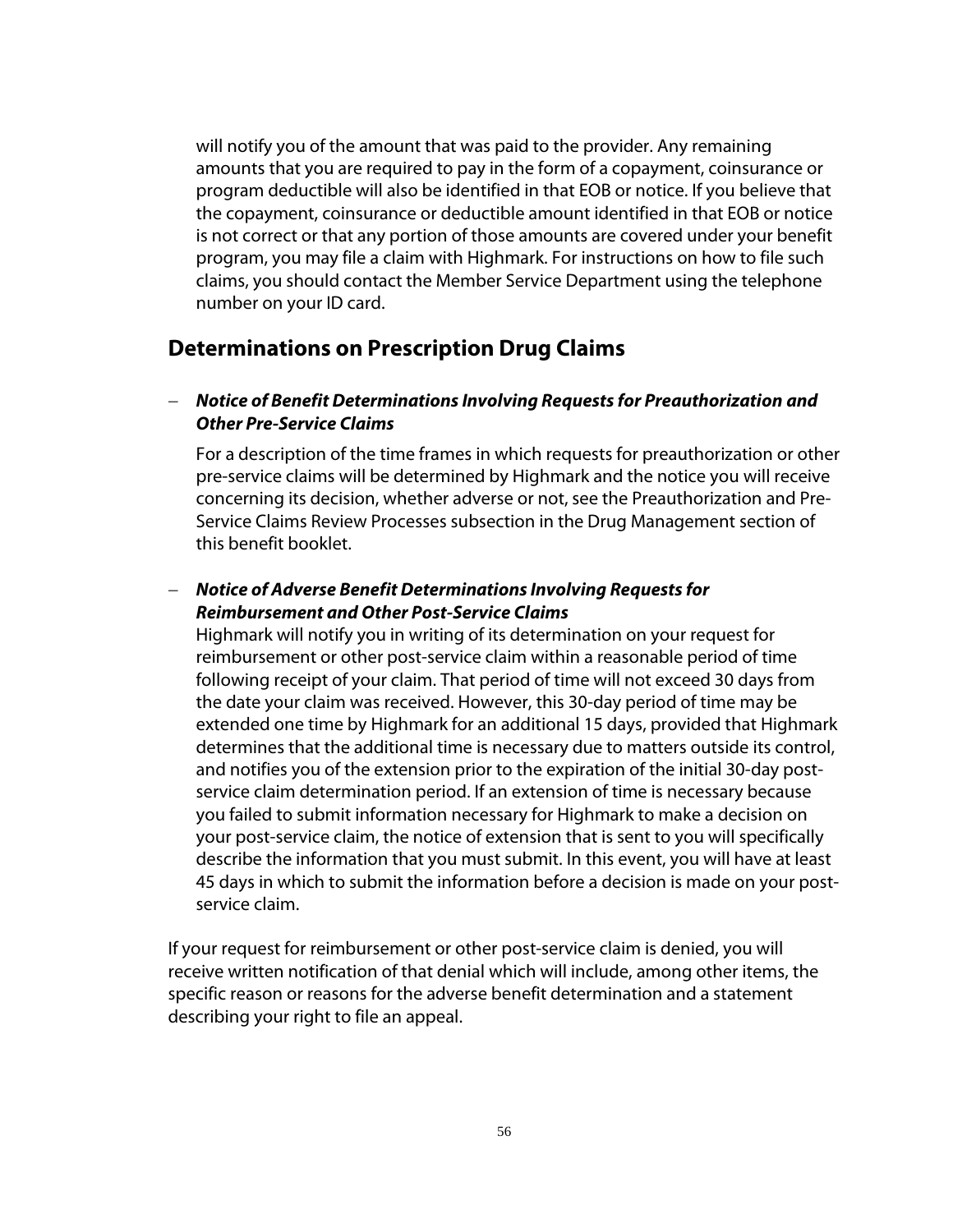will notify you of the amount that was paid to the provider. Any remaining amounts that you are required to pay in the form of a copayment, coinsurance or program deductible will also be identified in that EOB or notice. If you believe that the copayment, coinsurance or deductible amount identified in that EOB or notice is not correct or that any portion of those amounts are covered under your benefit program, you may file a claim with Highmark. For instructions on how to file such claims, you should contact the Member Service Department using the telephone number on your ID card.

## Determinations on Prescription Drug Claims

– ***Notice of Benefit Determinations Involving Requests for Preauthorization and Other Pre-Service Claims***

  For a description of the time frames in which requests for preauthorization or other pre-service claims will be determined by Highmark and the notice you will receive concerning its decision, whether adverse or not, see the Preauthorization and Pre-Service Claims Review Processes subsection in the Drug Management section of this benefit booklet.

– ***Notice of Adverse Benefit Determinations Involving Requests for Reimbursement and Other Post-Service Claims***

  Highmark will notify you in writing of its determination on your request for reimbursement or other post-service claim within a reasonable period of time following receipt of your claim. That period of time will not exceed 30 days from the date your claim was received. However, this 30-day period of time may be extended one time by Highmark for an additional 15 days, provided that Highmark determines that the additional time is necessary due to matters outside its control, and notifies you of the extension prior to the expiration of the initial 30-day post-service claim determination period. If an extension of time is necessary because you failed to submit information necessary for Highmark to make a decision on your post-service claim, the notice of extension that is sent to you will specifically describe the information that you must submit. In this event, you will have at least 45 days in which to submit the information before a decision is made on your post-service claim.

If your request for reimbursement or other post-service claim is denied, you will receive written notification of that denial which will include, among other items, the specific reason or reasons for the adverse benefit determination and a statement describing your right to file an appeal.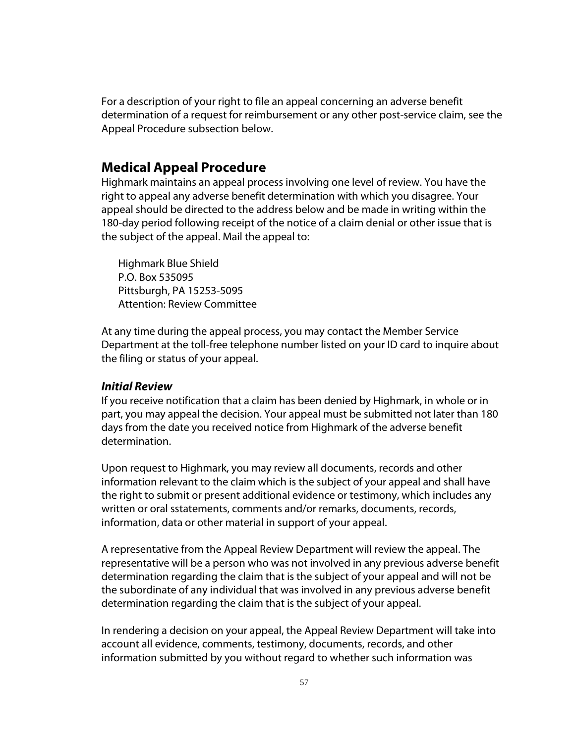For a description of your right to file an appeal concerning an adverse benefit determination of a request for reimbursement or any other post-service claim, see the Appeal Procedure subsection below.

## Medical Appeal Procedure

Highmark maintains an appeal process involving one level of review. You have the right to appeal any adverse benefit determination with which you disagree. Your appeal should be directed to the address below and be made in writing within the 180-day period following receipt of the notice of a claim denial or other issue that is the subject of the appeal. Mail the appeal to:

Highmark Blue Shield
P.O. Box 535095
Pittsburgh, PA 15253-5095
Attention: Review Committee

At any time during the appeal process, you may contact the Member Service Department at the toll-free telephone number listed on your ID card to inquire about the filing or status of your appeal.

### *Initial Review*

If you receive notification that a claim has been denied by Highmark, in whole or in part, you may appeal the decision. Your appeal must be submitted not later than 180 days from the date you received notice from Highmark of the adverse benefit determination.

Upon request to Highmark, you may review all documents, records and other information relevant to the claim which is the subject of your appeal and shall have the right to submit or present additional evidence or testimony, which includes any written or oral sstatements, comments and/or remarks, documents, records, information, data or other material in support of your appeal.

A representative from the Appeal Review Department will review the appeal. The representative will be a person who was not involved in any previous adverse benefit determination regarding the claim that is the subject of your appeal and will not be the subordinate of any individual that was involved in any previous adverse benefit determination regarding the claim that is the subject of your appeal.

In rendering a decision on your appeal, the Appeal Review Department will take into account all evidence, comments, testimony, documents, records, and other information submitted by you without regard to whether such information was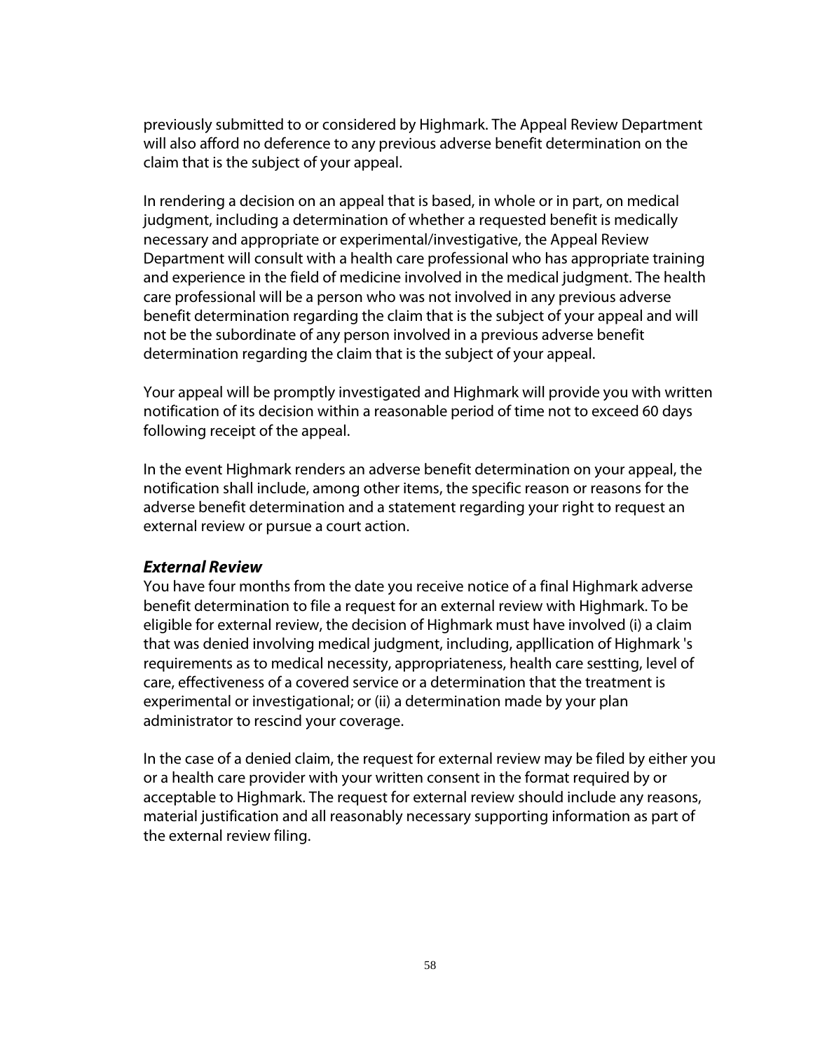previously submitted to or considered by Highmark. The Appeal Review Department will also afford no deference to any previous adverse benefit determination on the claim that is the subject of your appeal.

In rendering a decision on an appeal that is based, in whole or in part, on medical judgment, including a determination of whether a requested benefit is medically necessary and appropriate or experimental/investigative, the Appeal Review Department will consult with a health care professional who has appropriate training and experience in the field of medicine involved in the medical judgment. The health care professional will be a person who was not involved in any previous adverse benefit determination regarding the claim that is the subject of your appeal and will not be the subordinate of any person involved in a previous adverse benefit determination regarding the claim that is the subject of your appeal.

Your appeal will be promptly investigated and Highmark will provide you with written notification of its decision within a reasonable period of time not to exceed 60 days following receipt of the appeal.

In the event Highmark renders an adverse benefit determination on your appeal, the notification shall include, among other items, the specific reason or reasons for the adverse benefit determination and a statement regarding your right to request an external review or pursue a court action.

### *External Review*

You have four months from the date you receive notice of a final Highmark adverse benefit determination to file a request for an external review with Highmark. To be eligible for external review, the decision of Highmark must have involved (i) a claim that was denied involving medical judgment, including, appllication of Highmark 's requirements as to medical necessity, appropriateness, health care sestting, level of care, effectiveness of a covered service or a determination that the treatment is experimental or investigational; or (ii) a determination made by your plan administrator to rescind your coverage.

In the case of a denied claim, the request for external review may be filed by either you or a health care provider with your written consent in the format required by or acceptable to Highmark. The request for external review should include any reasons, material justification and all reasonably necessary supporting information as part of the external review filing.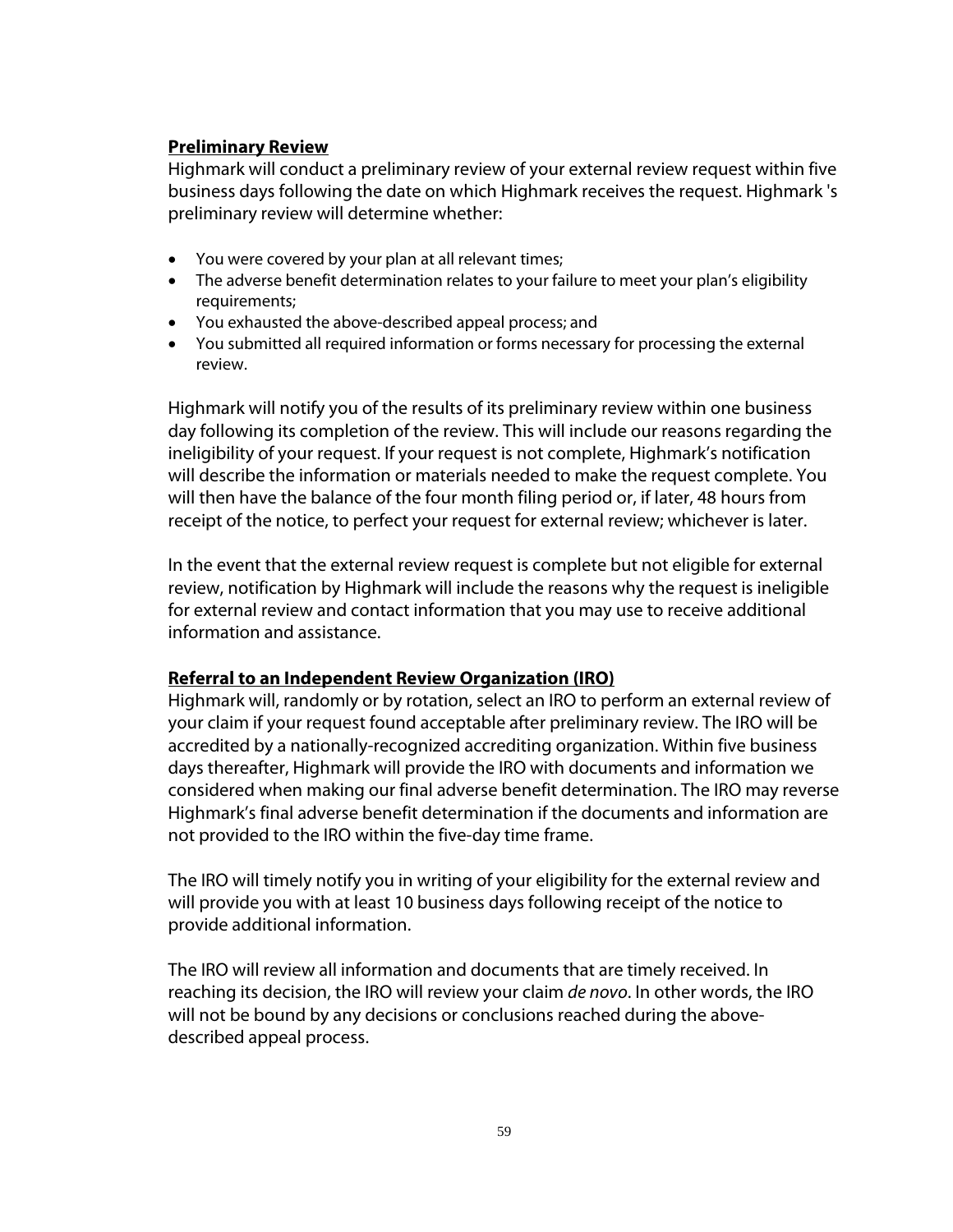**Preliminary Review**

Highmark will conduct a preliminary review of your external review request within five business days following the date on which Highmark receives the request. Highmark 's preliminary review will determine whether:

- You were covered by your plan at all relevant times;
- The adverse benefit determination relates to your failure to meet your plan's eligibility requirements;
- You exhausted the above-described appeal process; and
- You submitted all required information or forms necessary for processing the external review.

Highmark will notify you of the results of its preliminary review within one business day following its completion of the review. This will include our reasons regarding the ineligibility of your request. If your request is not complete, Highmark's notification will describe the information or materials needed to make the request complete. You will then have the balance of the four month filing period or, if later, 48 hours from receipt of the notice, to perfect your request for external review; whichever is later.

In the event that the external review request is complete but not eligible for external review, notification by Highmark will include the reasons why the request is ineligible for external review and contact information that you may use to receive additional information and assistance.

**Referral to an Independent Review Organization (IRO)**

Highmark will, randomly or by rotation, select an IRO to perform an external review of your claim if your request found acceptable after preliminary review. The IRO will be accredited by a nationally-recognized accrediting organization. Within five business days thereafter, Highmark will provide the IRO with documents and information we considered when making our final adverse benefit determination. The IRO may reverse Highmark's final adverse benefit determination if the documents and information are not provided to the IRO within the five-day time frame.

The IRO will timely notify you in writing of your eligibility for the external review and will provide you with at least 10 business days following receipt of the notice to provide additional information.

The IRO will review all information and documents that are timely received. In reaching its decision, the IRO will review your claim *de novo*. In other words, the IRO will not be bound by any decisions or conclusions reached during the above-described appeal process.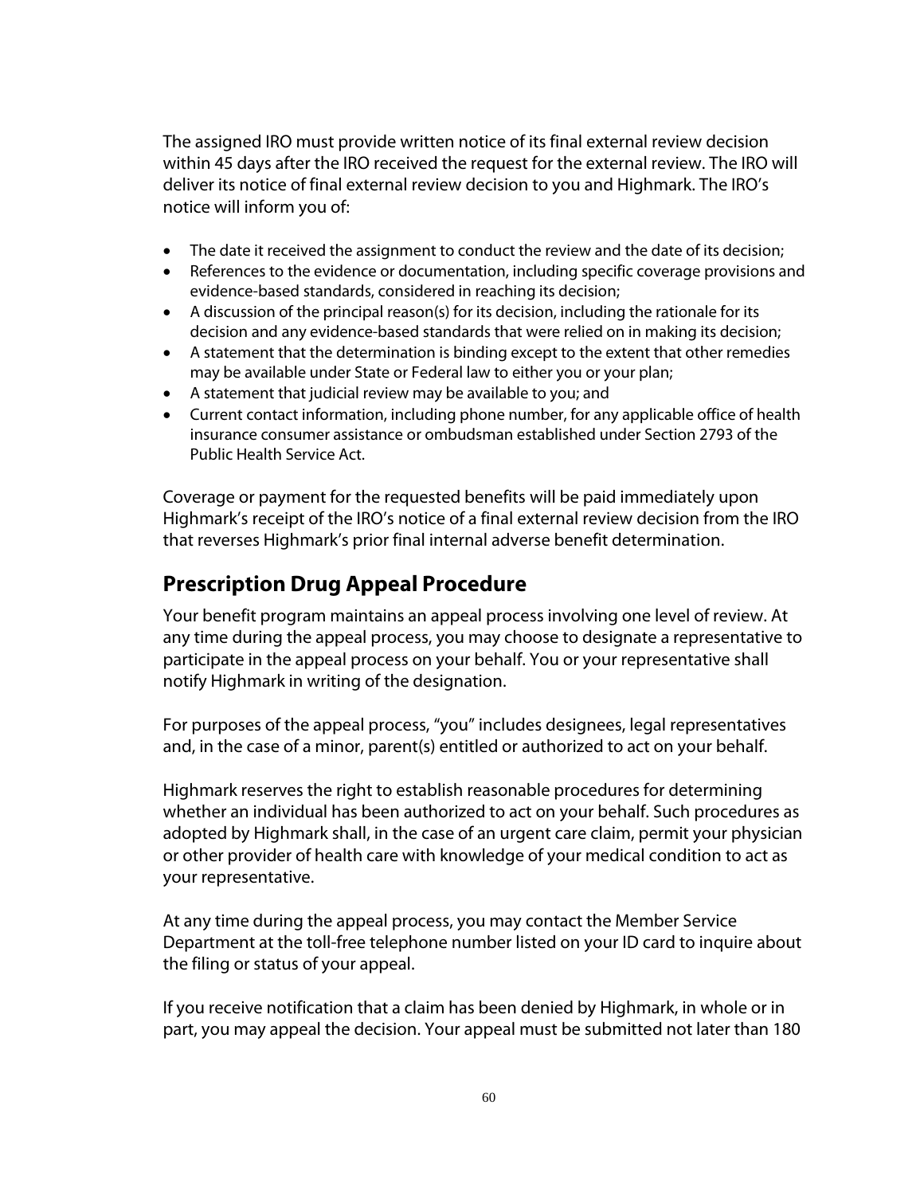The assigned IRO must provide written notice of its final external review decision within 45 days after the IRO received the request for the external review. The IRO will deliver its notice of final external review decision to you and Highmark. The IRO's notice will inform you of:

- The date it received the assignment to conduct the review and the date of its decision;
- References to the evidence or documentation, including specific coverage provisions and evidence-based standards, considered in reaching its decision;
- A discussion of the principal reason(s) for its decision, including the rationale for its decision and any evidence-based standards that were relied on in making its decision;
- A statement that the determination is binding except to the extent that other remedies may be available under State or Federal law to either you or your plan;
- A statement that judicial review may be available to you; and
- Current contact information, including phone number, for any applicable office of health insurance consumer assistance or ombudsman established under Section 2793 of the Public Health Service Act.

Coverage or payment for the requested benefits will be paid immediately upon Highmark's receipt of the IRO's notice of a final external review decision from the IRO that reverses Highmark's prior final internal adverse benefit determination.

## Prescription Drug Appeal Procedure

Your benefit program maintains an appeal process involving one level of review. At any time during the appeal process, you may choose to designate a representative to participate in the appeal process on your behalf. You or your representative shall notify Highmark in writing of the designation.

For purposes of the appeal process, "you" includes designees, legal representatives and, in the case of a minor, parent(s) entitled or authorized to act on your behalf.

Highmark reserves the right to establish reasonable procedures for determining whether an individual has been authorized to act on your behalf. Such procedures as adopted by Highmark shall, in the case of an urgent care claim, permit your physician or other provider of health care with knowledge of your medical condition to act as your representative.

At any time during the appeal process, you may contact the Member Service Department at the toll-free telephone number listed on your ID card to inquire about the filing or status of your appeal.

If you receive notification that a claim has been denied by Highmark, in whole or in part, you may appeal the decision. Your appeal must be submitted not later than 180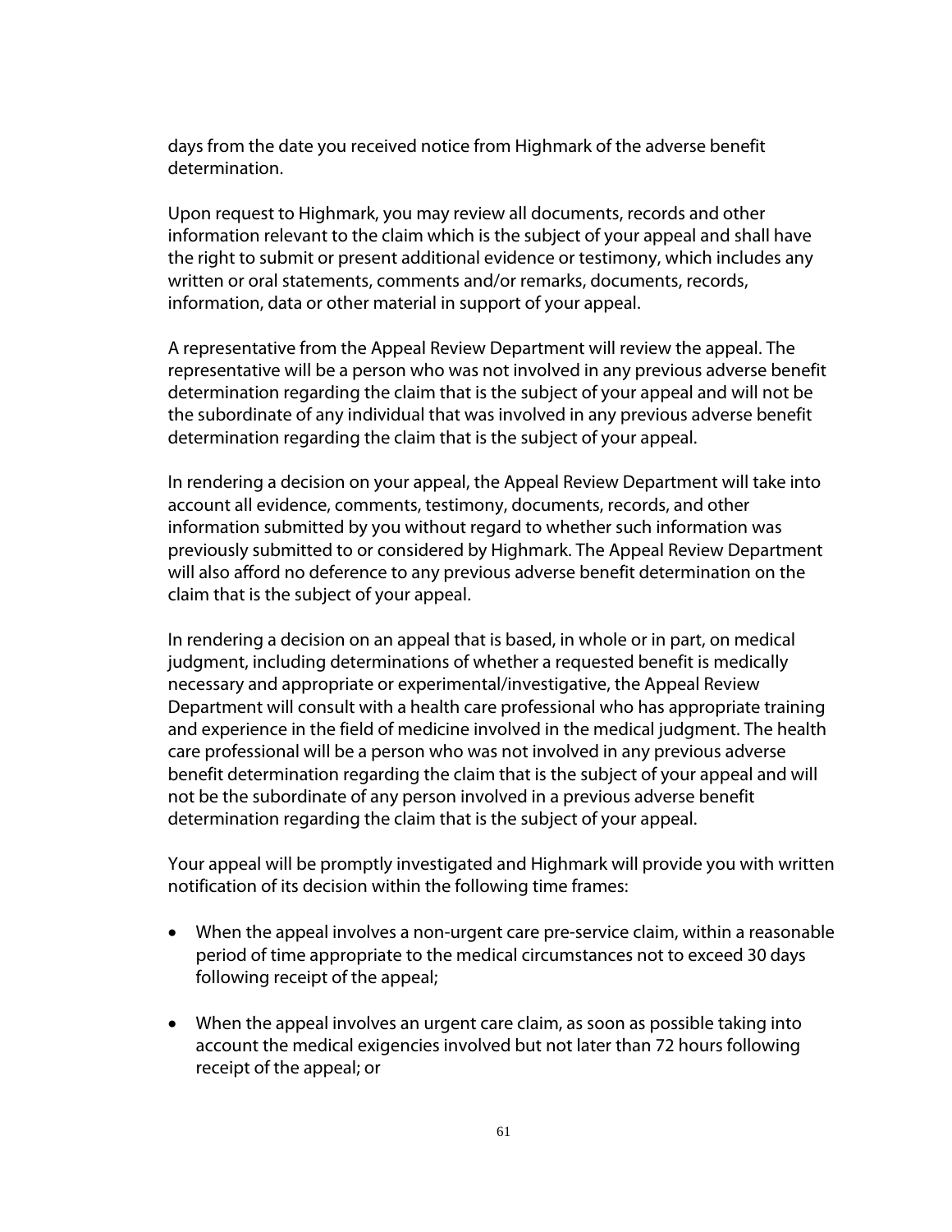days from the date you received notice from Highmark of the adverse benefit determination.

Upon request to Highmark, you may review all documents, records and other information relevant to the claim which is the subject of your appeal and shall have the right to submit or present additional evidence or testimony, which includes any written or oral statements, comments and/or remarks, documents, records, information, data or other material in support of your appeal.

A representative from the Appeal Review Department will review the appeal. The representative will be a person who was not involved in any previous adverse benefit determination regarding the claim that is the subject of your appeal and will not be the subordinate of any individual that was involved in any previous adverse benefit determination regarding the claim that is the subject of your appeal.

In rendering a decision on your appeal, the Appeal Review Department will take into account all evidence, comments, testimony, documents, records, and other information submitted by you without regard to whether such information was previously submitted to or considered by Highmark. The Appeal Review Department will also afford no deference to any previous adverse benefit determination on the claim that is the subject of your appeal.

In rendering a decision on an appeal that is based, in whole or in part, on medical judgment, including determinations of whether a requested benefit is medically necessary and appropriate or experimental/investigative, the Appeal Review Department will consult with a health care professional who has appropriate training and experience in the field of medicine involved in the medical judgment. The health care professional will be a person who was not involved in any previous adverse benefit determination regarding the claim that is the subject of your appeal and will not be the subordinate of any person involved in a previous adverse benefit determination regarding the claim that is the subject of your appeal.

Your appeal will be promptly investigated and Highmark will provide you with written notification of its decision within the following time frames:

- When the appeal involves a non-urgent care pre-service claim, within a reasonable period of time appropriate to the medical circumstances not to exceed 30 days following receipt of the appeal;

- When the appeal involves an urgent care claim, as soon as possible taking into account the medical exigencies involved but not later than 72 hours following receipt of the appeal; or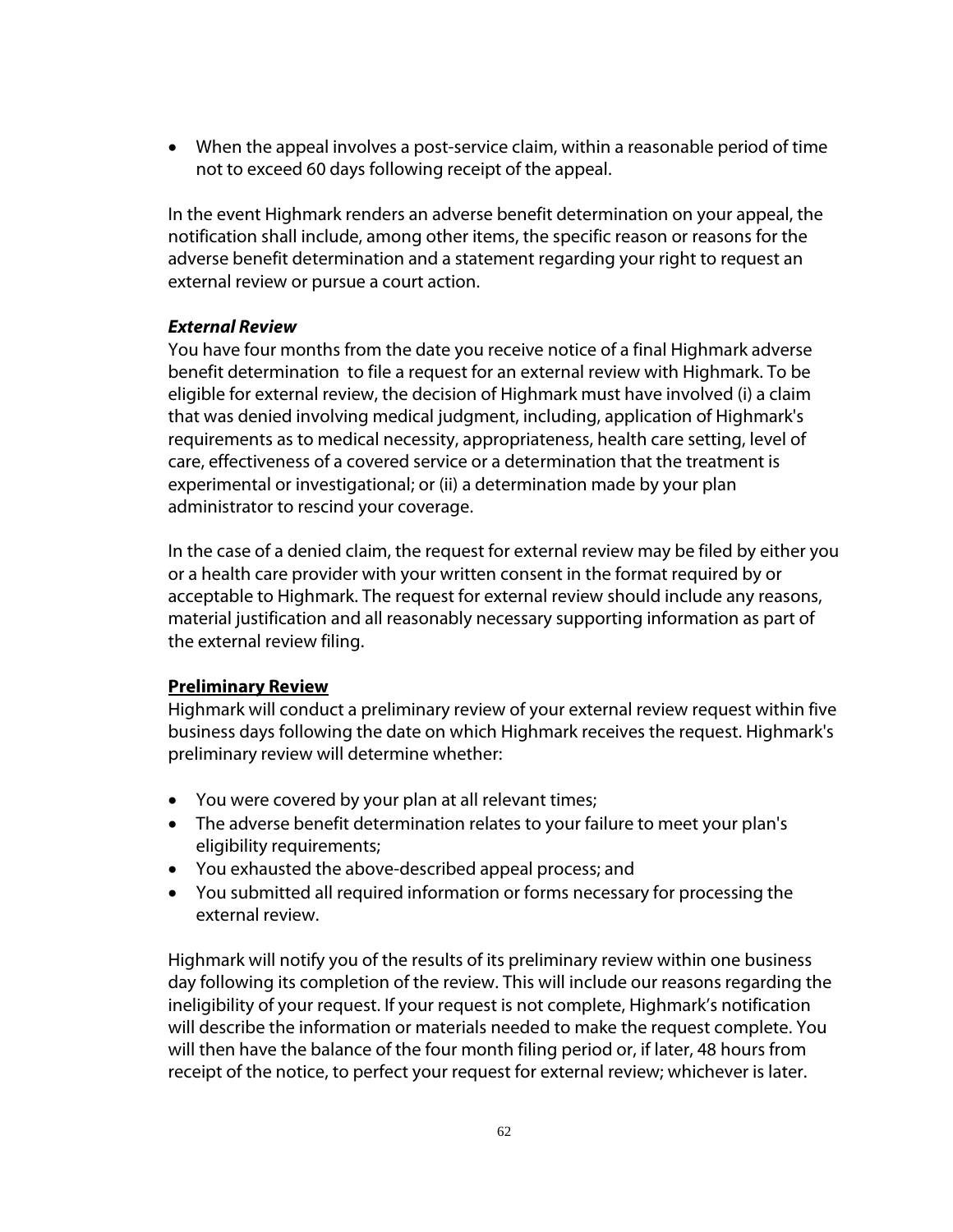- When the appeal involves a post-service claim, within a reasonable period of time not to exceed 60 days following receipt of the appeal.

In the event Highmark renders an adverse benefit determination on your appeal, the notification shall include, among other items, the specific reason or reasons for the adverse benefit determination and a statement regarding your right to request an external review or pursue a court action.

***External Review***

You have four months from the date you receive notice of a final Highmark adverse benefit determination to file a request for an external review with Highmark. To be eligible for external review, the decision of Highmark must have involved (i) a claim that was denied involving medical judgment, including, application of Highmark's requirements as to medical necessity, appropriateness, health care setting, level of care, effectiveness of a covered service or a determination that the treatment is experimental or investigational; or (ii) a determination made by your plan administrator to rescind your coverage.

In the case of a denied claim, the request for external review may be filed by either you or a health care provider with your written consent in the format required by or acceptable to Highmark. The request for external review should include any reasons, material justification and all reasonably necessary supporting information as part of the external review filing.

**Preliminary Review**

Highmark will conduct a preliminary review of your external review request within five business days following the date on which Highmark receives the request. Highmark's preliminary review will determine whether:

- You were covered by your plan at all relevant times;
- The adverse benefit determination relates to your failure to meet your plan's eligibility requirements;
- You exhausted the above-described appeal process; and
- You submitted all required information or forms necessary for processing the external review.

Highmark will notify you of the results of its preliminary review within one business day following its completion of the review. This will include our reasons regarding the ineligibility of your request. If your request is not complete, Highmark's notification will describe the information or materials needed to make the request complete. You will then have the balance of the four month filing period or, if later, 48 hours from receipt of the notice, to perfect your request for external review; whichever is later.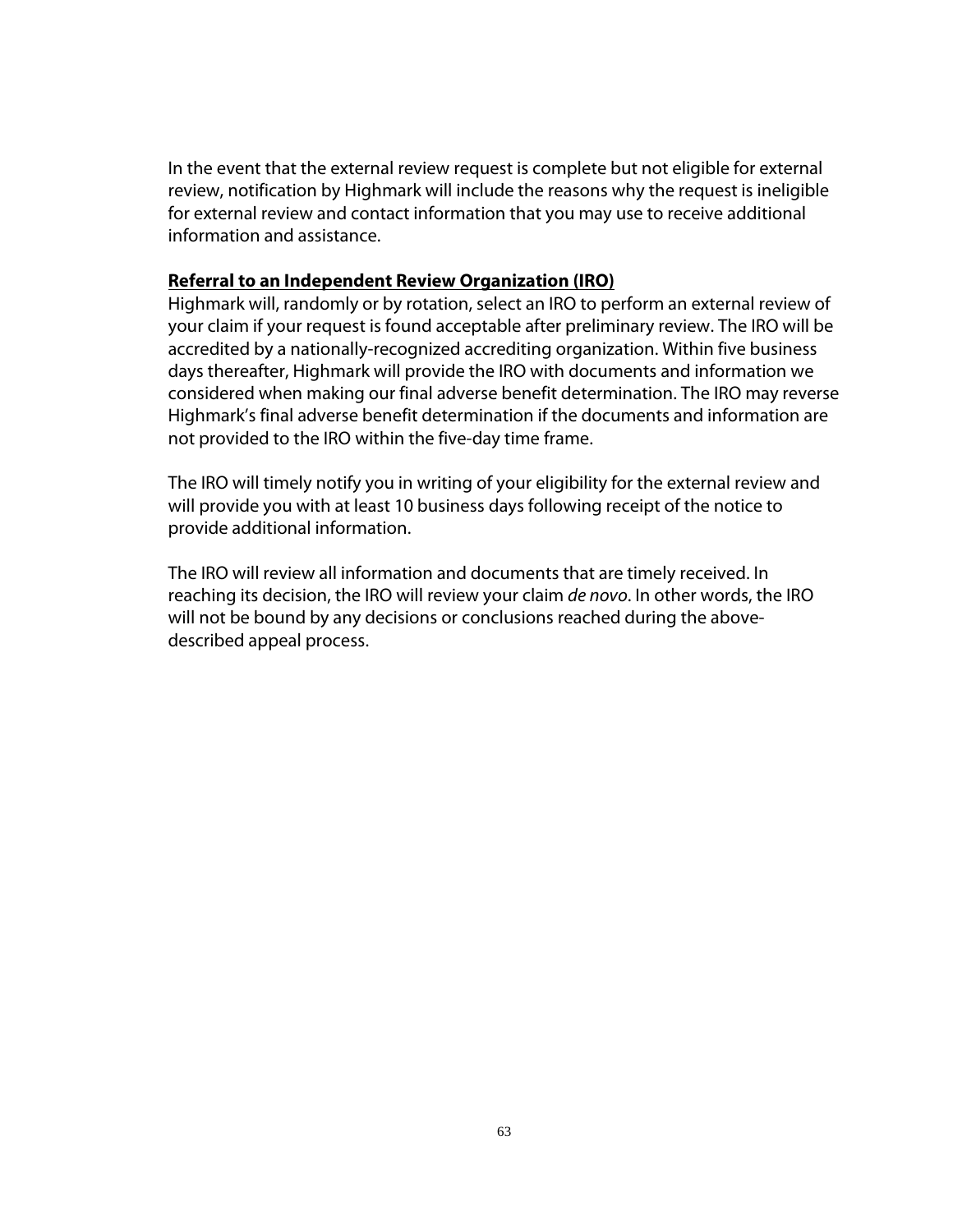In the event that the external review request is complete but not eligible for external review, notification by Highmark will include the reasons why the request is ineligible for external review and contact information that you may use to receive additional information and assistance.

**Referral to an Independent Review Organization (IRO)**

Highmark will, randomly or by rotation, select an IRO to perform an external review of your claim if your request is found acceptable after preliminary review. The IRO will be accredited by a nationally-recognized accrediting organization. Within five business days thereafter, Highmark will provide the IRO with documents and information we considered when making our final adverse benefit determination. The IRO may reverse Highmark's final adverse benefit determination if the documents and information are not provided to the IRO within the five-day time frame.

The IRO will timely notify you in writing of your eligibility for the external review and will provide you with at least 10 business days following receipt of the notice to provide additional information.

The IRO will review all information and documents that are timely received. In reaching its decision, the IRO will review your claim *de novo*. In other words, the IRO will not be bound by any decisions or conclusions reached during the above-described appeal process.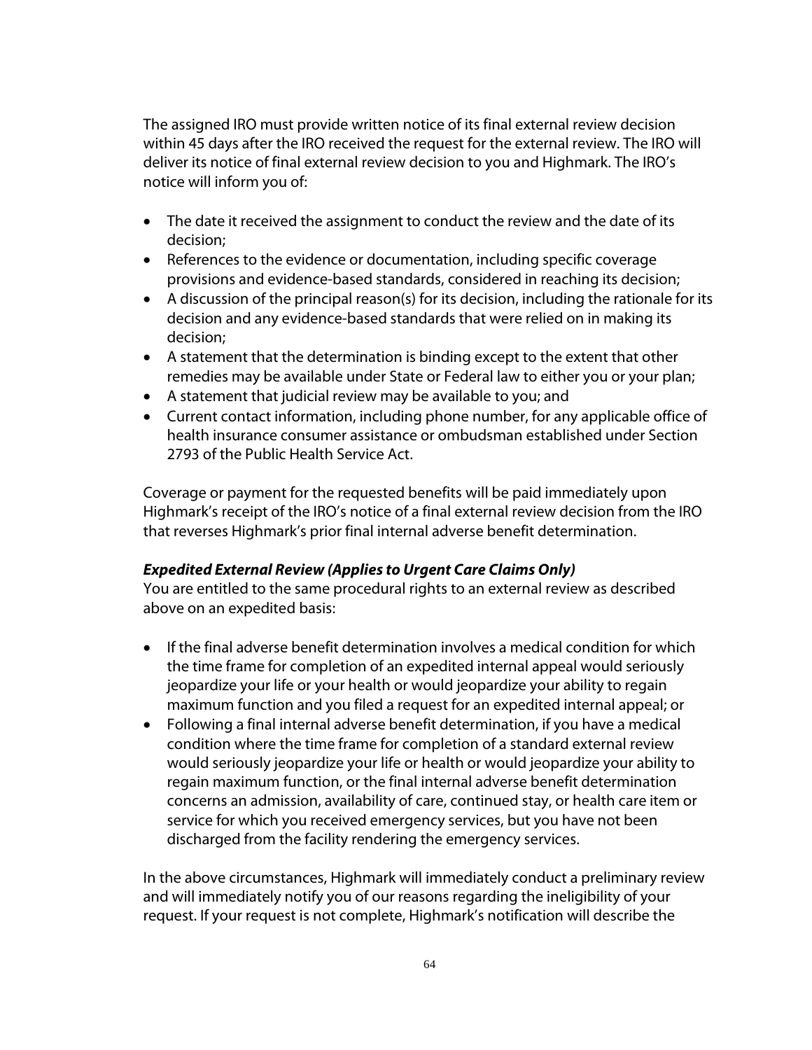The assigned IRO must provide written notice of its final external review decision within 45 days after the IRO received the request for the external review. The IRO will deliver its notice of final external review decision to you and Highmark. The IRO's notice will inform you of:

- The date it received the assignment to conduct the review and the date of its decision;
- References to the evidence or documentation, including specific coverage provisions and evidence-based standards, considered in reaching its decision;
- A discussion of the principal reason(s) for its decision, including the rationale for its decision and any evidence-based standards that were relied on in making its decision;
- A statement that the determination is binding except to the extent that other remedies may be available under State or Federal law to either you or your plan;
- A statement that judicial review may be available to you; and
- Current contact information, including phone number, for any applicable office of health insurance consumer assistance or ombudsman established under Section 2793 of the Public Health Service Act.

Coverage or payment for the requested benefits will be paid immediately upon Highmark's receipt of the IRO's notice of a final external review decision from the IRO that reverses Highmark's prior final internal adverse benefit determination.

***Expedited External Review (Applies to Urgent Care Claims Only)***

You are entitled to the same procedural rights to an external review as described above on an expedited basis:

- If the final adverse benefit determination involves a medical condition for which the time frame for completion of an expedited internal appeal would seriously jeopardize your life or your health or would jeopardize your ability to regain maximum function and you filed a request for an expedited internal appeal; or
- Following a final internal adverse benefit determination, if you have a medical condition where the time frame for completion of a standard external review would seriously jeopardize your life or health or would jeopardize your ability to regain maximum function, or the final internal adverse benefit determination concerns an admission, availability of care, continued stay, or health care item or service for which you received emergency services, but you have not been discharged from the facility rendering the emergency services.

In the above circumstances, Highmark will immediately conduct a preliminary review and will immediately notify you of our reasons regarding the ineligibility of your request. If your request is not complete, Highmark's notification will describe the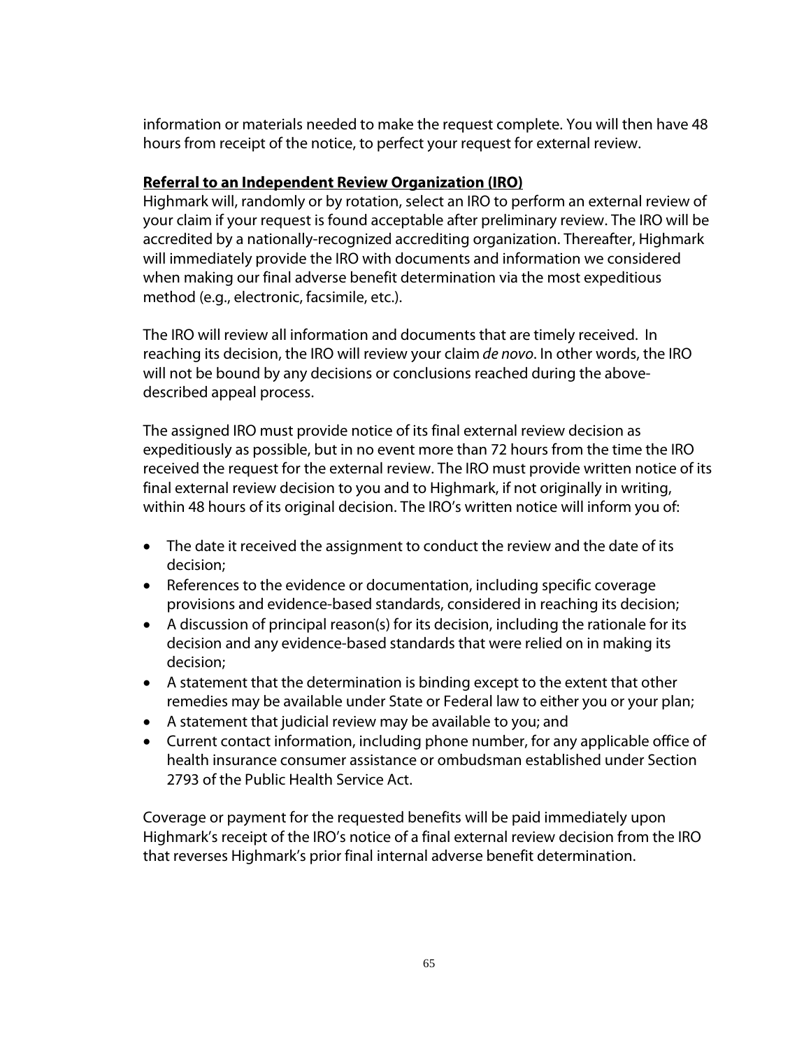information or materials needed to make the request complete. You will then have 48 hours from receipt of the notice, to perfect your request for external review.

**Referral to an Independent Review Organization (IRO)**

Highmark will, randomly or by rotation, select an IRO to perform an external review of your claim if your request is found acceptable after preliminary review. The IRO will be accredited by a nationally-recognized accrediting organization. Thereafter, Highmark will immediately provide the IRO with documents and information we considered when making our final adverse benefit determination via the most expeditious method (e.g., electronic, facsimile, etc.).

The IRO will review all information and documents that are timely received. In reaching its decision, the IRO will review your claim *de novo*. In other words, the IRO will not be bound by any decisions or conclusions reached during the above-described appeal process.

The assigned IRO must provide notice of its final external review decision as expeditiously as possible, but in no event more than 72 hours from the time the IRO received the request for the external review. The IRO must provide written notice of its final external review decision to you and to Highmark, if not originally in writing, within 48 hours of its original decision. The IRO's written notice will inform you of:

- The date it received the assignment to conduct the review and the date of its decision;
- References to the evidence or documentation, including specific coverage provisions and evidence-based standards, considered in reaching its decision;
- A discussion of principal reason(s) for its decision, including the rationale for its decision and any evidence-based standards that were relied on in making its decision;
- A statement that the determination is binding except to the extent that other remedies may be available under State or Federal law to either you or your plan;
- A statement that judicial review may be available to you; and
- Current contact information, including phone number, for any applicable office of health insurance consumer assistance or ombudsman established under Section 2793 of the Public Health Service Act.

Coverage or payment for the requested benefits will be paid immediately upon Highmark's receipt of the IRO's notice of a final external review decision from the IRO that reverses Highmark's prior final internal adverse benefit determination.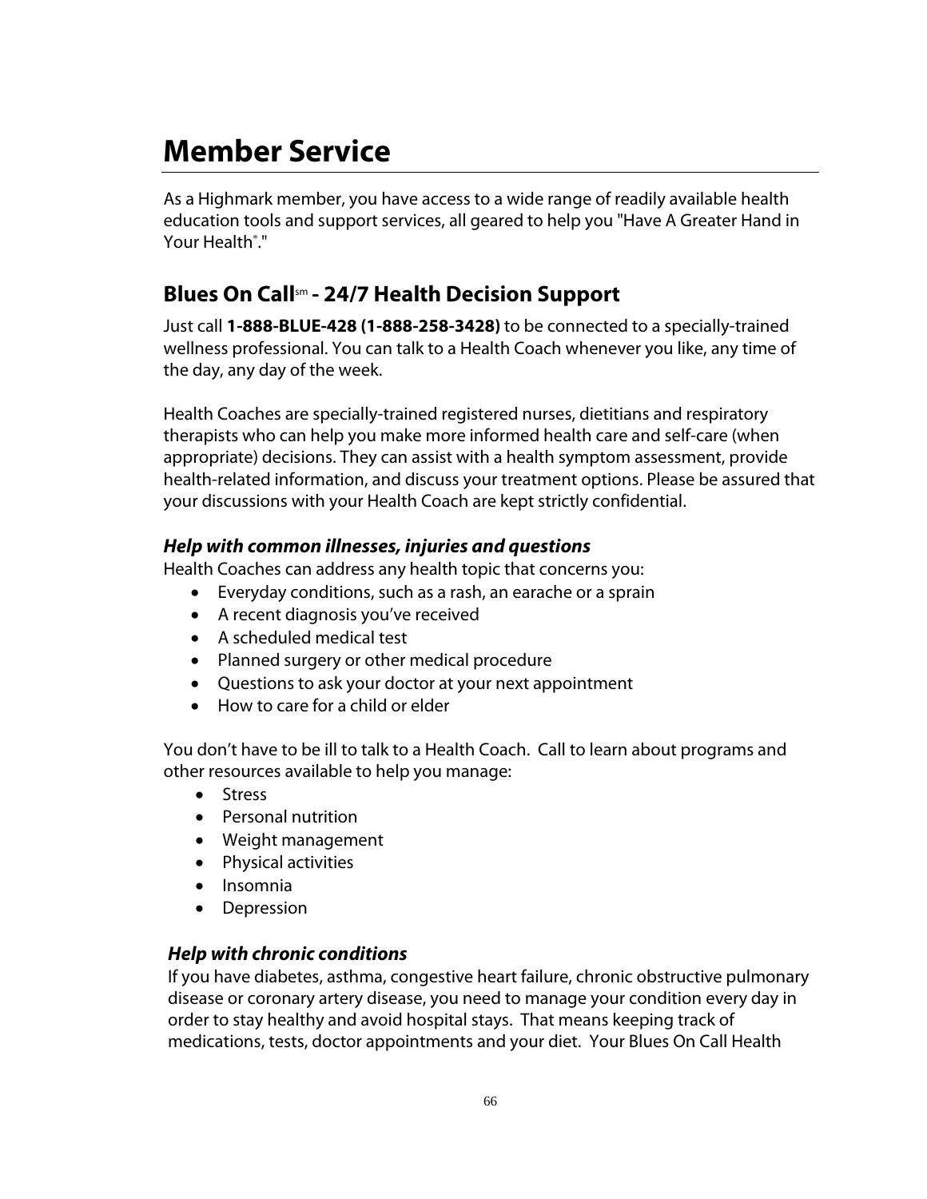# Member Service

As a Highmark member, you have access to a wide range of readily available health education tools and support services, all geared to help you "Have A Greater Hand in Your Health®."

## Blues On Call℠ - 24/7 Health Decision Support

Just call **1-888-BLUE-428 (1-888-258-3428)** to be connected to a specially-trained wellness professional. You can talk to a Health Coach whenever you like, any time of the day, any day of the week.

Health Coaches are specially-trained registered nurses, dietitians and respiratory therapists who can help you make more informed health care and self-care (when appropriate) decisions. They can assist with a health symptom assessment, provide health-related information, and discuss your treatment options. Please be assured that your discussions with your Health Coach are kept strictly confidential.

### *Help with common illnesses, injuries and questions*

Health Coaches can address any health topic that concerns you:

- Everyday conditions, such as a rash, an earache or a sprain
- A recent diagnosis you've received
- A scheduled medical test
- Planned surgery or other medical procedure
- Questions to ask your doctor at your next appointment
- How to care for a child or elder

You don't have to be ill to talk to a Health Coach. Call to learn about programs and other resources available to help you manage:

- Stress
- Personal nutrition
- Weight management
- Physical activities
- Insomnia
- Depression

### *Help with chronic conditions*

If you have diabetes, asthma, congestive heart failure, chronic obstructive pulmonary disease or coronary artery disease, you need to manage your condition every day in order to stay healthy and avoid hospital stays. That means keeping track of medications, tests, doctor appointments and your diet. Your Blues On Call Health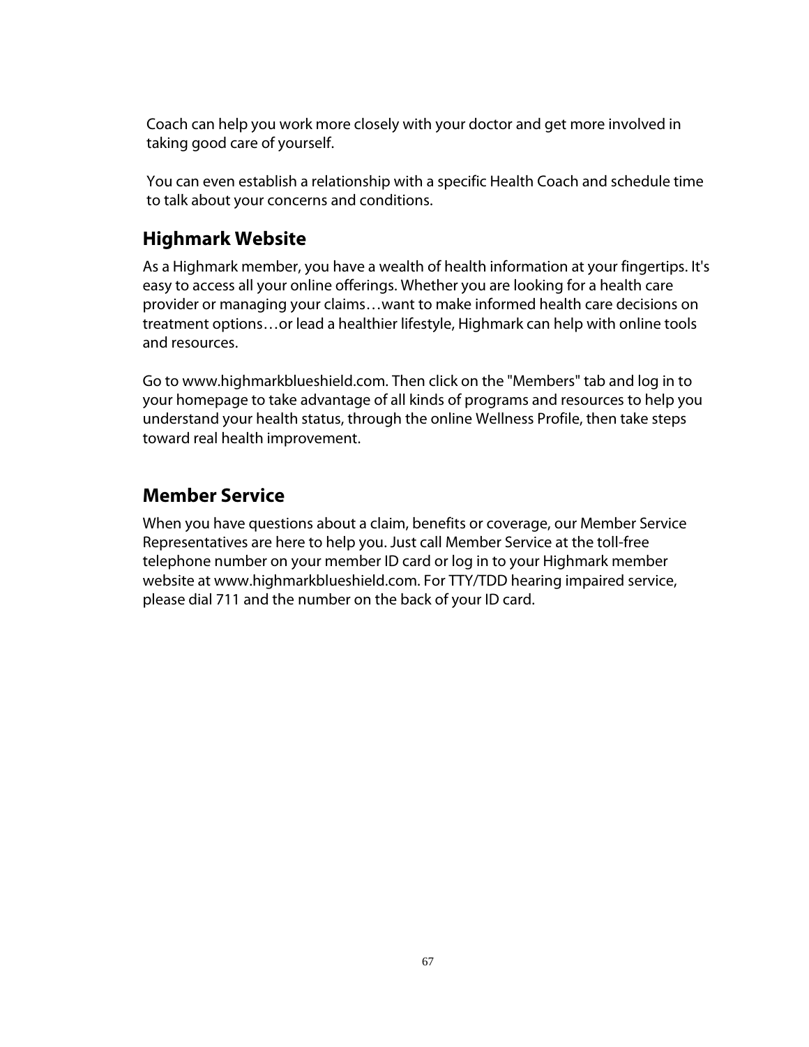Coach can help you work more closely with your doctor and get more involved in taking good care of yourself.

You can even establish a relationship with a specific Health Coach and schedule time to talk about your concerns and conditions.

## Highmark Website

As a Highmark member, you have a wealth of health information at your fingertips. It's easy to access all your online offerings. Whether you are looking for a health care provider or managing your claims…want to make informed health care decisions on treatment options…or lead a healthier lifestyle, Highmark can help with online tools and resources.

Go to www.highmarkblueshield.com. Then click on the "Members" tab and log in to your homepage to take advantage of all kinds of programs and resources to help you understand your health status, through the online Wellness Profile, then take steps toward real health improvement.

## Member Service

When you have questions about a claim, benefits or coverage, our Member Service Representatives are here to help you. Just call Member Service at the toll-free telephone number on your member ID card or log in to your Highmark member website at www.highmarkblueshield.com. For TTY/TDD hearing impaired service, please dial 711 and the number on the back of your ID card.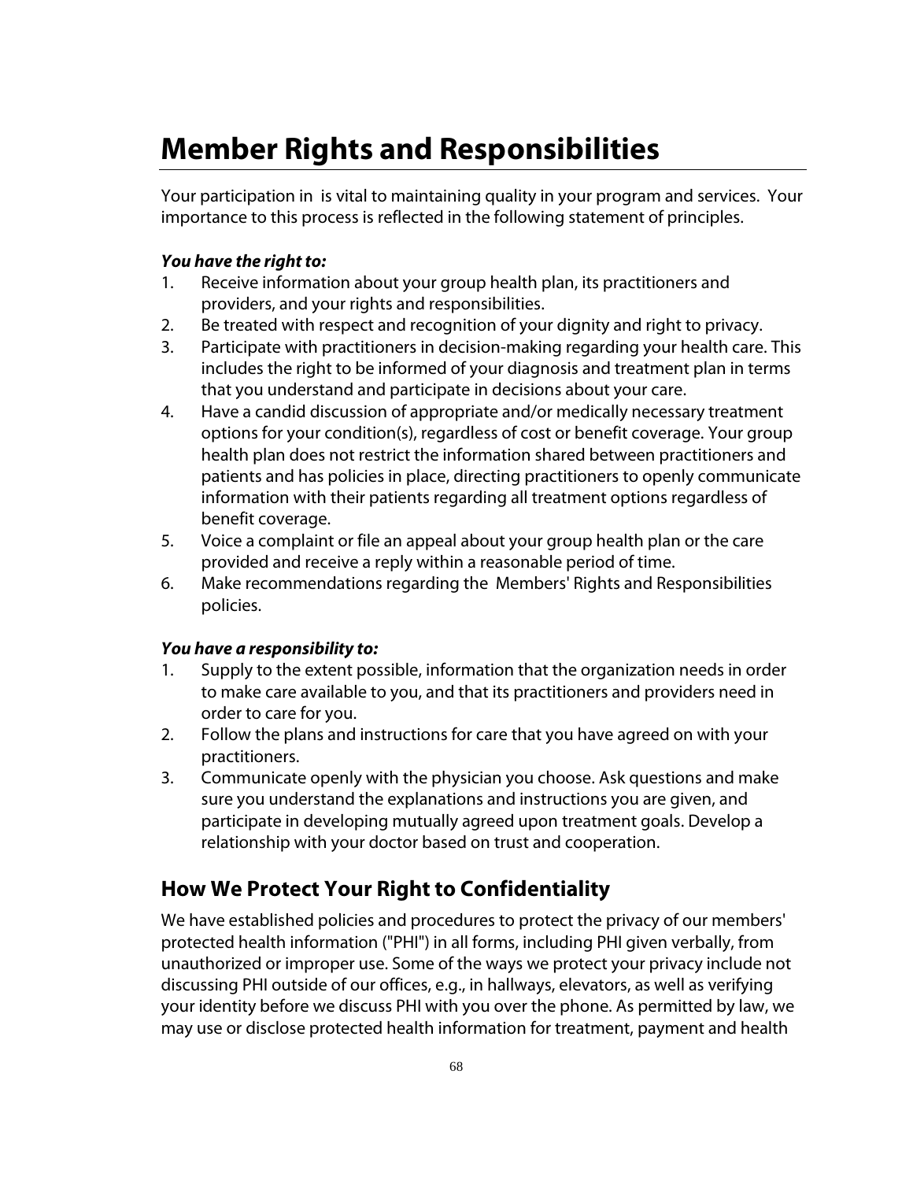# Member Rights and Responsibilities

Your participation in  is vital to maintaining quality in your program and services.  Your importance to this process is reflected in the following statement of principles.

***You have the right to:***

1. Receive information about your group health plan, its practitioners and providers, and your rights and responsibilities.
2. Be treated with respect and recognition of your dignity and right to privacy.
3. Participate with practitioners in decision-making regarding your health care. This includes the right to be informed of your diagnosis and treatment plan in terms that you understand and participate in decisions about your care.
4. Have a candid discussion of appropriate and/or medically necessary treatment options for your condition(s), regardless of cost or benefit coverage. Your group health plan does not restrict the information shared between practitioners and patients and has policies in place, directing practitioners to openly communicate information with their patients regarding all treatment options regardless of benefit coverage.
5. Voice a complaint or file an appeal about your group health plan or the care provided and receive a reply within a reasonable period of time.
6. Make recommendations regarding the  Members' Rights and Responsibilities policies.

***You have a responsibility to:***

1. Supply to the extent possible, information that the organization needs in order to make care available to you, and that its practitioners and providers need in order to care for you.
2. Follow the plans and instructions for care that you have agreed on with your practitioners.
3. Communicate openly with the physician you choose. Ask questions and make sure you understand the explanations and instructions you are given, and participate in developing mutually agreed upon treatment goals. Develop a relationship with your doctor based on trust and cooperation.

## How We Protect Your Right to Confidentiality

We have established policies and procedures to protect the privacy of our members' protected health information ("PHI") in all forms, including PHI given verbally, from unauthorized or improper use. Some of the ways we protect your privacy include not discussing PHI outside of our offices, e.g., in hallways, elevators, as well as verifying your identity before we discuss PHI with you over the phone. As permitted by law, we may use or disclose protected health information for treatment, payment and health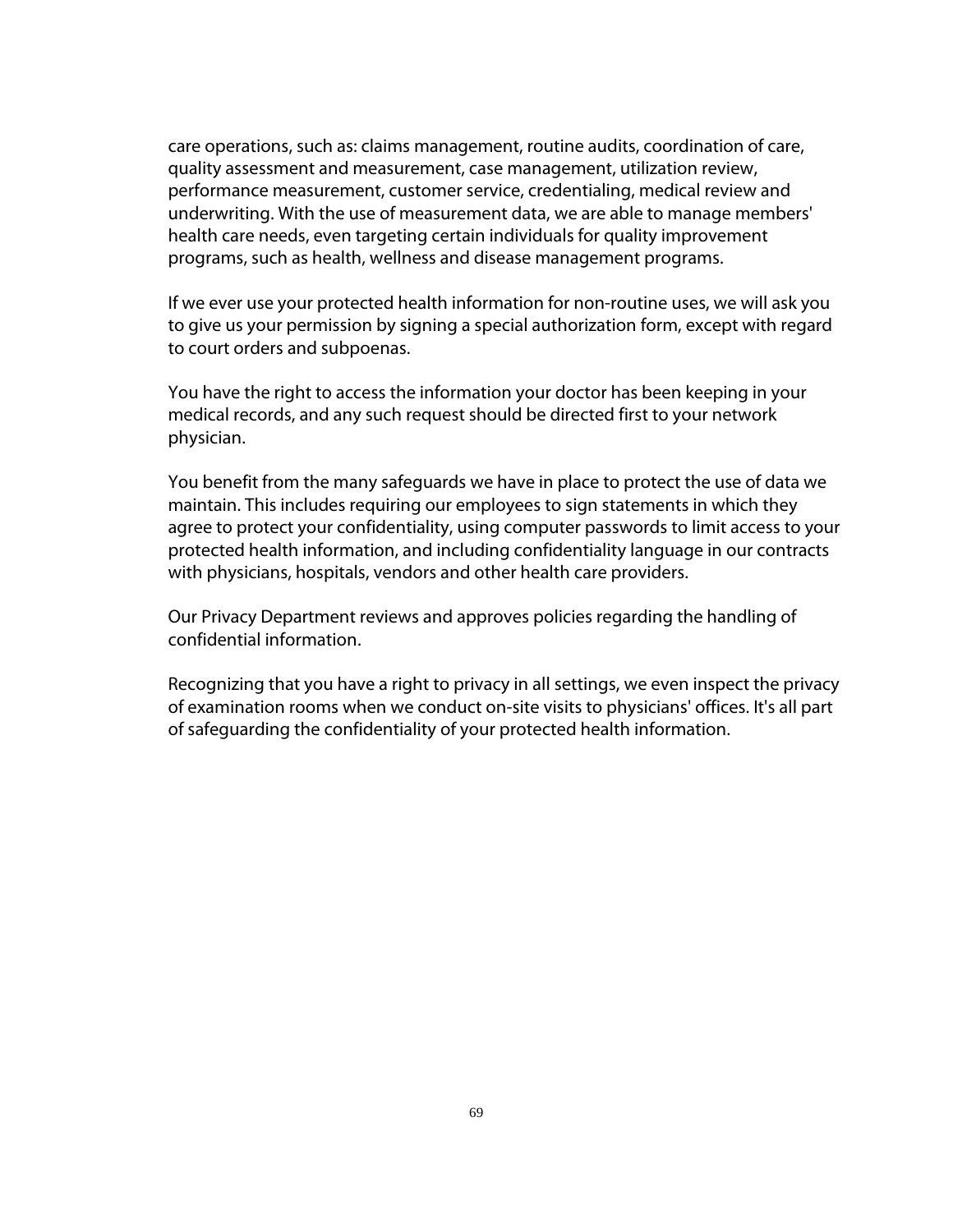care operations, such as: claims management, routine audits, coordination of care, quality assessment and measurement, case management, utilization review, performance measurement, customer service, credentialing, medical review and underwriting. With the use of measurement data, we are able to manage members' health care needs, even targeting certain individuals for quality improvement programs, such as health, wellness and disease management programs.

If we ever use your protected health information for non-routine uses, we will ask you to give us your permission by signing a special authorization form, except with regard to court orders and subpoenas.

You have the right to access the information your doctor has been keeping in your medical records, and any such request should be directed first to your network physician.

You benefit from the many safeguards we have in place to protect the use of data we maintain. This includes requiring our employees to sign statements in which they agree to protect your confidentiality, using computer passwords to limit access to your protected health information, and including confidentiality language in our contracts with physicians, hospitals, vendors and other health care providers.

Our Privacy Department reviews and approves policies regarding the handling of confidential information.

Recognizing that you have a right to privacy in all settings, we even inspect the privacy of examination rooms when we conduct on-site visits to physicians' offices. It's all part of safeguarding the confidentiality of your protected health information.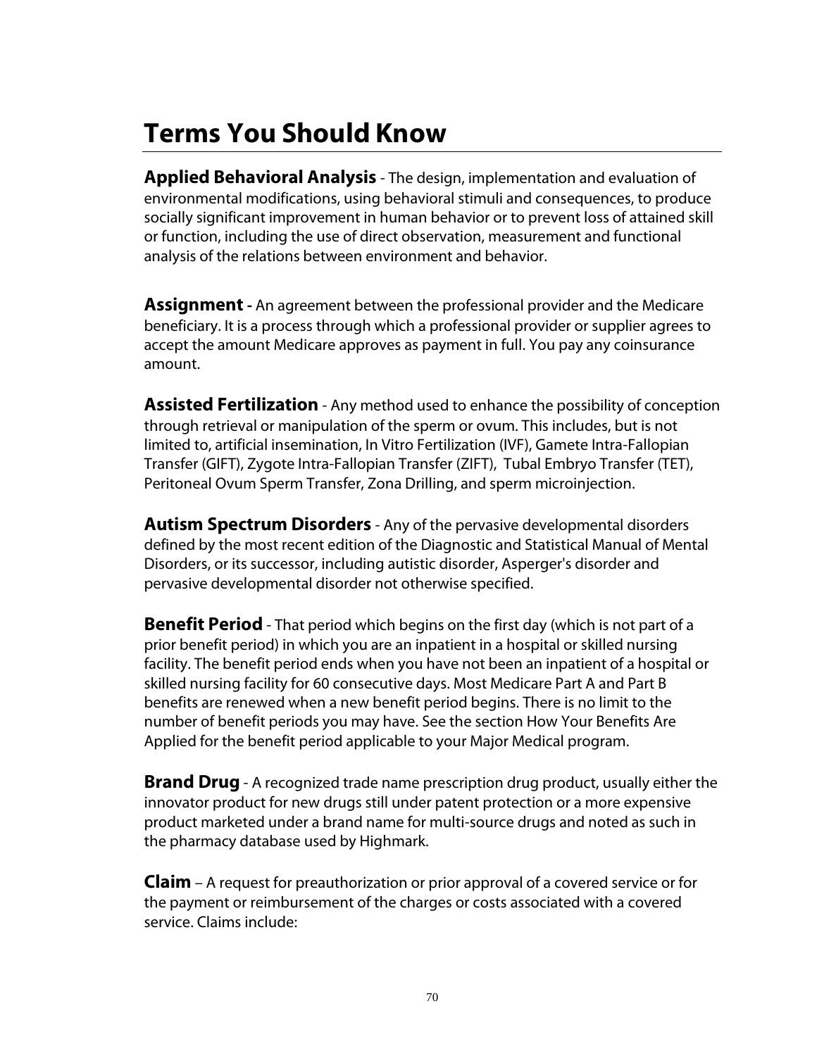# Terms You Should Know

**Applied Behavioral Analysis** - The design, implementation and evaluation of environmental modifications, using behavioral stimuli and consequences, to produce socially significant improvement in human behavior or to prevent loss of attained skill or function, including the use of direct observation, measurement and functional analysis of the relations between environment and behavior.

**Assignment -** An agreement between the professional provider and the Medicare beneficiary. It is a process through which a professional provider or supplier agrees to accept the amount Medicare approves as payment in full. You pay any coinsurance amount.

**Assisted Fertilization** - Any method used to enhance the possibility of conception through retrieval or manipulation of the sperm or ovum. This includes, but is not limited to, artificial insemination, In Vitro Fertilization (IVF), Gamete Intra-Fallopian Transfer (GIFT), Zygote Intra-Fallopian Transfer (ZIFT), Tubal Embryo Transfer (TET), Peritoneal Ovum Sperm Transfer, Zona Drilling, and sperm microinjection.

**Autism Spectrum Disorders** - Any of the pervasive developmental disorders defined by the most recent edition of the Diagnostic and Statistical Manual of Mental Disorders, or its successor, including autistic disorder, Asperger's disorder and pervasive developmental disorder not otherwise specified.

**Benefit Period** - That period which begins on the first day (which is not part of a prior benefit period) in which you are an inpatient in a hospital or skilled nursing facility. The benefit period ends when you have not been an inpatient of a hospital or skilled nursing facility for 60 consecutive days. Most Medicare Part A and Part B benefits are renewed when a new benefit period begins. There is no limit to the number of benefit periods you may have. See the section How Your Benefits Are Applied for the benefit period applicable to your Major Medical program.

**Brand Drug** - A recognized trade name prescription drug product, usually either the innovator product for new drugs still under patent protection or a more expensive product marketed under a brand name for multi-source drugs and noted as such in the pharmacy database used by Highmark.

**Claim** – A request for preauthorization or prior approval of a covered service or for the payment or reimbursement of the charges or costs associated with a covered service. Claims include: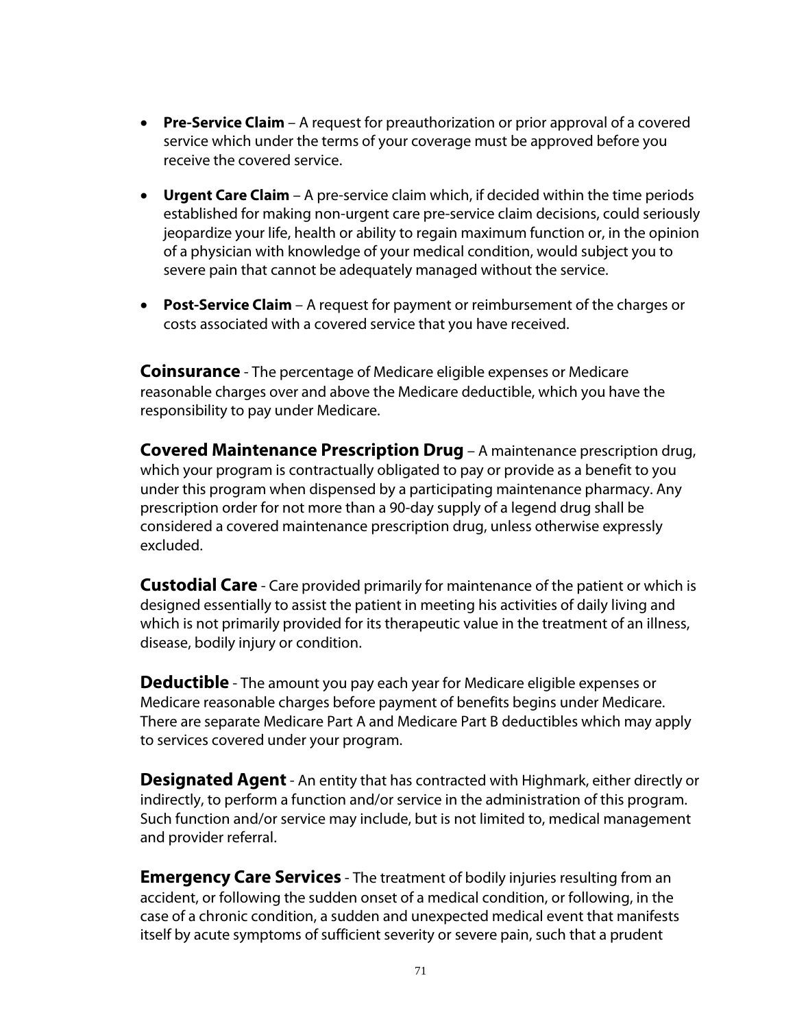- **Pre-Service Claim** – A request for preauthorization or prior approval of a covered service which under the terms of your coverage must be approved before you receive the covered service.
- **Urgent Care Claim** – A pre-service claim which, if decided within the time periods established for making non-urgent care pre-service claim decisions, could seriously jeopardize your life, health or ability to regain maximum function or, in the opinion of a physician with knowledge of your medical condition, would subject you to severe pain that cannot be adequately managed without the service.
- **Post-Service Claim** – A request for payment or reimbursement of the charges or costs associated with a covered service that you have received.

**Coinsurance** - The percentage of Medicare eligible expenses or Medicare reasonable charges over and above the Medicare deductible, which you have the responsibility to pay under Medicare.

**Covered Maintenance Prescription Drug** – A maintenance prescription drug, which your program is contractually obligated to pay or provide as a benefit to you under this program when dispensed by a participating maintenance pharmacy. Any prescription order for not more than a 90-day supply of a legend drug shall be considered a covered maintenance prescription drug, unless otherwise expressly excluded.

**Custodial Care** - Care provided primarily for maintenance of the patient or which is designed essentially to assist the patient in meeting his activities of daily living and which is not primarily provided for its therapeutic value in the treatment of an illness, disease, bodily injury or condition.

**Deductible** - The amount you pay each year for Medicare eligible expenses or Medicare reasonable charges before payment of benefits begins under Medicare. There are separate Medicare Part A and Medicare Part B deductibles which may apply to services covered under your program.

**Designated Agent** - An entity that has contracted with Highmark, either directly or indirectly, to perform a function and/or service in the administration of this program. Such function and/or service may include, but is not limited to, medical management and provider referral.

**Emergency Care Services** - The treatment of bodily injuries resulting from an accident, or following the sudden onset of a medical condition, or following, in the case of a chronic condition, a sudden and unexpected medical event that manifests itself by acute symptoms of sufficient severity or severe pain, such that a prudent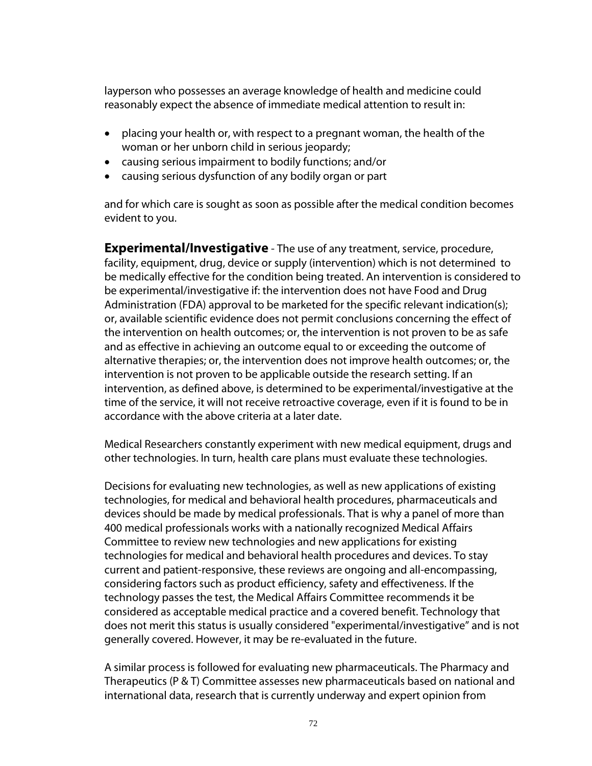layperson who possesses an average knowledge of health and medicine could reasonably expect the absence of immediate medical attention to result in:

- placing your health or, with respect to a pregnant woman, the health of the woman or her unborn child in serious jeopardy;
- causing serious impairment to bodily functions; and/or
- causing serious dysfunction of any bodily organ or part

and for which care is sought as soon as possible after the medical condition becomes evident to you.

**Experimental/Investigative** - The use of any treatment, service, procedure, facility, equipment, drug, device or supply (intervention) which is not determined to be medically effective for the condition being treated. An intervention is considered to be experimental/investigative if: the intervention does not have Food and Drug Administration (FDA) approval to be marketed for the specific relevant indication(s); or, available scientific evidence does not permit conclusions concerning the effect of the intervention on health outcomes; or, the intervention is not proven to be as safe and as effective in achieving an outcome equal to or exceeding the outcome of alternative therapies; or, the intervention does not improve health outcomes; or, the intervention is not proven to be applicable outside the research setting. If an intervention, as defined above, is determined to be experimental/investigative at the time of the service, it will not receive retroactive coverage, even if it is found to be in accordance with the above criteria at a later date.

Medical Researchers constantly experiment with new medical equipment, drugs and other technologies. In turn, health care plans must evaluate these technologies.

Decisions for evaluating new technologies, as well as new applications of existing technologies, for medical and behavioral health procedures, pharmaceuticals and devices should be made by medical professionals. That is why a panel of more than 400 medical professionals works with a nationally recognized Medical Affairs Committee to review new technologies and new applications for existing technologies for medical and behavioral health procedures and devices. To stay current and patient-responsive, these reviews are ongoing and all-encompassing, considering factors such as product efficiency, safety and effectiveness. If the technology passes the test, the Medical Affairs Committee recommends it be considered as acceptable medical practice and a covered benefit. Technology that does not merit this status is usually considered "experimental/investigative" and is not generally covered. However, it may be re-evaluated in the future.

A similar process is followed for evaluating new pharmaceuticals. The Pharmacy and Therapeutics (P & T) Committee assesses new pharmaceuticals based on national and international data, research that is currently underway and expert opinion from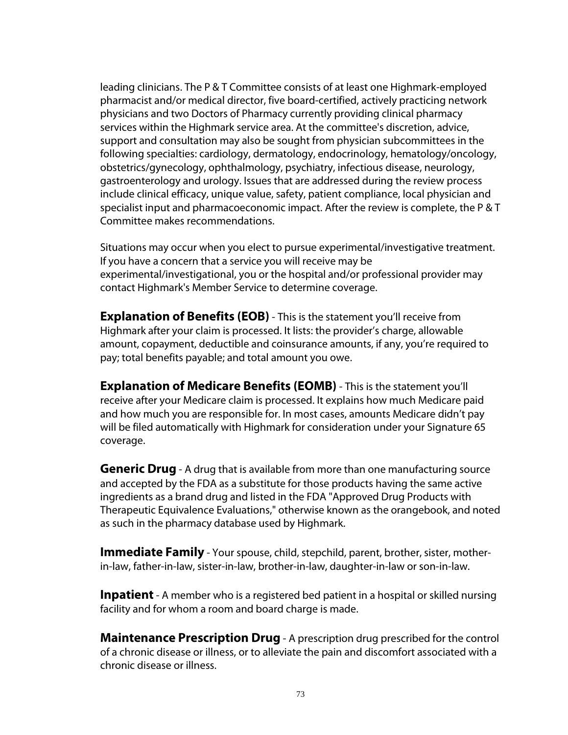leading clinicians. The P & T Committee consists of at least one Highmark-employed pharmacist and/or medical director, five board-certified, actively practicing network physicians and two Doctors of Pharmacy currently providing clinical pharmacy services within the Highmark service area. At the committee's discretion, advice, support and consultation may also be sought from physician subcommittees in the following specialties: cardiology, dermatology, endocrinology, hematology/oncology, obstetrics/gynecology, ophthalmology, psychiatry, infectious disease, neurology, gastroenterology and urology. Issues that are addressed during the review process include clinical efficacy, unique value, safety, patient compliance, local physician and specialist input and pharmacoeconomic impact. After the review is complete, the P & T Committee makes recommendations.

Situations may occur when you elect to pursue experimental/investigative treatment. If you have a concern that a service you will receive may be experimental/investigational, you or the hospital and/or professional provider may contact Highmark's Member Service to determine coverage.

**Explanation of Benefits (EOB)** - This is the statement you'll receive from Highmark after your claim is processed. It lists: the provider's charge, allowable amount, copayment, deductible and coinsurance amounts, if any, you're required to pay; total benefits payable; and total amount you owe.

**Explanation of Medicare Benefits (EOMB)** - This is the statement you'll receive after your Medicare claim is processed. It explains how much Medicare paid and how much you are responsible for. In most cases, amounts Medicare didn't pay will be filed automatically with Highmark for consideration under your Signature 65 coverage.

**Generic Drug** - A drug that is available from more than one manufacturing source and accepted by the FDA as a substitute for those products having the same active ingredients as a brand drug and listed in the FDA "Approved Drug Products with Therapeutic Equivalence Evaluations," otherwise known as the orangebook, and noted as such in the pharmacy database used by Highmark.

**Immediate Family** - Your spouse, child, stepchild, parent, brother, sister, mother-in-law, father-in-law, sister-in-law, brother-in-law, daughter-in-law or son-in-law.

**Inpatient** - A member who is a registered bed patient in a hospital or skilled nursing facility and for whom a room and board charge is made.

**Maintenance Prescription Drug** - A prescription drug prescribed for the control of a chronic disease or illness, or to alleviate the pain and discomfort associated with a chronic disease or illness.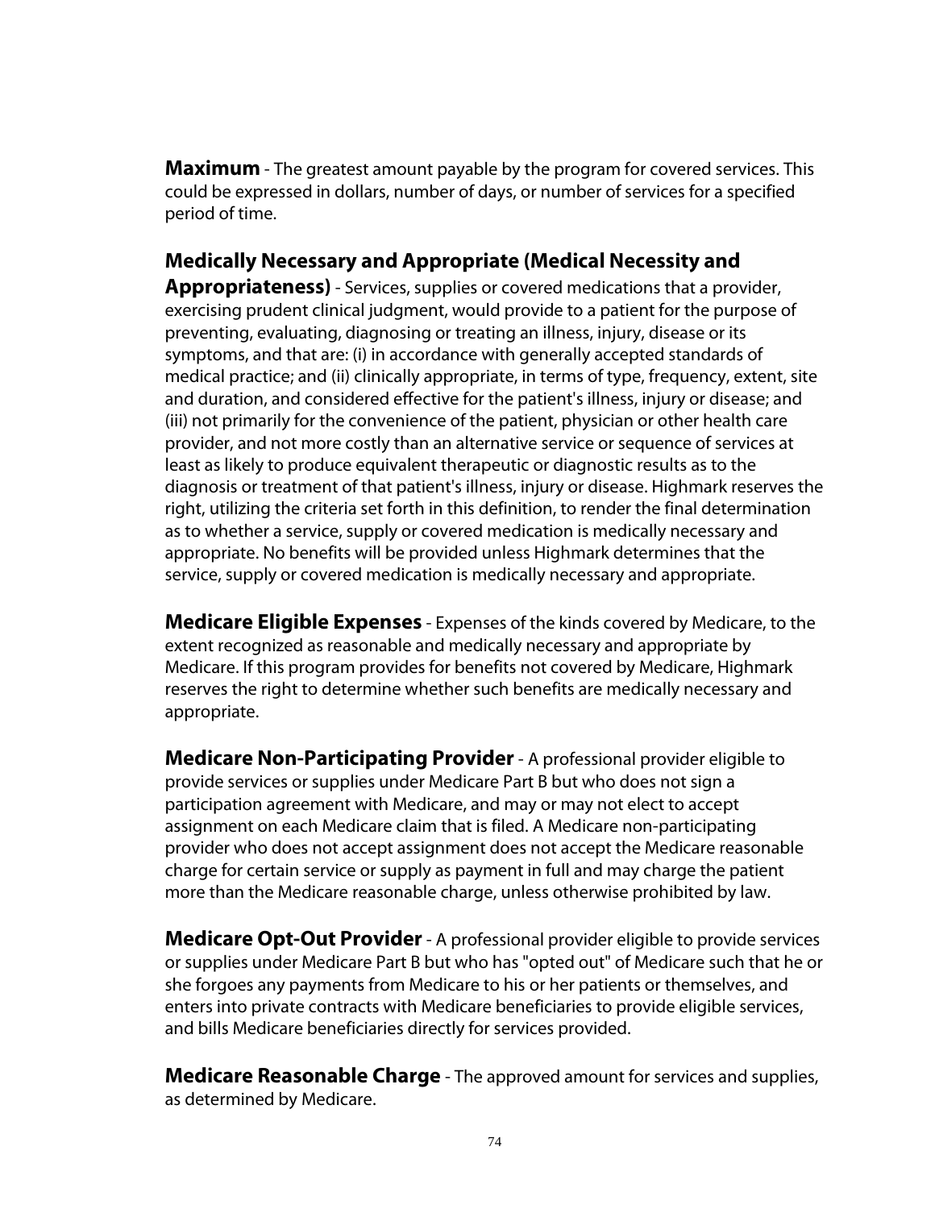**Maximum** - The greatest amount payable by the program for covered services. This could be expressed in dollars, number of days, or number of services for a specified period of time.

**Medically Necessary and Appropriate (Medical Necessity and Appropriateness)** - Services, supplies or covered medications that a provider, exercising prudent clinical judgment, would provide to a patient for the purpose of preventing, evaluating, diagnosing or treating an illness, injury, disease or its symptoms, and that are: (i) in accordance with generally accepted standards of medical practice; and (ii) clinically appropriate, in terms of type, frequency, extent, site and duration, and considered effective for the patient's illness, injury or disease; and (iii) not primarily for the convenience of the patient, physician or other health care provider, and not more costly than an alternative service or sequence of services at least as likely to produce equivalent therapeutic or diagnostic results as to the diagnosis or treatment of that patient's illness, injury or disease. Highmark reserves the right, utilizing the criteria set forth in this definition, to render the final determination as to whether a service, supply or covered medication is medically necessary and appropriate. No benefits will be provided unless Highmark determines that the service, supply or covered medication is medically necessary and appropriate.

**Medicare Eligible Expenses** - Expenses of the kinds covered by Medicare, to the extent recognized as reasonable and medically necessary and appropriate by Medicare. If this program provides for benefits not covered by Medicare, Highmark reserves the right to determine whether such benefits are medically necessary and appropriate.

**Medicare Non-Participating Provider** - A professional provider eligible to provide services or supplies under Medicare Part B but who does not sign a participation agreement with Medicare, and may or may not elect to accept assignment on each Medicare claim that is filed. A Medicare non-participating provider who does not accept assignment does not accept the Medicare reasonable charge for certain service or supply as payment in full and may charge the patient more than the Medicare reasonable charge, unless otherwise prohibited by law.

**Medicare Opt-Out Provider** - A professional provider eligible to provide services or supplies under Medicare Part B but who has "opted out" of Medicare such that he or she forgoes any payments from Medicare to his or her patients or themselves, and enters into private contracts with Medicare beneficiaries to provide eligible services, and bills Medicare beneficiaries directly for services provided.

**Medicare Reasonable Charge** - The approved amount for services and supplies, as determined by Medicare.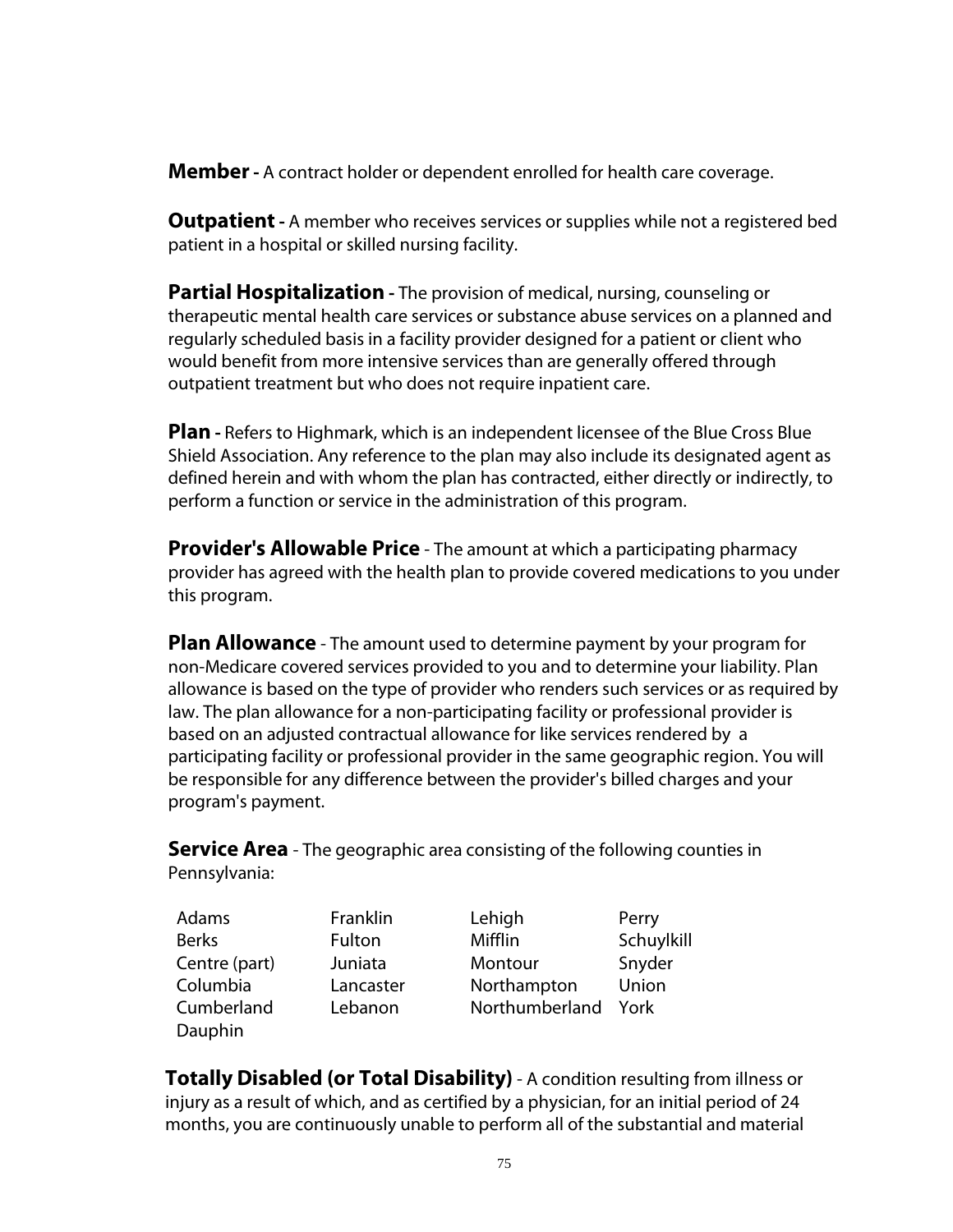**Member** - A contract holder or dependent enrolled for health care coverage.

**Outpatient** - A member who receives services or supplies while not a registered bed patient in a hospital or skilled nursing facility.

**Partial Hospitalization** - The provision of medical, nursing, counseling or therapeutic mental health care services or substance abuse services on a planned and regularly scheduled basis in a facility provider designed for a patient or client who would benefit from more intensive services than are generally offered through outpatient treatment but who does not require inpatient care.

**Plan** - Refers to Highmark, which is an independent licensee of the Blue Cross Blue Shield Association. Any reference to the plan may also include its designated agent as defined herein and with whom the plan has contracted, either directly or indirectly, to perform a function or service in the administration of this program.

**Provider's Allowable Price** - The amount at which a participating pharmacy provider has agreed with the health plan to provide covered medications to you under this program.

**Plan Allowance** - The amount used to determine payment by your program for non-Medicare covered services provided to you and to determine your liability. Plan allowance is based on the type of provider who renders such services or as required by law. The plan allowance for a non-participating facility or professional provider is based on an adjusted contractual allowance for like services rendered by a participating facility or professional provider in the same geographic region. You will be responsible for any difference between the provider's billed charges and your program's payment.

**Service Area** - The geographic area consisting of the following counties in Pennsylvania:

| | | | |
|---|---|---|---|
| Adams | Franklin | Lehigh | Perry |
| Berks | Fulton | Mifflin | Schuylkill |
| Centre (part) | Juniata | Montour | Snyder |
| Columbia | Lancaster | Northampton | Union |
| Cumberland | Lebanon | Northumberland | York |
| Dauphin | | | |

**Totally Disabled (or Total Disability)** - A condition resulting from illness or injury as a result of which, and as certified by a physician, for an initial period of 24 months, you are continuously unable to perform all of the substantial and material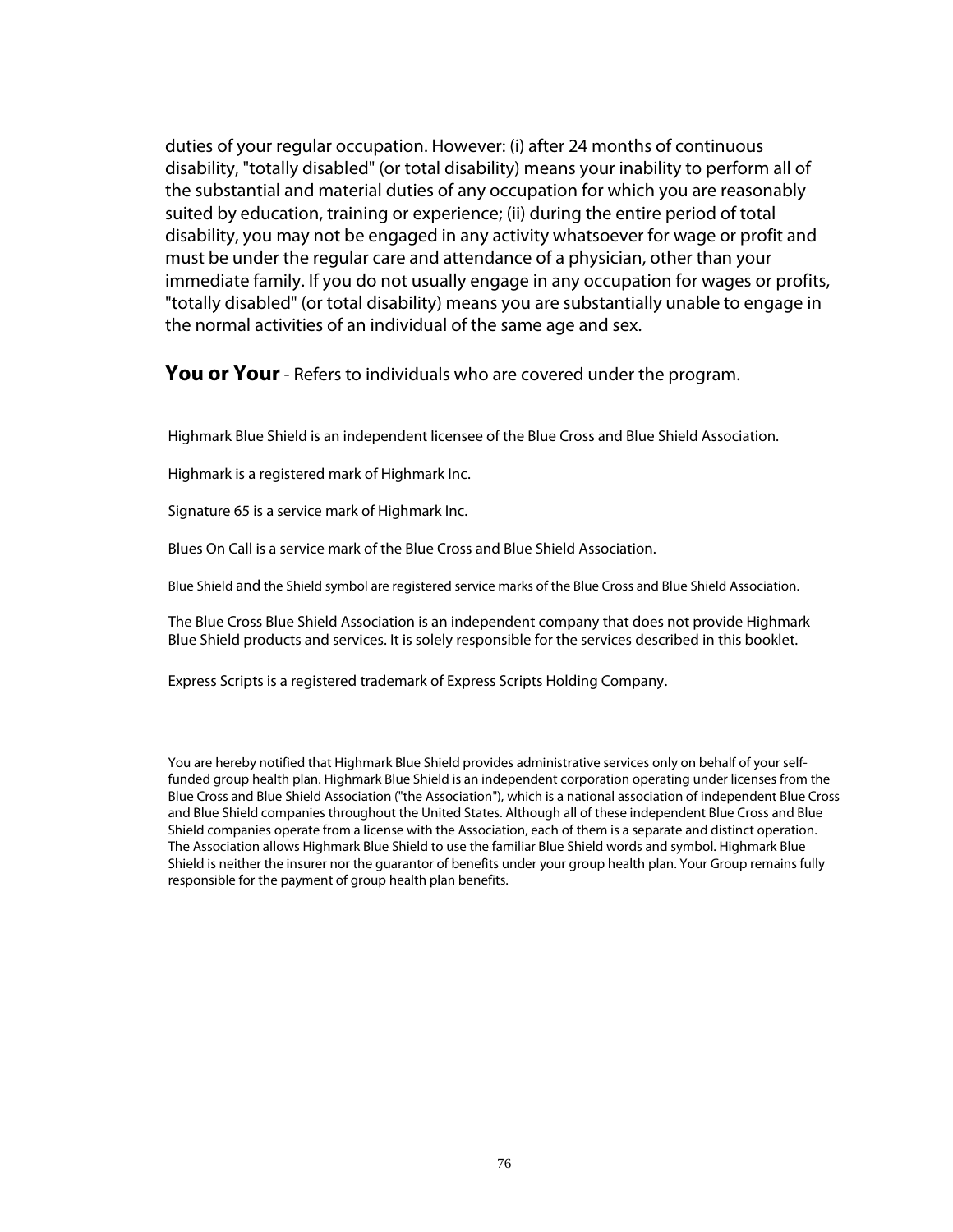duties of your regular occupation. However: (i) after 24 months of continuous disability, "totally disabled" (or total disability) means your inability to perform all of the substantial and material duties of any occupation for which you are reasonably suited by education, training or experience; (ii) during the entire period of total disability, you may not be engaged in any activity whatsoever for wage or profit and must be under the regular care and attendance of a physician, other than your immediate family. If you do not usually engage in any occupation for wages or profits, "totally disabled" (or total disability) means you are substantially unable to engage in the normal activities of an individual of the same age and sex.

**You or Your** - Refers to individuals who are covered under the program.

Highmark Blue Shield is an independent licensee of the Blue Cross and Blue Shield Association.

Highmark is a registered mark of Highmark Inc.

Signature 65 is a service mark of Highmark Inc.

Blues On Call is a service mark of the Blue Cross and Blue Shield Association.

Blue Shield and the Shield symbol are registered service marks of the Blue Cross and Blue Shield Association.

The Blue Cross Blue Shield Association is an independent company that does not provide Highmark Blue Shield products and services. It is solely responsible for the services described in this booklet.

Express Scripts is a registered trademark of Express Scripts Holding Company.

You are hereby notified that Highmark Blue Shield provides administrative services only on behalf of your self-funded group health plan. Highmark Blue Shield is an independent corporation operating under licenses from the Blue Cross and Blue Shield Association ("the Association"), which is a national association of independent Blue Cross and Blue Shield companies throughout the United States. Although all of these independent Blue Cross and Blue Shield companies operate from a license with the Association, each of them is a separate and distinct operation. The Association allows Highmark Blue Shield to use the familiar Blue Shield words and symbol. Highmark Blue Shield is neither the insurer nor the guarantor of benefits under your group health plan. Your Group remains fully responsible for the payment of group health plan benefits.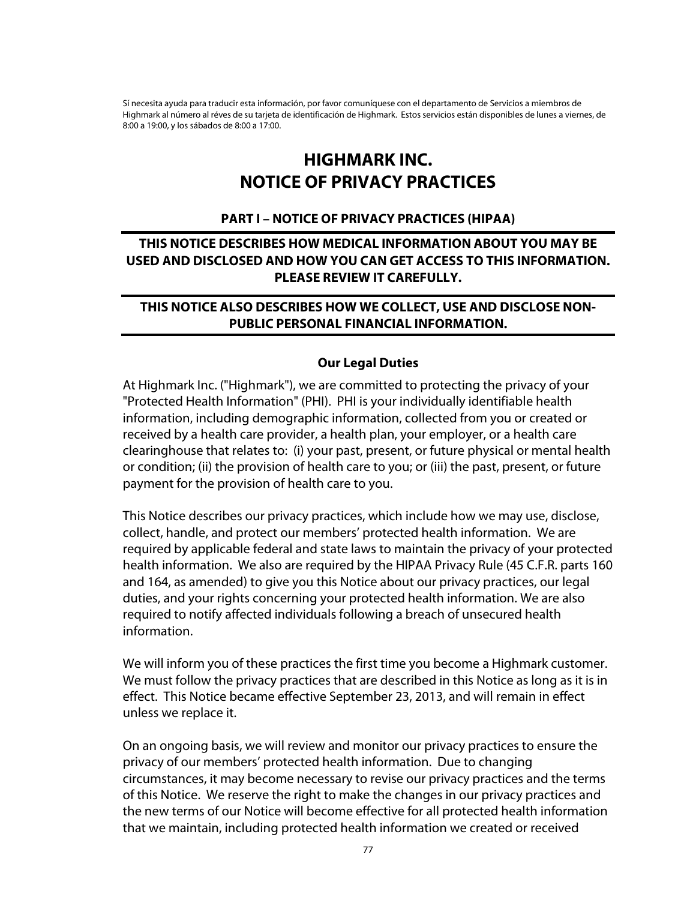Sí necesita ayuda para traducir esta información, por favor comuníquese con el departamento de Servicios a miembros de Highmark al número al réves de su tarjeta de identificación de Highmark. Estos servicios están disponibles de lunes a viernes, de 8:00 a 19:00, y los sábados de 8:00 a 17:00.

# HIGHMARK INC.
# NOTICE OF PRIVACY PRACTICES

## PART I – NOTICE OF PRIVACY PRACTICES (HIPAA)

**THIS NOTICE DESCRIBES HOW MEDICAL INFORMATION ABOUT YOU MAY BE USED AND DISCLOSED AND HOW YOU CAN GET ACCESS TO THIS INFORMATION. PLEASE REVIEW IT CAREFULLY.**

**THIS NOTICE ALSO DESCRIBES HOW WE COLLECT, USE AND DISCLOSE NON-PUBLIC PERSONAL FINANCIAL INFORMATION.**

### Our Legal Duties

At Highmark Inc. ("Highmark"), we are committed to protecting the privacy of your "Protected Health Information" (PHI). PHI is your individually identifiable health information, including demographic information, collected from you or created or received by a health care provider, a health plan, your employer, or a health care clearinghouse that relates to: (i) your past, present, or future physical or mental health or condition; (ii) the provision of health care to you; or (iii) the past, present, or future payment for the provision of health care to you.

This Notice describes our privacy practices, which include how we may use, disclose, collect, handle, and protect our members' protected health information. We are required by applicable federal and state laws to maintain the privacy of your protected health information. We also are required by the HIPAA Privacy Rule (45 C.F.R. parts 160 and 164, as amended) to give you this Notice about our privacy practices, our legal duties, and your rights concerning your protected health information. We are also required to notify affected individuals following a breach of unsecured health information.

We will inform you of these practices the first time you become a Highmark customer. We must follow the privacy practices that are described in this Notice as long as it is in effect. This Notice became effective September 23, 2013, and will remain in effect unless we replace it.

On an ongoing basis, we will review and monitor our privacy practices to ensure the privacy of our members' protected health information. Due to changing circumstances, it may become necessary to revise our privacy practices and the terms of this Notice. We reserve the right to make the changes in our privacy practices and the new terms of our Notice will become effective for all protected health information that we maintain, including protected health information we created or received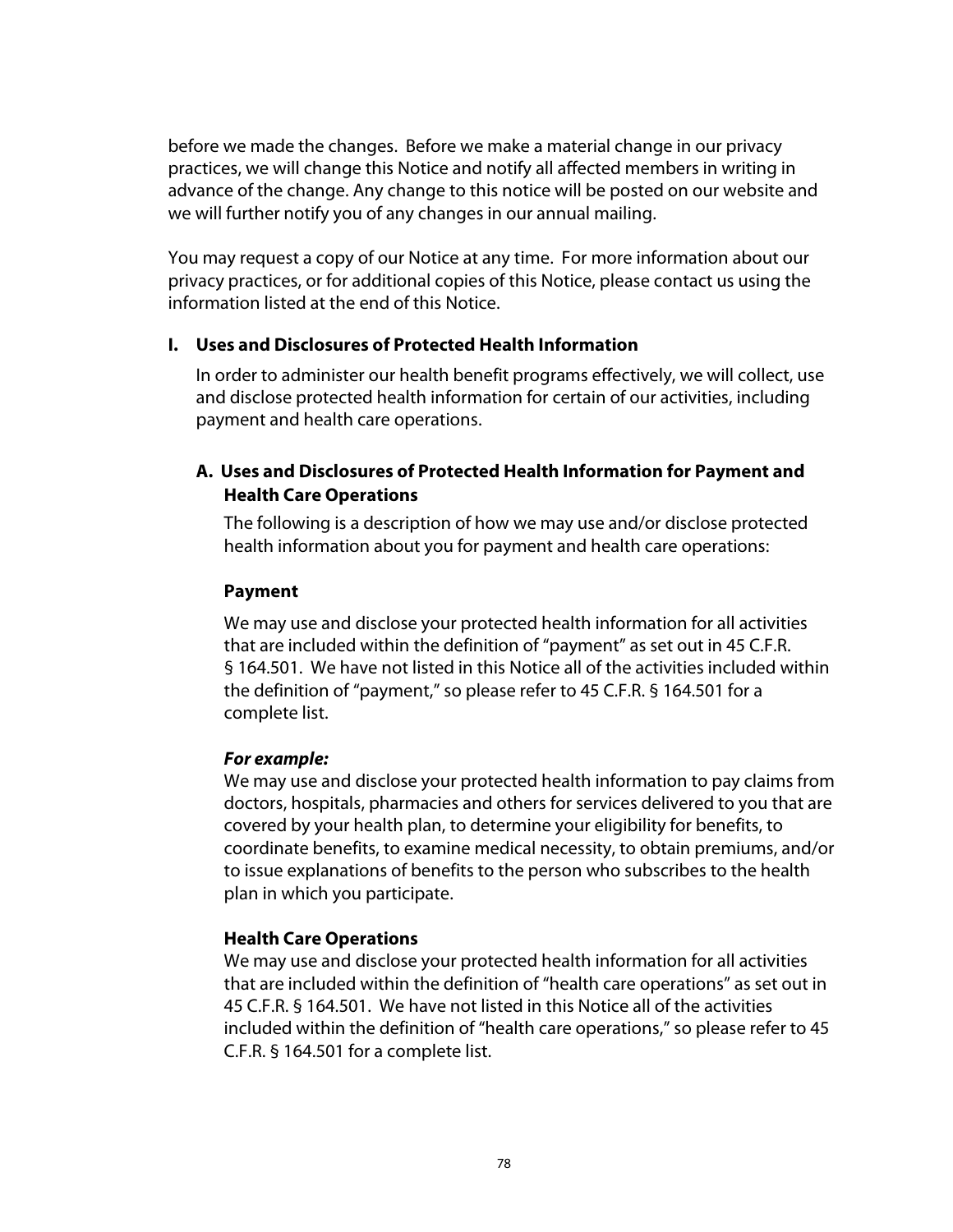before we made the changes. Before we make a material change in our privacy practices, we will change this Notice and notify all affected members in writing in advance of the change. Any change to this notice will be posted on our website and we will further notify you of any changes in our annual mailing.

You may request a copy of our Notice at any time. For more information about our privacy practices, or for additional copies of this Notice, please contact us using the information listed at the end of this Notice.

## I. Uses and Disclosures of Protected Health Information

In order to administer our health benefit programs effectively, we will collect, use and disclose protected health information for certain of our activities, including payment and health care operations.

### A. Uses and Disclosures of Protected Health Information for Payment and Health Care Operations

The following is a description of how we may use and/or disclose protected health information about you for payment and health care operations:

**Payment**

We may use and disclose your protected health information for all activities that are included within the definition of "payment" as set out in 45 C.F.R. § 164.501. We have not listed in this Notice all of the activities included within the definition of "payment," so please refer to 45 C.F.R. § 164.501 for a complete list.

***For example:***
We may use and disclose your protected health information to pay claims from doctors, hospitals, pharmacies and others for services delivered to you that are covered by your health plan, to determine your eligibility for benefits, to coordinate benefits, to examine medical necessity, to obtain premiums, and/or to issue explanations of benefits to the person who subscribes to the health plan in which you participate.

**Health Care Operations**
We may use and disclose your protected health information for all activities that are included within the definition of "health care operations" as set out in 45 C.F.R. § 164.501. We have not listed in this Notice all of the activities included within the definition of "health care operations," so please refer to 45 C.F.R. § 164.501 for a complete list.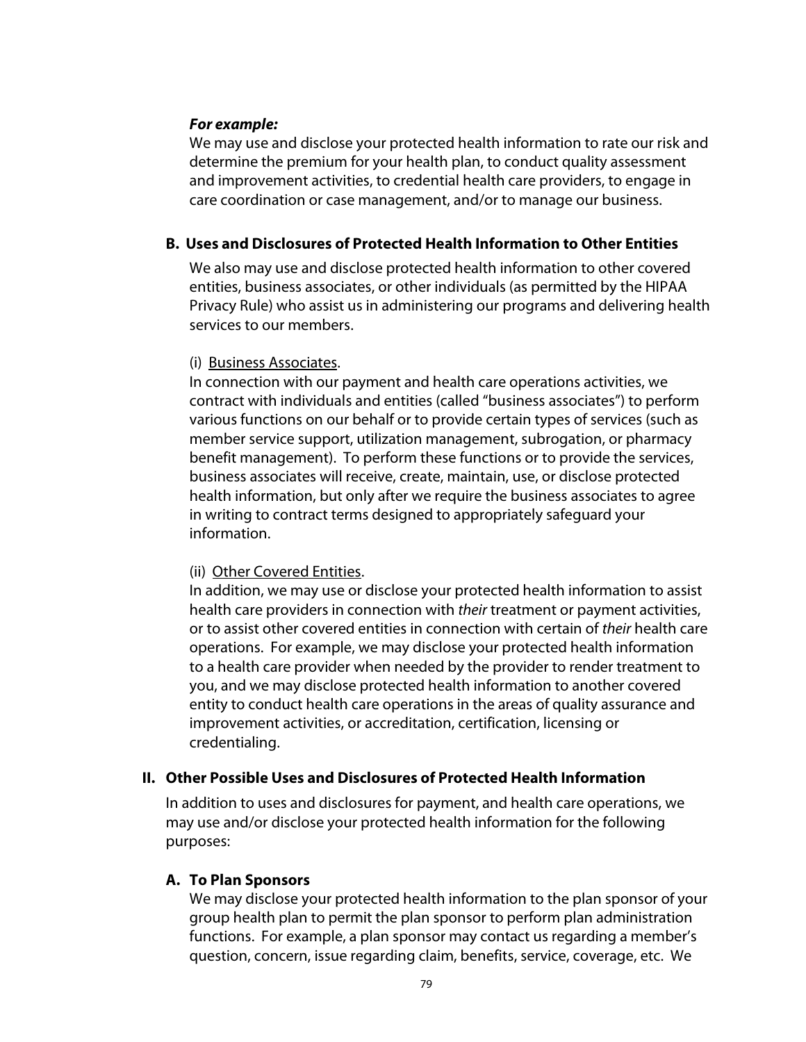***For example:***
We may use and disclose your protected health information to rate our risk and determine the premium for your health plan, to conduct quality assessment and improvement activities, to credential health care providers, to engage in care coordination or case management, and/or to manage our business.

### B. Uses and Disclosures of Protected Health Information to Other Entities

We also may use and disclose protected health information to other covered entities, business associates, or other individuals (as permitted by the HIPAA Privacy Rule) who assist us in administering our programs and delivering health services to our members.

(i) <u>Business Associates</u>.
In connection with our payment and health care operations activities, we contract with individuals and entities (called "business associates") to perform various functions on our behalf or to provide certain types of services (such as member service support, utilization management, subrogation, or pharmacy benefit management). To perform these functions or to provide the services, business associates will receive, create, maintain, use, or disclose protected health information, but only after we require the business associates to agree in writing to contract terms designed to appropriately safeguard your information.

(ii) <u>Other Covered Entities</u>.
In addition, we may use or disclose your protected health information to assist health care providers in connection with *their* treatment or payment activities, or to assist other covered entities in connection with certain of *their* health care operations. For example, we may disclose your protected health information to a health care provider when needed by the provider to render treatment to you, and we may disclose protected health information to another covered entity to conduct health care operations in the areas of quality assurance and improvement activities, or accreditation, certification, licensing or credentialing.

## II. Other Possible Uses and Disclosures of Protected Health Information

In addition to uses and disclosures for payment, and health care operations, we may use and/or disclose your protected health information for the following purposes:

### A. To Plan Sponsors

We may disclose your protected health information to the plan sponsor of your group health plan to permit the plan sponsor to perform plan administration functions. For example, a plan sponsor may contact us regarding a member's question, concern, issue regarding claim, benefits, service, coverage, etc. We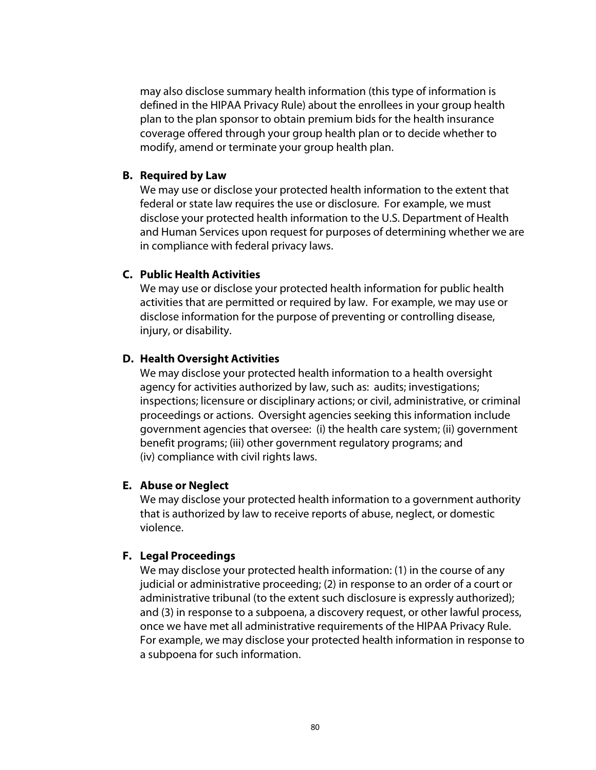may also disclose summary health information (this type of information is defined in the HIPAA Privacy Rule) about the enrollees in your group health plan to the plan sponsor to obtain premium bids for the health insurance coverage offered through your group health plan or to decide whether to modify, amend or terminate your group health plan.

**B. Required by Law**

We may use or disclose your protected health information to the extent that federal or state law requires the use or disclosure. For example, we must disclose your protected health information to the U.S. Department of Health and Human Services upon request for purposes of determining whether we are in compliance with federal privacy laws.

**C. Public Health Activities**

We may use or disclose your protected health information for public health activities that are permitted or required by law. For example, we may use or disclose information for the purpose of preventing or controlling disease, injury, or disability.

**D. Health Oversight Activities**

We may disclose your protected health information to a health oversight agency for activities authorized by law, such as: audits; investigations; inspections; licensure or disciplinary actions; or civil, administrative, or criminal proceedings or actions. Oversight agencies seeking this information include government agencies that oversee: (i) the health care system; (ii) government benefit programs; (iii) other government regulatory programs; and (iv) compliance with civil rights laws.

**E. Abuse or Neglect**

We may disclose your protected health information to a government authority that is authorized by law to receive reports of abuse, neglect, or domestic violence.

**F. Legal Proceedings**

We may disclose your protected health information: (1) in the course of any judicial or administrative proceeding; (2) in response to an order of a court or administrative tribunal (to the extent such disclosure is expressly authorized); and (3) in response to a subpoena, a discovery request, or other lawful process, once we have met all administrative requirements of the HIPAA Privacy Rule. For example, we may disclose your protected health information in response to a subpoena for such information.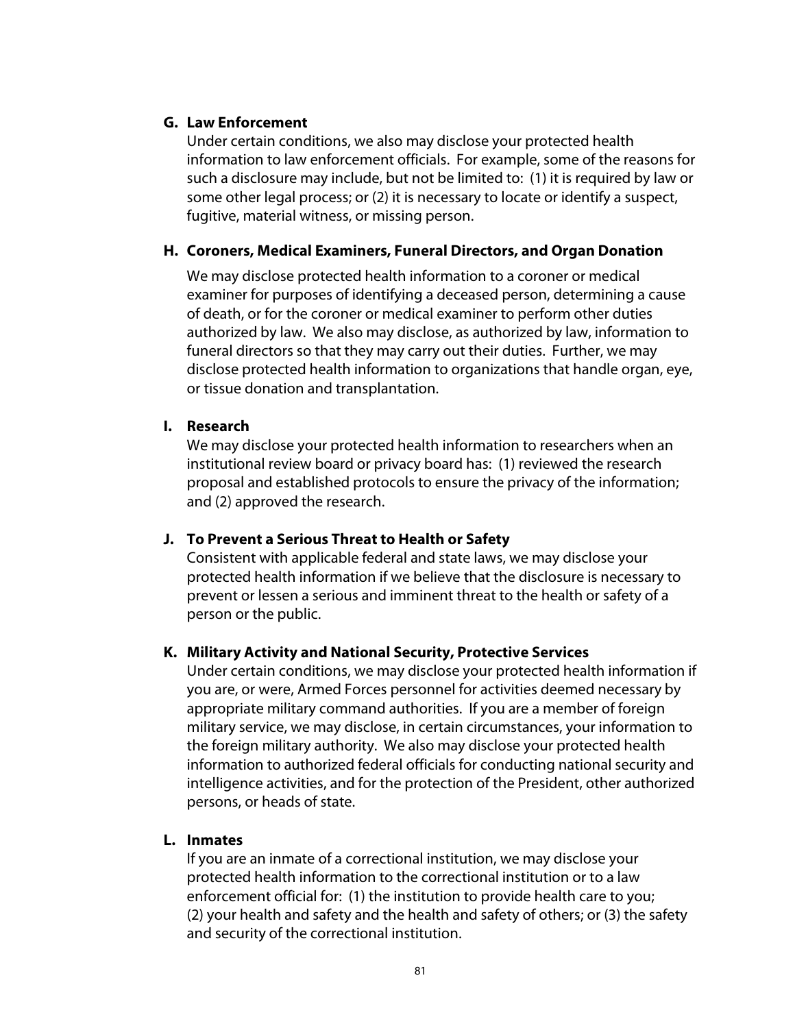### G. Law Enforcement

Under certain conditions, we also may disclose your protected health information to law enforcement officials. For example, some of the reasons for such a disclosure may include, but not be limited to: (1) it is required by law or some other legal process; or (2) it is necessary to locate or identify a suspect, fugitive, material witness, or missing person.

### H. Coroners, Medical Examiners, Funeral Directors, and Organ Donation

We may disclose protected health information to a coroner or medical examiner for purposes of identifying a deceased person, determining a cause of death, or for the coroner or medical examiner to perform other duties authorized by law. We also may disclose, as authorized by law, information to funeral directors so that they may carry out their duties. Further, we may disclose protected health information to organizations that handle organ, eye, or tissue donation and transplantation.

### I. Research

We may disclose your protected health information to researchers when an institutional review board or privacy board has: (1) reviewed the research proposal and established protocols to ensure the privacy of the information; and (2) approved the research.

### J. To Prevent a Serious Threat to Health or Safety

Consistent with applicable federal and state laws, we may disclose your protected health information if we believe that the disclosure is necessary to prevent or lessen a serious and imminent threat to the health or safety of a person or the public.

### K. Military Activity and National Security, Protective Services

Under certain conditions, we may disclose your protected health information if you are, or were, Armed Forces personnel for activities deemed necessary by appropriate military command authorities. If you are a member of foreign military service, we may disclose, in certain circumstances, your information to the foreign military authority. We also may disclose your protected health information to authorized federal officials for conducting national security and intelligence activities, and for the protection of the President, other authorized persons, or heads of state.

### L. Inmates

If you are an inmate of a correctional institution, we may disclose your protected health information to the correctional institution or to a law enforcement official for: (1) the institution to provide health care to you; (2) your health and safety and the health and safety of others; or (3) the safety and security of the correctional institution.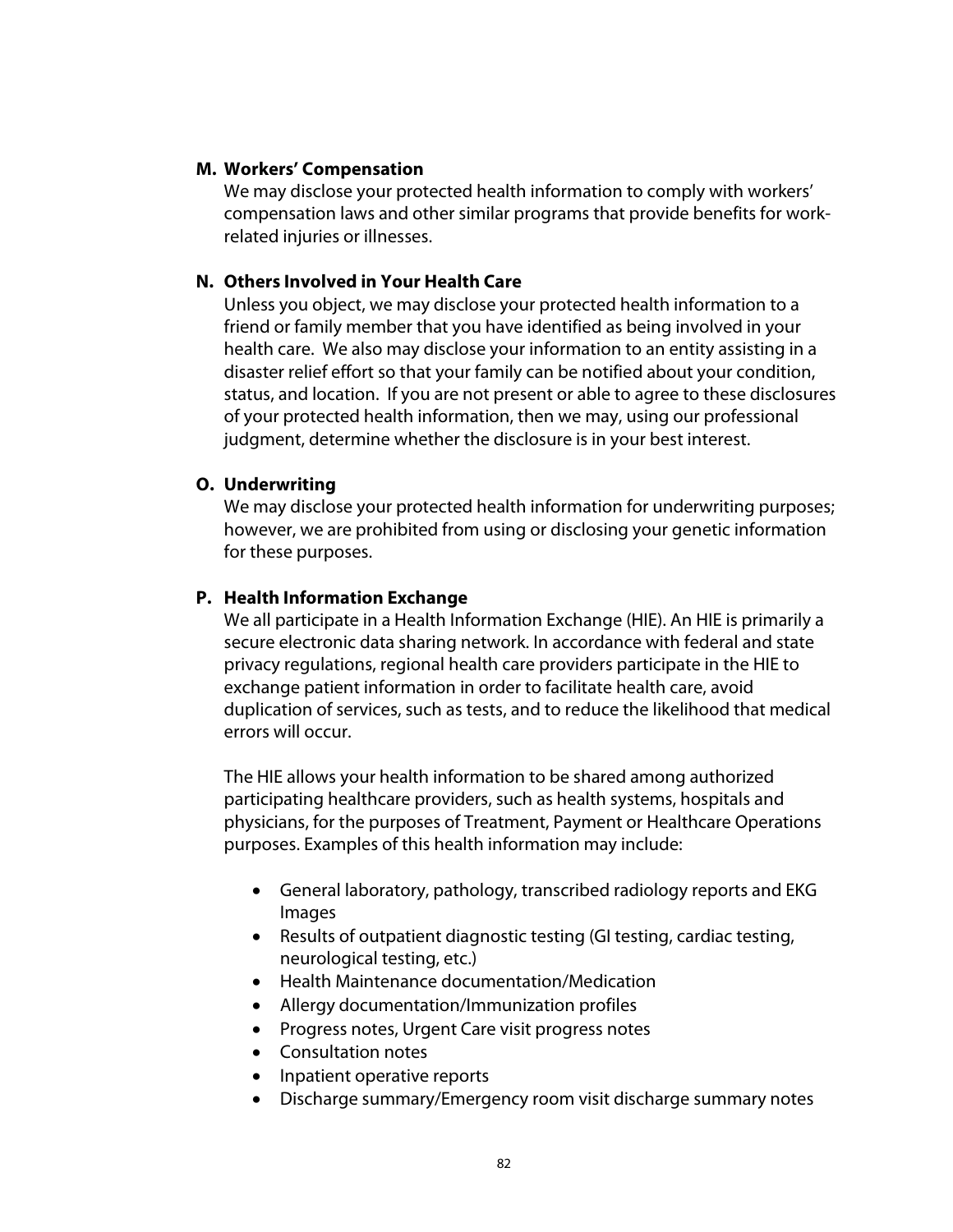**M. Workers' Compensation**

We may disclose your protected health information to comply with workers' compensation laws and other similar programs that provide benefits for work-related injuries or illnesses.

**N. Others Involved in Your Health Care**

Unless you object, we may disclose your protected health information to a friend or family member that you have identified as being involved in your health care. We also may disclose your information to an entity assisting in a disaster relief effort so that your family can be notified about your condition, status, and location. If you are not present or able to agree to these disclosures of your protected health information, then we may, using our professional judgment, determine whether the disclosure is in your best interest.

**O. Underwriting**

We may disclose your protected health information for underwriting purposes; however, we are prohibited from using or disclosing your genetic information for these purposes.

**P. Health Information Exchange**

We all participate in a Health Information Exchange (HIE). An HIE is primarily a secure electronic data sharing network. In accordance with federal and state privacy regulations, regional health care providers participate in the HIE to exchange patient information in order to facilitate health care, avoid duplication of services, such as tests, and to reduce the likelihood that medical errors will occur.

The HIE allows your health information to be shared among authorized participating healthcare providers, such as health systems, hospitals and physicians, for the purposes of Treatment, Payment or Healthcare Operations purposes. Examples of this health information may include:

- General laboratory, pathology, transcribed radiology reports and EKG Images
- Results of outpatient diagnostic testing (GI testing, cardiac testing, neurological testing, etc.)
- Health Maintenance documentation/Medication
- Allergy documentation/Immunization profiles
- Progress notes, Urgent Care visit progress notes
- Consultation notes
- Inpatient operative reports
- Discharge summary/Emergency room visit discharge summary notes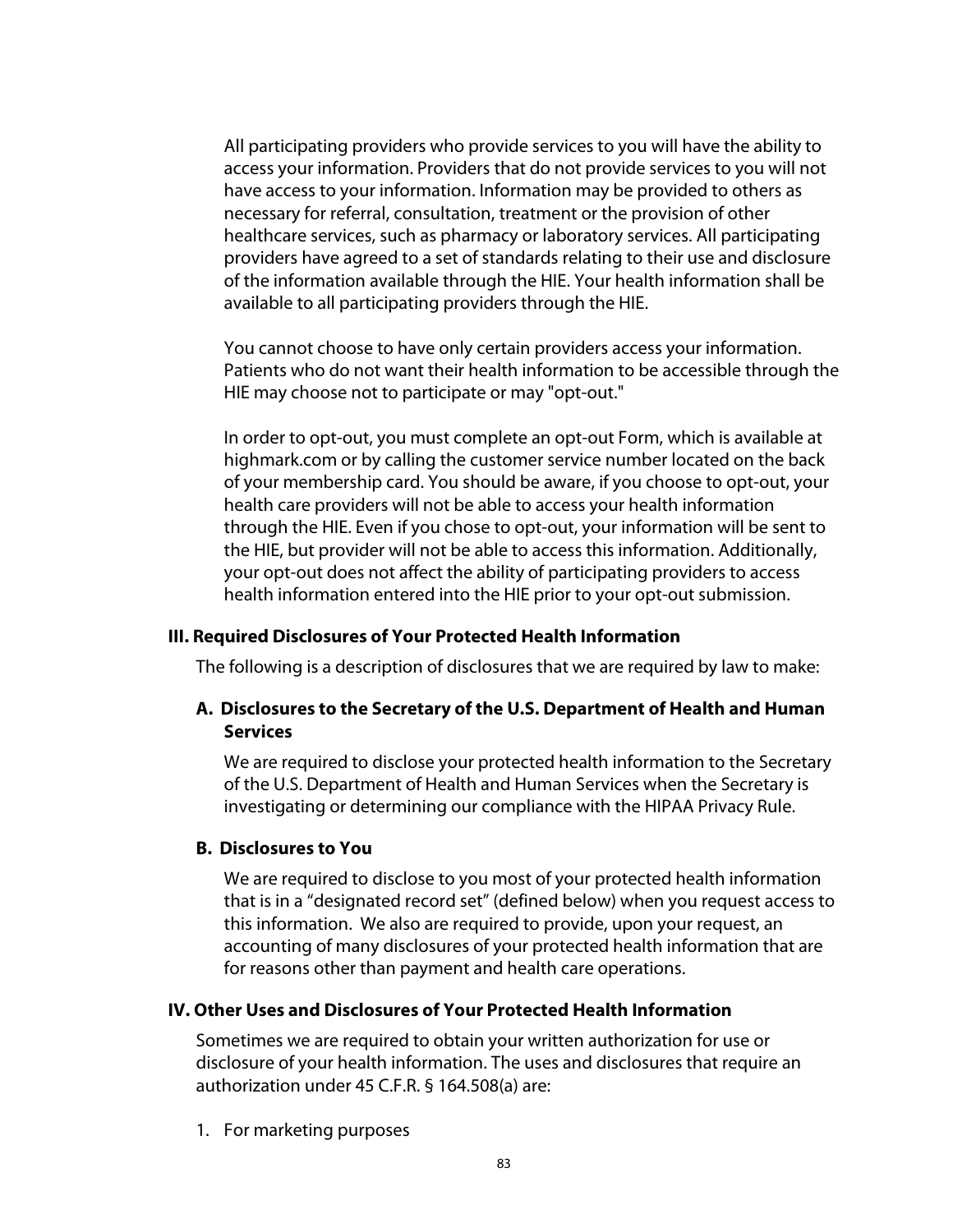All participating providers who provide services to you will have the ability to access your information. Providers that do not provide services to you will not have access to your information. Information may be provided to others as necessary for referral, consultation, treatment or the provision of other healthcare services, such as pharmacy or laboratory services. All participating providers have agreed to a set of standards relating to their use and disclosure of the information available through the HIE. Your health information shall be available to all participating providers through the HIE.

You cannot choose to have only certain providers access your information. Patients who do not want their health information to be accessible through the HIE may choose not to participate or may "opt-out."

In order to opt-out, you must complete an opt-out Form, which is available at highmark.com or by calling the customer service number located on the back of your membership card. You should be aware, if you choose to opt-out, your health care providers will not be able to access your health information through the HIE. Even if you chose to opt-out, your information will be sent to the HIE, but provider will not be able to access this information. Additionally, your opt-out does not affect the ability of participating providers to access health information entered into the HIE prior to your opt-out submission.

## III. Required Disclosures of Your Protected Health Information

The following is a description of disclosures that we are required by law to make:

### A. Disclosures to the Secretary of the U.S. Department of Health and Human Services

We are required to disclose your protected health information to the Secretary of the U.S. Department of Health and Human Services when the Secretary is investigating or determining our compliance with the HIPAA Privacy Rule.

### B. Disclosures to You

We are required to disclose to you most of your protected health information that is in a “designated record set” (defined below) when you request access to this information. We also are required to provide, upon your request, an accounting of many disclosures of your protected health information that are for reasons other than payment and health care operations.

## IV. Other Uses and Disclosures of Your Protected Health Information

Sometimes we are required to obtain your written authorization for use or disclosure of your health information. The uses and disclosures that require an authorization under 45 C.F.R. § 164.508(a) are:

1. For marketing purposes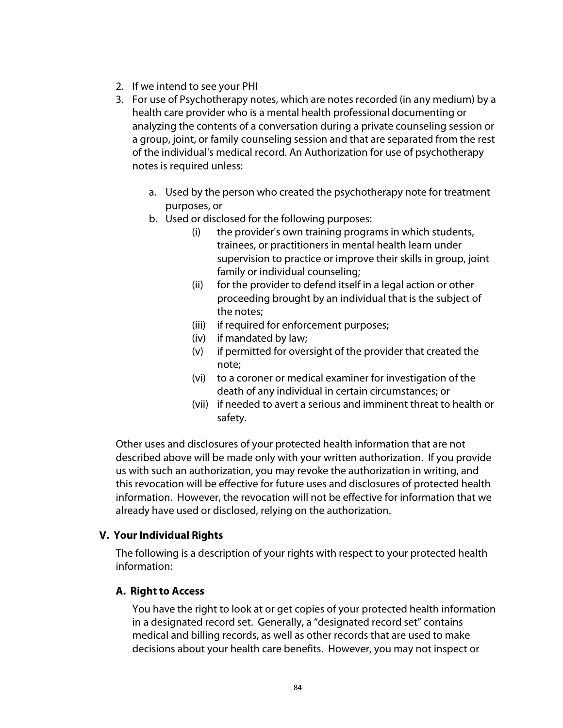2. If we intend to see your PHI
3. For use of Psychotherapy notes, which are notes recorded (in any medium) by a health care provider who is a mental health professional documenting or analyzing the contents of a conversation during a private counseling session or a group, joint, or family counseling session and that are separated from the rest of the individual's medical record. An Authorization for use of psychotherapy notes is required unless:

   a. Used by the person who created the psychotherapy note for treatment purposes, or
   b. Used or disclosed for the following purposes:
      (i) the provider's own training programs in which students, trainees, or practitioners in mental health learn under supervision to practice or improve their skills in group, joint family or individual counseling;
      (ii) for the provider to defend itself in a legal action or other proceeding brought by an individual that is the subject of the notes;
      (iii) if required for enforcement purposes;
      (iv) if mandated by law;
      (v) if permitted for oversight of the provider that created the note;
      (vi) to a coroner or medical examiner for investigation of the death of any individual in certain circumstances; or
      (vii) if needed to avert a serious and imminent threat to health or safety.

Other uses and disclosures of your protected health information that are not described above will be made only with your written authorization. If you provide us with such an authorization, you may revoke the authorization in writing, and this revocation will be effective for future uses and disclosures of protected health information. However, the revocation will not be effective for information that we already have used or disclosed, relying on the authorization.

## V. Your Individual Rights

The following is a description of your rights with respect to your protected health information:

### A. Right to Access

You have the right to look at or get copies of your protected health information in a designated record set. Generally, a "designated record set" contains medical and billing records, as well as other records that are used to make decisions about your health care benefits. However, you may not inspect or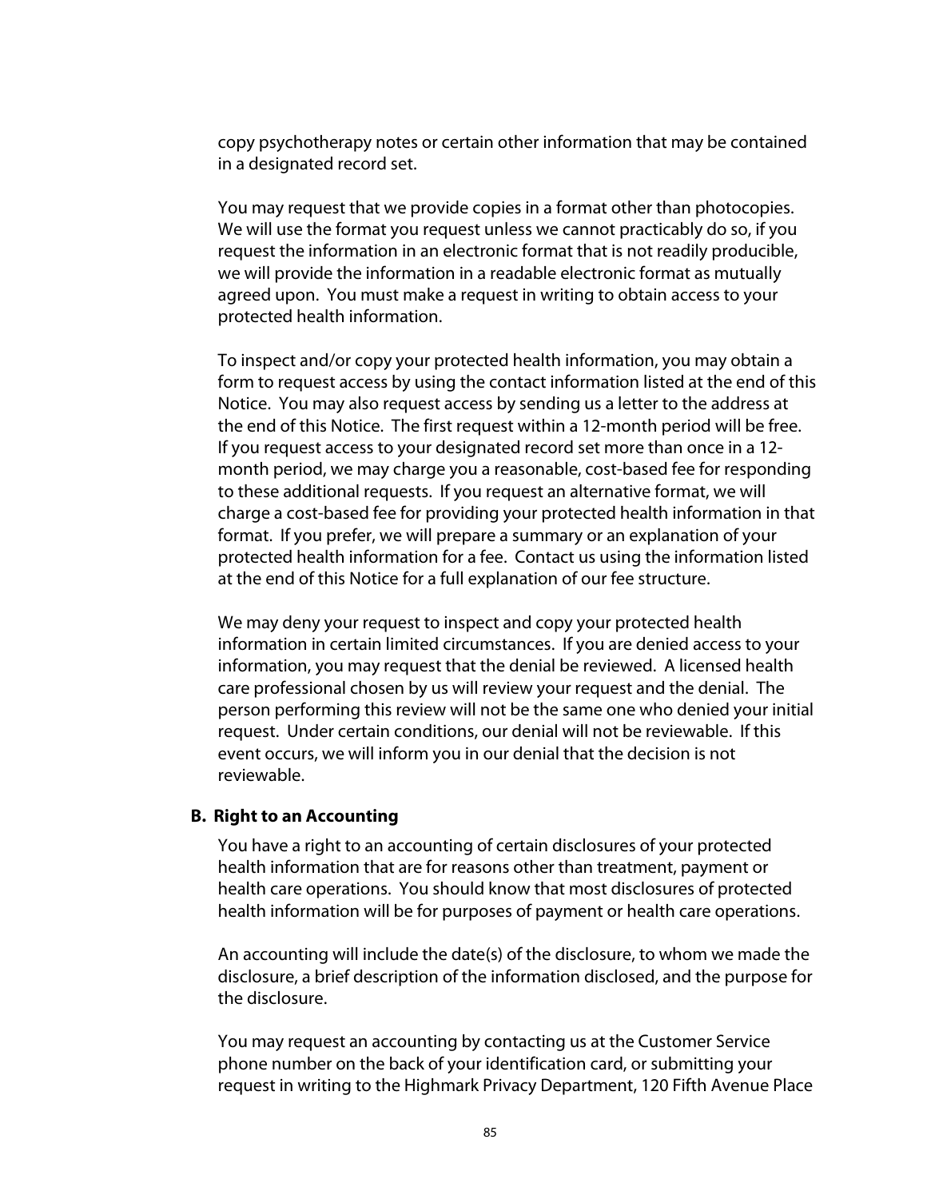copy psychotherapy notes or certain other information that may be contained in a designated record set.

You may request that we provide copies in a format other than photocopies. We will use the format you request unless we cannot practicably do so, if you request the information in an electronic format that is not readily producible, we will provide the information in a readable electronic format as mutually agreed upon. You must make a request in writing to obtain access to your protected health information.

To inspect and/or copy your protected health information, you may obtain a form to request access by using the contact information listed at the end of this Notice. You may also request access by sending us a letter to the address at the end of this Notice. The first request within a 12-month period will be free. If you request access to your designated record set more than once in a 12-month period, we may charge you a reasonable, cost-based fee for responding to these additional requests. If you request an alternative format, we will charge a cost-based fee for providing your protected health information in that format. If you prefer, we will prepare a summary or an explanation of your protected health information for a fee. Contact us using the information listed at the end of this Notice for a full explanation of our fee structure.

We may deny your request to inspect and copy your protected health information in certain limited circumstances. If you are denied access to your information, you may request that the denial be reviewed. A licensed health care professional chosen by us will review your request and the denial. The person performing this review will not be the same one who denied your initial request. Under certain conditions, our denial will not be reviewable. If this event occurs, we will inform you in our denial that the decision is not reviewable.

**B. Right to an Accounting**

You have a right to an accounting of certain disclosures of your protected health information that are for reasons other than treatment, payment or health care operations. You should know that most disclosures of protected health information will be for purposes of payment or health care operations.

An accounting will include the date(s) of the disclosure, to whom we made the disclosure, a brief description of the information disclosed, and the purpose for the disclosure.

You may request an accounting by contacting us at the Customer Service phone number on the back of your identification card, or submitting your request in writing to the Highmark Privacy Department, 120 Fifth Avenue Place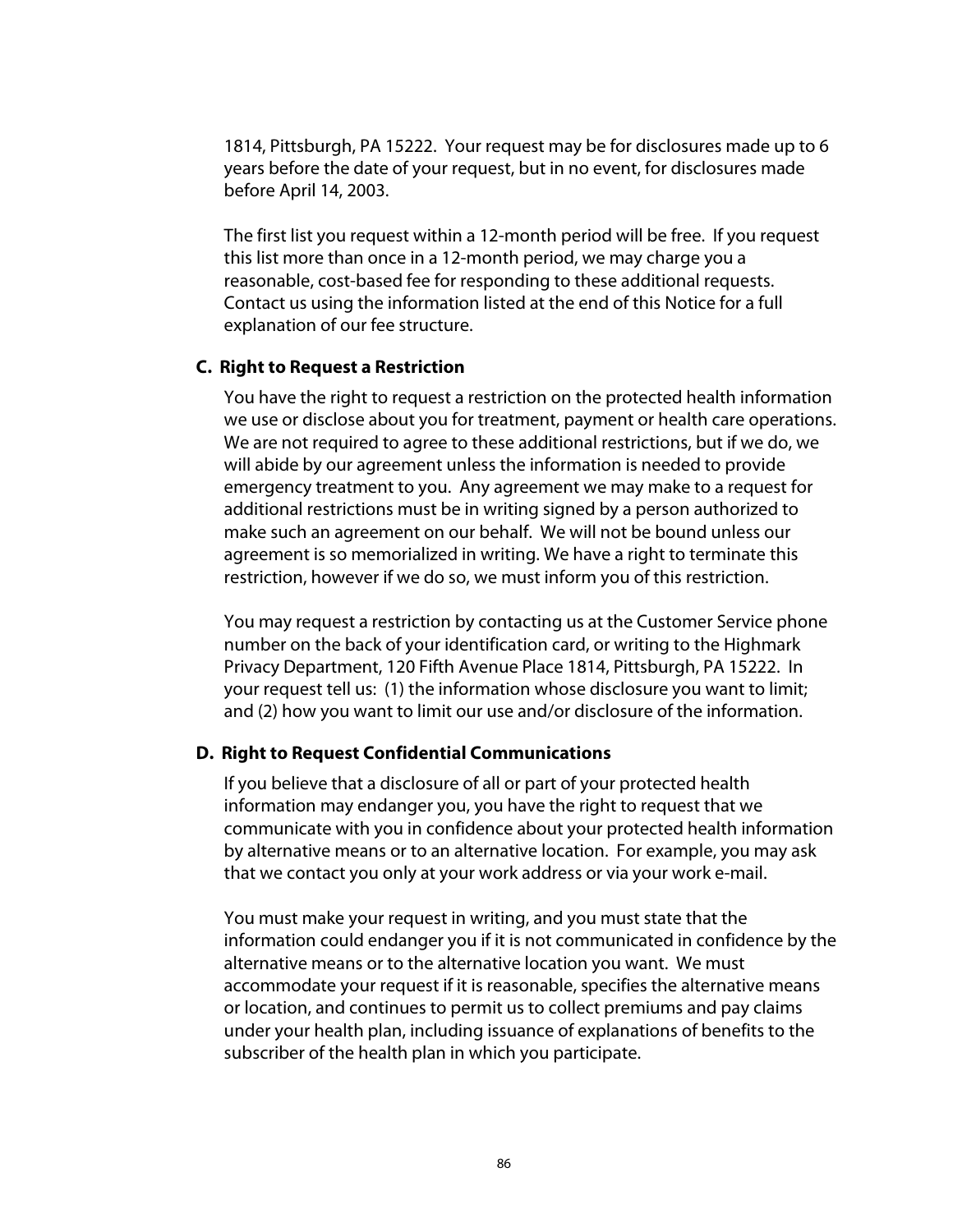1814, Pittsburgh, PA 15222. Your request may be for disclosures made up to 6 years before the date of your request, but in no event, for disclosures made before April 14, 2003.

The first list you request within a 12-month period will be free. If you request this list more than once in a 12-month period, we may charge you a reasonable, cost-based fee for responding to these additional requests. Contact us using the information listed at the end of this Notice for a full explanation of our fee structure.

**C. Right to Request a Restriction**

You have the right to request a restriction on the protected health information we use or disclose about you for treatment, payment or health care operations. We are not required to agree to these additional restrictions, but if we do, we will abide by our agreement unless the information is needed to provide emergency treatment to you. Any agreement we may make to a request for additional restrictions must be in writing signed by a person authorized to make such an agreement on our behalf. We will not be bound unless our agreement is so memorialized in writing. We have a right to terminate this restriction, however if we do so, we must inform you of this restriction.

You may request a restriction by contacting us at the Customer Service phone number on the back of your identification card, or writing to the Highmark Privacy Department, 120 Fifth Avenue Place 1814, Pittsburgh, PA 15222. In your request tell us: (1) the information whose disclosure you want to limit; and (2) how you want to limit our use and/or disclosure of the information.

**D. Right to Request Confidential Communications**

If you believe that a disclosure of all or part of your protected health information may endanger you, you have the right to request that we communicate with you in confidence about your protected health information by alternative means or to an alternative location. For example, you may ask that we contact you only at your work address or via your work e-mail.

You must make your request in writing, and you must state that the information could endanger you if it is not communicated in confidence by the alternative means or to the alternative location you want. We must accommodate your request if it is reasonable, specifies the alternative means or location, and continues to permit us to collect premiums and pay claims under your health plan, including issuance of explanations of benefits to the subscriber of the health plan in which you participate.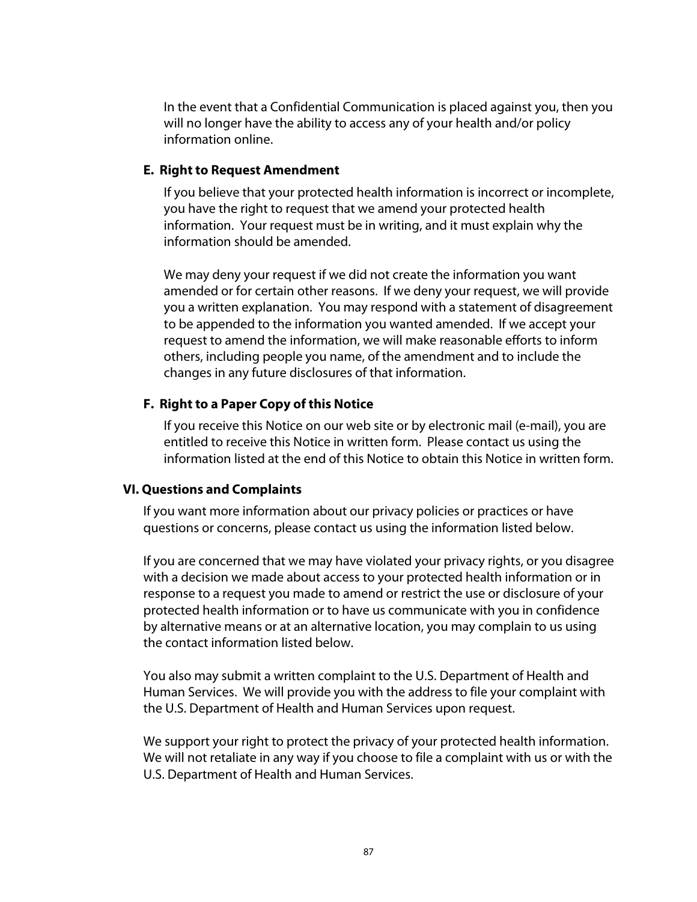In the event that a Confidential Communication is placed against you, then you will no longer have the ability to access any of your health and/or policy information online.

### E. Right to Request Amendment

If you believe that your protected health information is incorrect or incomplete, you have the right to request that we amend your protected health information. Your request must be in writing, and it must explain why the information should be amended.

We may deny your request if we did not create the information you want amended or for certain other reasons. If we deny your request, we will provide you a written explanation. You may respond with a statement of disagreement to be appended to the information you wanted amended. If we accept your request to amend the information, we will make reasonable efforts to inform others, including people you name, of the amendment and to include the changes in any future disclosures of that information.

### F. Right to a Paper Copy of this Notice

If you receive this Notice on our web site or by electronic mail (e-mail), you are entitled to receive this Notice in written form. Please contact us using the information listed at the end of this Notice to obtain this Notice in written form.

## VI. Questions and Complaints

If you want more information about our privacy policies or practices or have questions or concerns, please contact us using the information listed below.

If you are concerned that we may have violated your privacy rights, or you disagree with a decision we made about access to your protected health information or in response to a request you made to amend or restrict the use or disclosure of your protected health information or to have us communicate with you in confidence by alternative means or at an alternative location, you may complain to us using the contact information listed below.

You also may submit a written complaint to the U.S. Department of Health and Human Services. We will provide you with the address to file your complaint with the U.S. Department of Health and Human Services upon request.

We support your right to protect the privacy of your protected health information. We will not retaliate in any way if you choose to file a complaint with us or with the U.S. Department of Health and Human Services.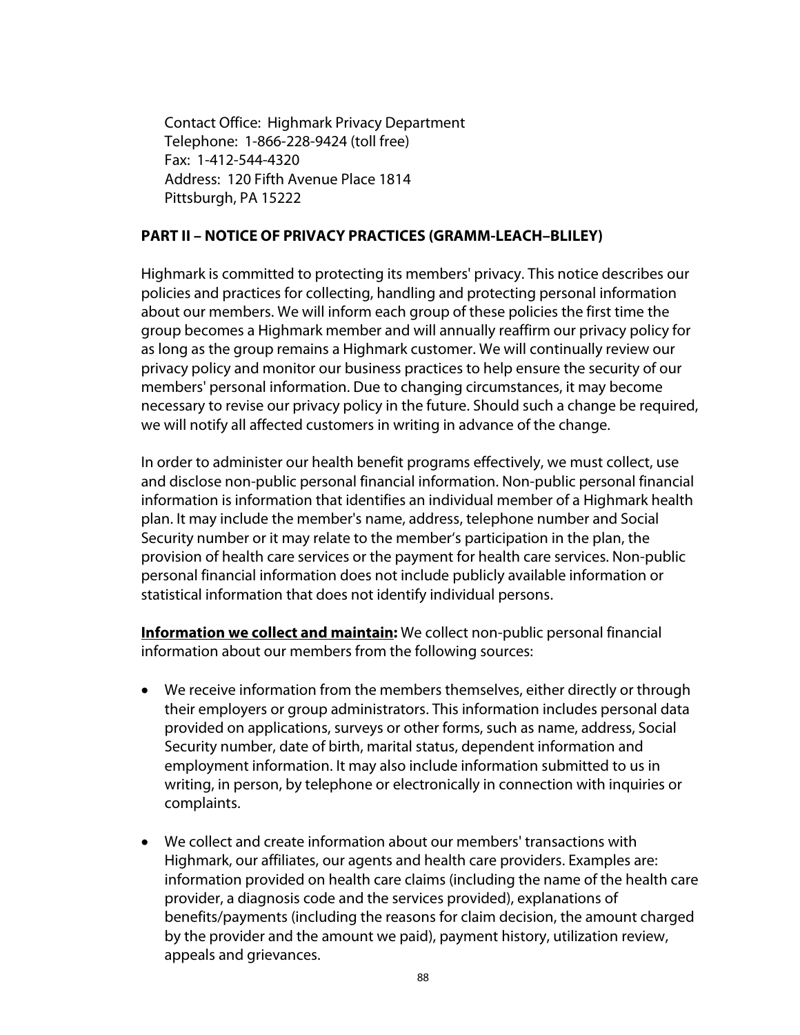Contact Office: Highmark Privacy Department
Telephone: 1-866-228-9424 (toll free)
Fax: 1-412-544-4320
Address: 120 Fifth Avenue Place 1814
Pittsburgh, PA 15222

**PART II – NOTICE OF PRIVACY PRACTICES (GRAMM-LEACH–BLILEY)**

Highmark is committed to protecting its members' privacy. This notice describes our policies and practices for collecting, handling and protecting personal information about our members. We will inform each group of these policies the first time the group becomes a Highmark member and will annually reaffirm our privacy policy for as long as the group remains a Highmark customer. We will continually review our privacy policy and monitor our business practices to help ensure the security of our members' personal information. Due to changing circumstances, it may become necessary to revise our privacy policy in the future. Should such a change be required, we will notify all affected customers in writing in advance of the change.

In order to administer our health benefit programs effectively, we must collect, use and disclose non-public personal financial information. Non-public personal financial information is information that identifies an individual member of a Highmark health plan. It may include the member's name, address, telephone number and Social Security number or it may relate to the member's participation in the plan, the provision of health care services or the payment for health care services. Non-public personal financial information does not include publicly available information or statistical information that does not identify individual persons.

**Information we collect and maintain:** We collect non-public personal financial information about our members from the following sources:

- We receive information from the members themselves, either directly or through their employers or group administrators. This information includes personal data provided on applications, surveys or other forms, such as name, address, Social Security number, date of birth, marital status, dependent information and employment information. It may also include information submitted to us in writing, in person, by telephone or electronically in connection with inquiries or complaints.

- We collect and create information about our members' transactions with Highmark, our affiliates, our agents and health care providers. Examples are: information provided on health care claims (including the name of the health care provider, a diagnosis code and the services provided), explanations of benefits/payments (including the reasons for claim decision, the amount charged by the provider and the amount we paid), payment history, utilization review, appeals and grievances.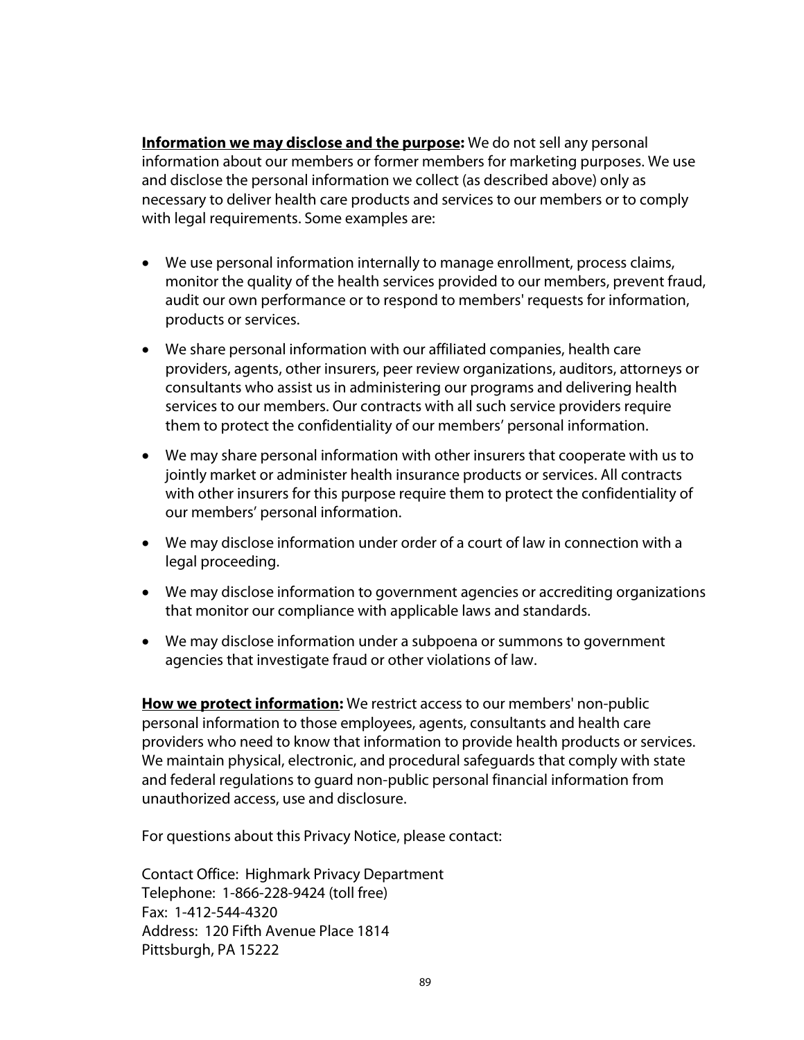**<u>Information we may disclose and the purpose</u>:** We do not sell any personal information about our members or former members for marketing purposes. We use and disclose the personal information we collect (as described above) only as necessary to deliver health care products and services to our members or to comply with legal requirements. Some examples are:

- We use personal information internally to manage enrollment, process claims, monitor the quality of the health services provided to our members, prevent fraud, audit our own performance or to respond to members' requests for information, products or services.
- We share personal information with our affiliated companies, health care providers, agents, other insurers, peer review organizations, auditors, attorneys or consultants who assist us in administering our programs and delivering health services to our members. Our contracts with all such service providers require them to protect the confidentiality of our members' personal information.
- We may share personal information with other insurers that cooperate with us to jointly market or administer health insurance products or services. All contracts with other insurers for this purpose require them to protect the confidentiality of our members' personal information.
- We may disclose information under order of a court of law in connection with a legal proceeding.
- We may disclose information to government agencies or accrediting organizations that monitor our compliance with applicable laws and standards.
- We may disclose information under a subpoena or summons to government agencies that investigate fraud or other violations of law.

**<u>How we protect information</u>:** We restrict access to our members' non-public personal information to those employees, agents, consultants and health care providers who need to know that information to provide health products or services. We maintain physical, electronic, and procedural safeguards that comply with state and federal regulations to guard non-public personal financial information from unauthorized access, use and disclosure.

For questions about this Privacy Notice, please contact:

Contact Office: Highmark Privacy Department
Telephone: 1-866-228-9424 (toll free)
Fax: 1-412-544-4320
Address: 120 Fifth Avenue Place 1814
Pittsburgh, PA 15222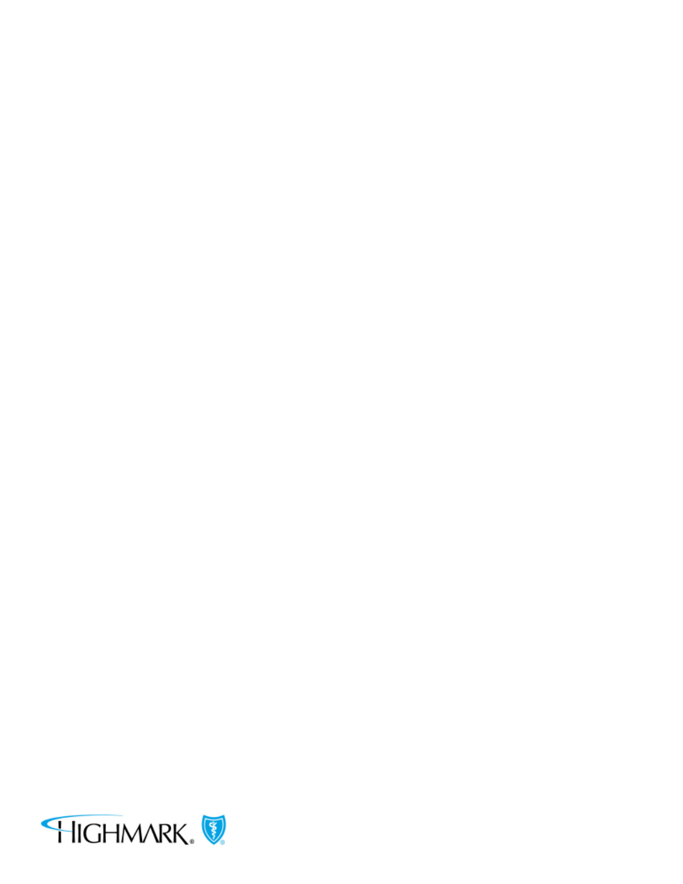HIGHMARK.